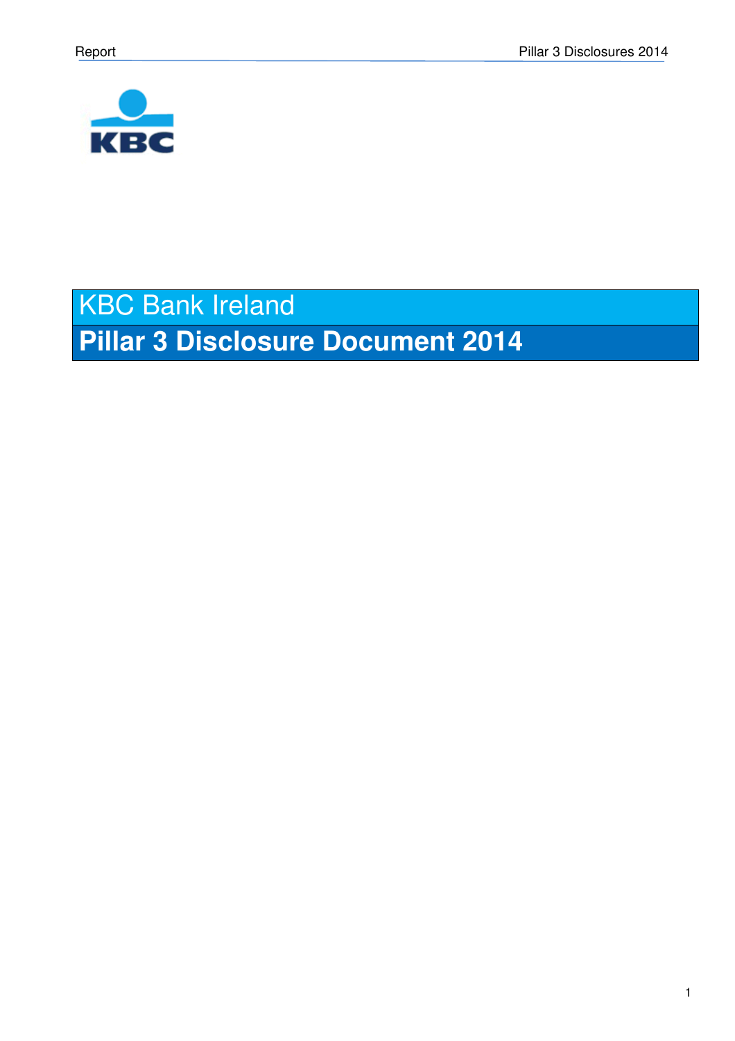# KBC Bank Ireland

## Pillar 3 Disclosure Document 2014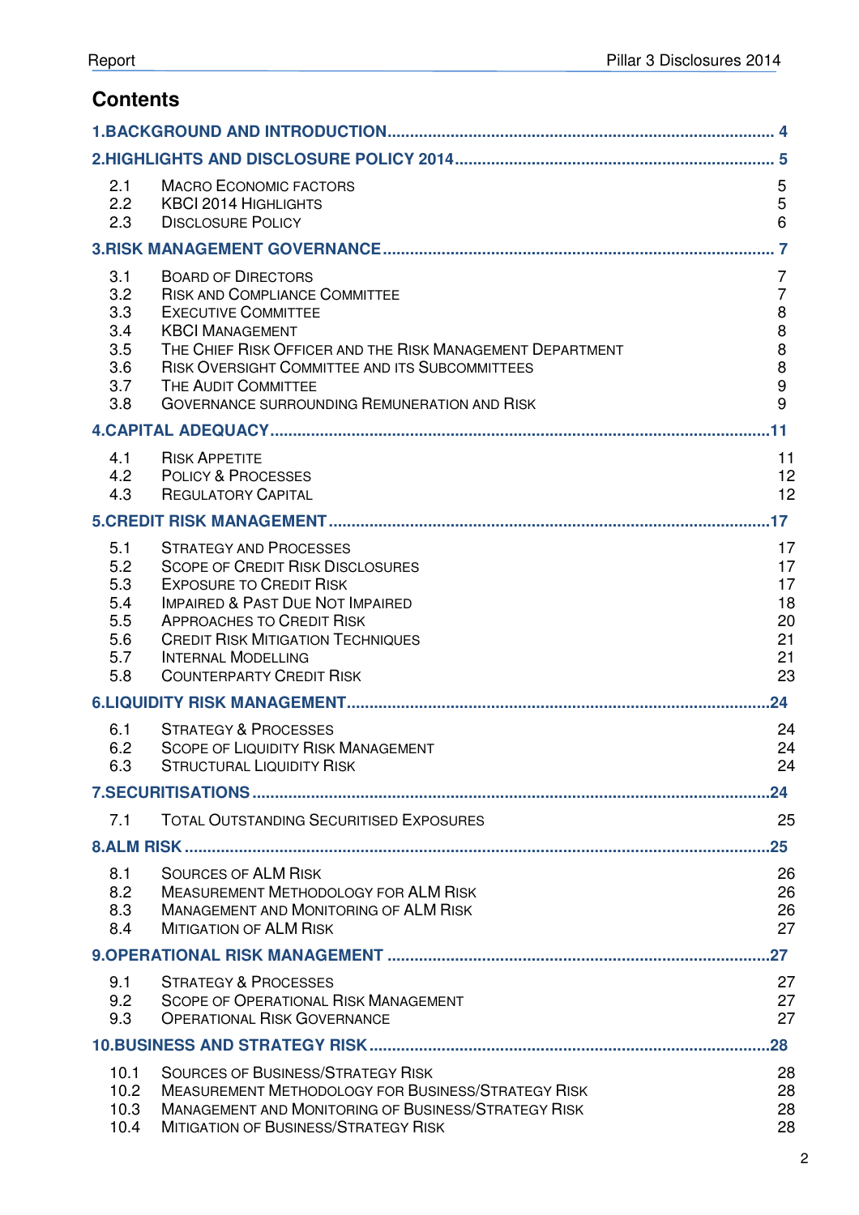## Contents

| | | |
|---|---|---|
| **1.BACKGROUND AND INTRODUCTION** | | **4** |
| **2.HIGHLIGHTS AND DISCLOSURE POLICY 2014** | | **5** |
| 2.1 | MACRO ECONOMIC FACTORS | 5 |
| 2.2 | KBCI 2014 HIGHLIGHTS | 5 |
| 2.3 | DISCLOSURE POLICY | 6 |
| **3.RISK MANAGEMENT GOVERNANCE** | | **7** |
| 3.1 | BOARD OF DIRECTORS | 7 |
| 3.2 | RISK AND COMPLIANCE COMMITTEE | 7 |
| 3.3 | EXECUTIVE COMMITTEE | 8 |
| 3.4 | KBCI MANAGEMENT | 8 |
| 3.5 | THE CHIEF RISK OFFICER AND THE RISK MANAGEMENT DEPARTMENT | 8 |
| 3.6 | RISK OVERSIGHT COMMITTEE AND ITS SUBCOMMITTEES | 8 |
| 3.7 | THE AUDIT COMMITTEE | 9 |
| 3.8 | GOVERNANCE SURROUNDING REMUNERATION AND RISK | 9 |
| **4.CAPITAL ADEQUACY** | | **11** |
| 4.1 | RISK APPETITE | 11 |
| 4.2 | POLICY & PROCESSES | 12 |
| 4.3 | REGULATORY CAPITAL | 12 |
| **5.CREDIT RISK MANAGEMENT** | | **17** |
| 5.1 | STRATEGY AND PROCESSES | 17 |
| 5.2 | SCOPE OF CREDIT RISK DISCLOSURES | 17 |
| 5.3 | EXPOSURE TO CREDIT RISK | 17 |
| 5.4 | IMPAIRED & PAST DUE NOT IMPAIRED | 18 |
| 5.5 | APPROACHES TO CREDIT RISK | 20 |
| 5.6 | CREDIT RISK MITIGATION TECHNIQUES | 21 |
| 5.7 | INTERNAL MODELLING | 21 |
| 5.8 | COUNTERPARTY CREDIT RISK | 23 |
| **6.LIQUIDITY RISK MANAGEMENT** | | **24** |
| 6.1 | STRATEGY & PROCESSES | 24 |
| 6.2 | SCOPE OF LIQUIDITY RISK MANAGEMENT | 24 |
| 6.3 | STRUCTURAL LIQUIDITY RISK | 24 |
| **7.SECURITISATIONS** | | **24** |
| 7.1 | TOTAL OUTSTANDING SECURITISED EXPOSURES | 25 |
| **8.ALM RISK** | | **25** |
| 8.1 | SOURCES OF ALM RISK | 26 |
| 8.2 | MEASUREMENT METHODOLOGY FOR ALM RISK | 26 |
| 8.3 | MANAGEMENT AND MONITORING OF ALM RISK | 26 |
| 8.4 | MITIGATION OF ALM RISK | 27 |
| **9.OPERATIONAL RISK MANAGEMENT** | | **27** |
| 9.1 | STRATEGY & PROCESSES | 27 |
| 9.2 | SCOPE OF OPERATIONAL RISK MANAGEMENT | 27 |
| 9.3 | OPERATIONAL RISK GOVERNANCE | 27 |
| **10.BUSINESS AND STRATEGY RISK** | | **28** |
| 10.1 | SOURCES OF BUSINESS/STRATEGY RISK | 28 |
| 10.2 | MEASUREMENT METHODOLOGY FOR BUSINESS/STRATEGY RISK | 28 |
| 10.3 | MANAGEMENT AND MONITORING OF BUSINESS/STRATEGY RISK | 28 |
| 10.4 | MITIGATION OF BUSINESS/STRATEGY RISK | 28 |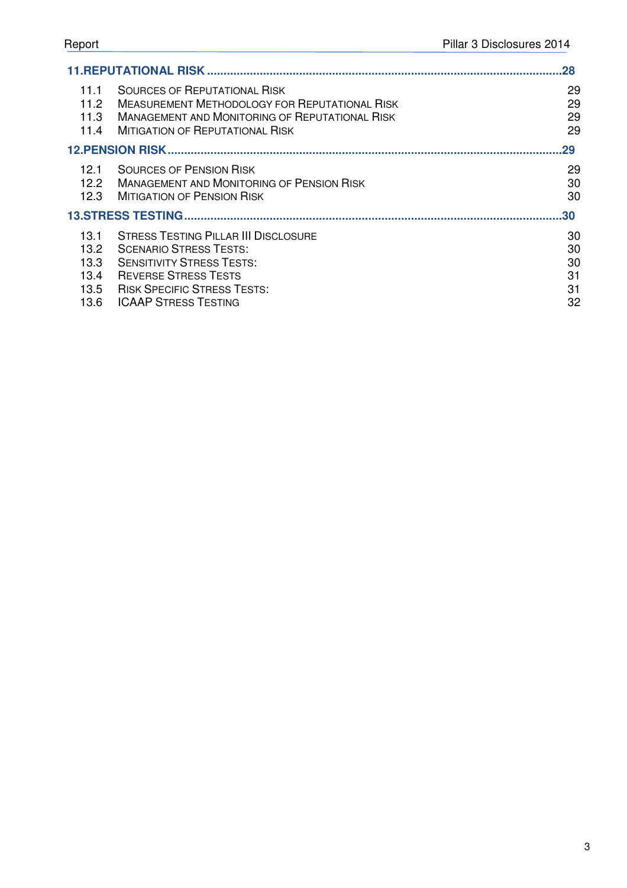**11.REPUTATIONAL RISK ............................................................................................................28**

| | | |
|---|---|---|
| 11.1 | SOURCES OF REPUTATIONAL RISK | 29 |
| 11.2 | MEASUREMENT METHODOLOGY FOR REPUTATIONAL RISK | 29 |
| 11.3 | MANAGEMENT AND MONITORING OF REPUTATIONAL RISK | 29 |
| 11.4 | MITIGATION OF REPUTATIONAL RISK | 29 |

**12.PENSION RISK ......................................................................................................................29**

| | | |
|---|---|---|
| 12.1 | SOURCES OF PENSION RISK | 29 |
| 12.2 | MANAGEMENT AND MONITORING OF PENSION RISK | 30 |
| 12.3 | MITIGATION OF PENSION RISK | 30 |

**13.STRESS TESTING ..................................................................................................................30**

| | | |
|---|---|---|
| 13.1 | STRESS TESTING PILLAR III DISCLOSURE | 30 |
| 13.2 | SCENARIO STRESS TESTS: | 30 |
| 13.3 | SENSITIVITY STRESS TESTS: | 30 |
| 13.4 | REVERSE STRESS TESTS | 31 |
| 13.5 | RISK SPECIFIC STRESS TESTS: | 31 |
| 13.6 | ICAAP STRESS TESTING | 32 |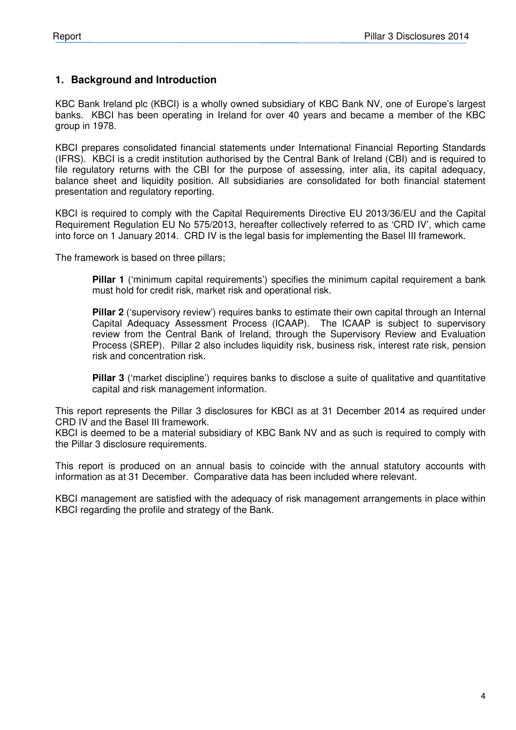## 1. Background and Introduction

KBC Bank Ireland plc (KBCI) is a wholly owned subsidiary of KBC Bank NV, one of Europe's largest banks. KBCI has been operating in Ireland for over 40 years and became a member of the KBC group in 1978.

KBCI prepares consolidated financial statements under International Financial Reporting Standards (IFRS). KBCI is a credit institution authorised by the Central Bank of Ireland (CBI) and is required to file regulatory returns with the CBI for the purpose of assessing, inter alia, its capital adequacy, balance sheet and liquidity position. All subsidiaries are consolidated for both financial statement presentation and regulatory reporting.

KBCI is required to comply with the Capital Requirements Directive EU 2013/36/EU and the Capital Requirement Regulation EU No 575/2013, hereafter collectively referred to as 'CRD IV', which came into force on 1 January 2014. CRD IV is the legal basis for implementing the Basel III framework.

The framework is based on three pillars;

> **Pillar 1** ('minimum capital requirements') specifies the minimum capital requirement a bank must hold for credit risk, market risk and operational risk.
>
> **Pillar 2** ('supervisory review') requires banks to estimate their own capital through an Internal Capital Adequacy Assessment Process (ICAAP). The ICAAP is subject to supervisory review from the Central Bank of Ireland, through the Supervisory Review and Evaluation Process (SREP). Pillar 2 also includes liquidity risk, business risk, interest rate risk, pension risk and concentration risk.
>
> **Pillar 3** ('market discipline') requires banks to disclose a suite of qualitative and quantitative capital and risk management information.

This report represents the Pillar 3 disclosures for KBCI as at 31 December 2014 as required under CRD IV and the Basel III framework.
KBCI is deemed to be a material subsidiary of KBC Bank NV and as such is required to comply with the Pillar 3 disclosure requirements.

This report is produced on an annual basis to coincide with the annual statutory accounts with information as at 31 December. Comparative data has been included where relevant.

KBCI management are satisfied with the adequacy of risk management arrangements in place within KBCI regarding the profile and strategy of the Bank.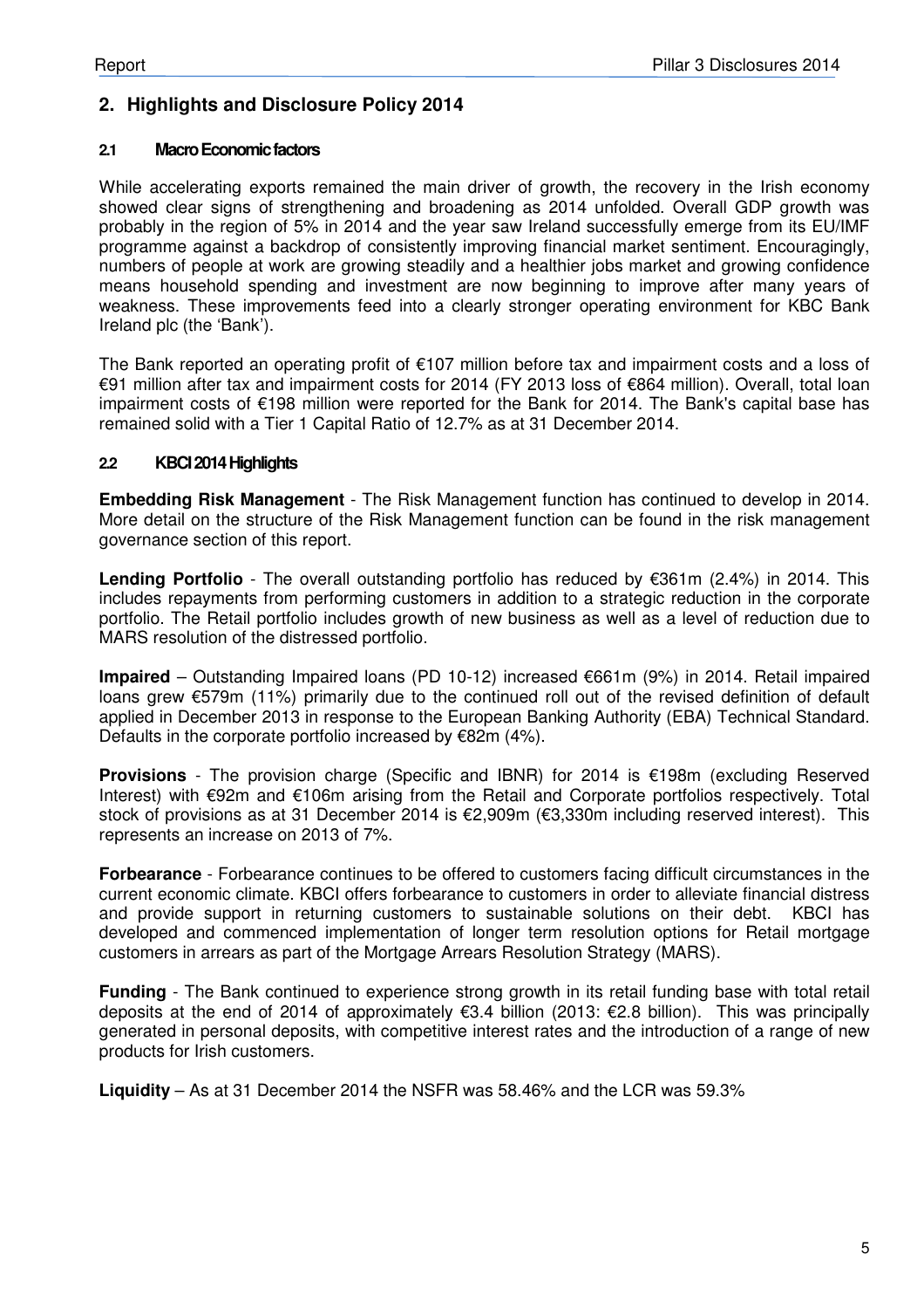## 2. Highlights and Disclosure Policy 2014

### 2.1 Macro Economic factors

While accelerating exports remained the main driver of growth, the recovery in the Irish economy showed clear signs of strengthening and broadening as 2014 unfolded. Overall GDP growth was probably in the region of 5% in 2014 and the year saw Ireland successfully emerge from its EU/IMF programme against a backdrop of consistently improving financial market sentiment. Encouragingly, numbers of people at work are growing steadily and a healthier jobs market and growing confidence means household spending and investment are now beginning to improve after many years of weakness. These improvements feed into a clearly stronger operating environment for KBC Bank Ireland plc (the 'Bank').

The Bank reported an operating profit of €107 million before tax and impairment costs and a loss of €91 million after tax and impairment costs for 2014 (FY 2013 loss of €864 million). Overall, total loan impairment costs of €198 million were reported for the Bank for 2014. The Bank's capital base has remained solid with a Tier 1 Capital Ratio of 12.7% as at 31 December 2014.

### 2.2 KBCI 2014 Highlights

**Embedding Risk Management** - The Risk Management function has continued to develop in 2014. More detail on the structure of the Risk Management function can be found in the risk management governance section of this report.

**Lending Portfolio** - The overall outstanding portfolio has reduced by €361m (2.4%) in 2014. This includes repayments from performing customers in addition to a strategic reduction in the corporate portfolio. The Retail portfolio includes growth of new business as well as a level of reduction due to MARS resolution of the distressed portfolio.

**Impaired** – Outstanding Impaired loans (PD 10-12) increased €661m (9%) in 2014. Retail impaired loans grew €579m (11%) primarily due to the continued roll out of the revised definition of default applied in December 2013 in response to the European Banking Authority (EBA) Technical Standard. Defaults in the corporate portfolio increased by €82m (4%).

**Provisions** - The provision charge (Specific and IBNR) for 2014 is €198m (excluding Reserved Interest) with €92m and €106m arising from the Retail and Corporate portfolios respectively. Total stock of provisions as at 31 December 2014 is €2,909m (€3,330m including reserved interest). This represents an increase on 2013 of 7%.

**Forbearance** - Forbearance continues to be offered to customers facing difficult circumstances in the current economic climate. KBCI offers forbearance to customers in order to alleviate financial distress and provide support in returning customers to sustainable solutions on their debt. KBCI has developed and commenced implementation of longer term resolution options for Retail mortgage customers in arrears as part of the Mortgage Arrears Resolution Strategy (MARS).

**Funding** - The Bank continued to experience strong growth in its retail funding base with total retail deposits at the end of 2014 of approximately €3.4 billion (2013: €2.8 billion). This was principally generated in personal deposits, with competitive interest rates and the introduction of a range of new products for Irish customers.

**Liquidity** – As at 31 December 2014 the NSFR was 58.46% and the LCR was 59.3%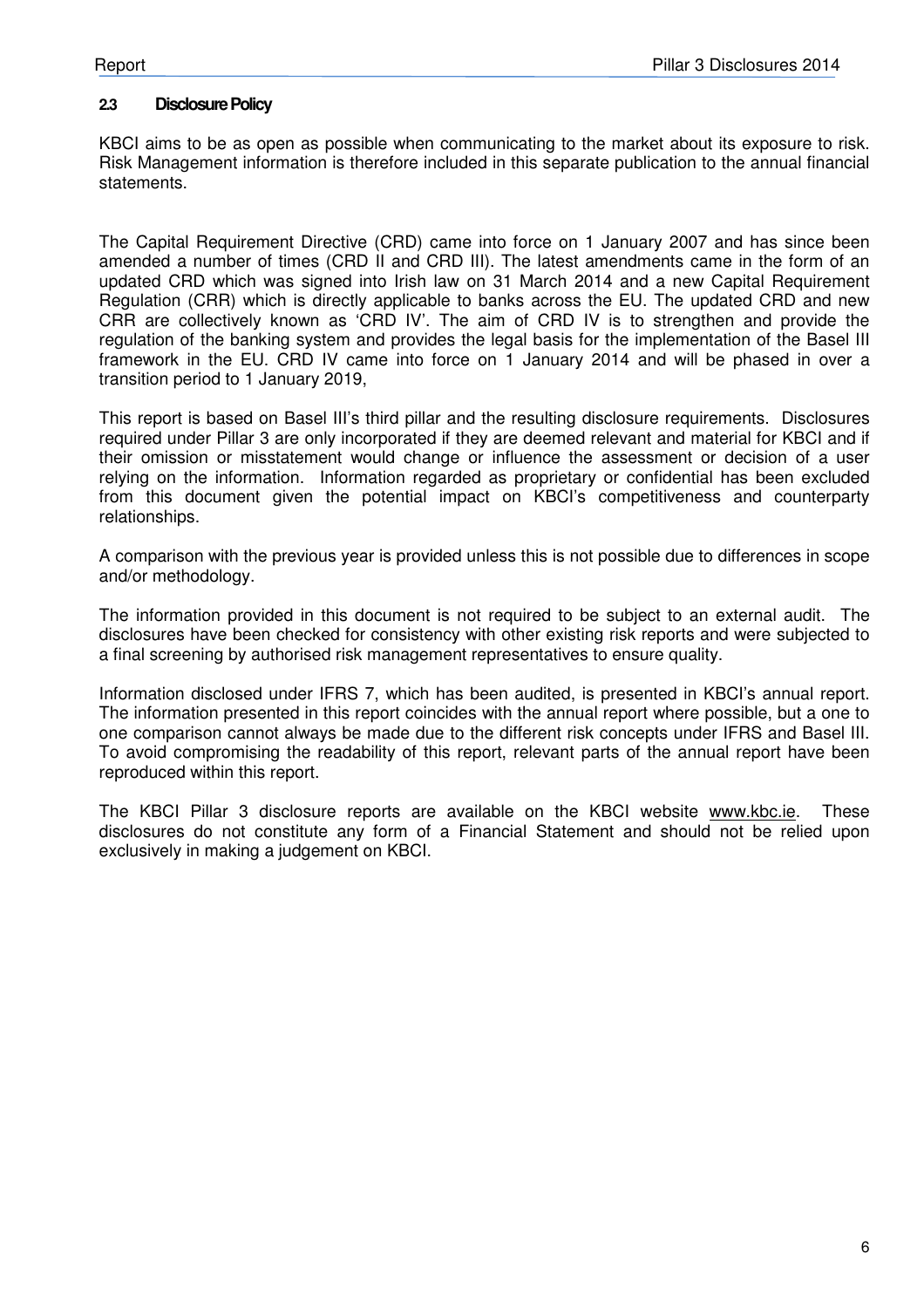### 2.3 Disclosure Policy

KBCI aims to be as open as possible when communicating to the market about its exposure to risk. Risk Management information is therefore included in this separate publication to the annual financial statements.

The Capital Requirement Directive (CRD) came into force on 1 January 2007 and has since been amended a number of times (CRD II and CRD III). The latest amendments came in the form of an updated CRD which was signed into Irish law on 31 March 2014 and a new Capital Requirement Regulation (CRR) which is directly applicable to banks across the EU. The updated CRD and new CRR are collectively known as 'CRD IV'. The aim of CRD IV is to strengthen and provide the regulation of the banking system and provides the legal basis for the implementation of the Basel III framework in the EU. CRD IV came into force on 1 January 2014 and will be phased in over a transition period to 1 January 2019,

This report is based on Basel III's third pillar and the resulting disclosure requirements. Disclosures required under Pillar 3 are only incorporated if they are deemed relevant and material for KBCI and if their omission or misstatement would change or influence the assessment or decision of a user relying on the information. Information regarded as proprietary or confidential has been excluded from this document given the potential impact on KBCI's competitiveness and counterparty relationships.

A comparison with the previous year is provided unless this is not possible due to differences in scope and/or methodology.

The information provided in this document is not required to be subject to an external audit. The disclosures have been checked for consistency with other existing risk reports and were subjected to a final screening by authorised risk management representatives to ensure quality.

Information disclosed under IFRS 7, which has been audited, is presented in KBCI's annual report. The information presented in this report coincides with the annual report where possible, but a one to one comparison cannot always be made due to the different risk concepts under IFRS and Basel III. To avoid compromising the readability of this report, relevant parts of the annual report have been reproduced within this report.

The KBCI Pillar 3 disclosure reports are available on the KBCI website www.kbc.ie. These disclosures do not constitute any form of a Financial Statement and should not be relied upon exclusively in making a judgement on KBCI.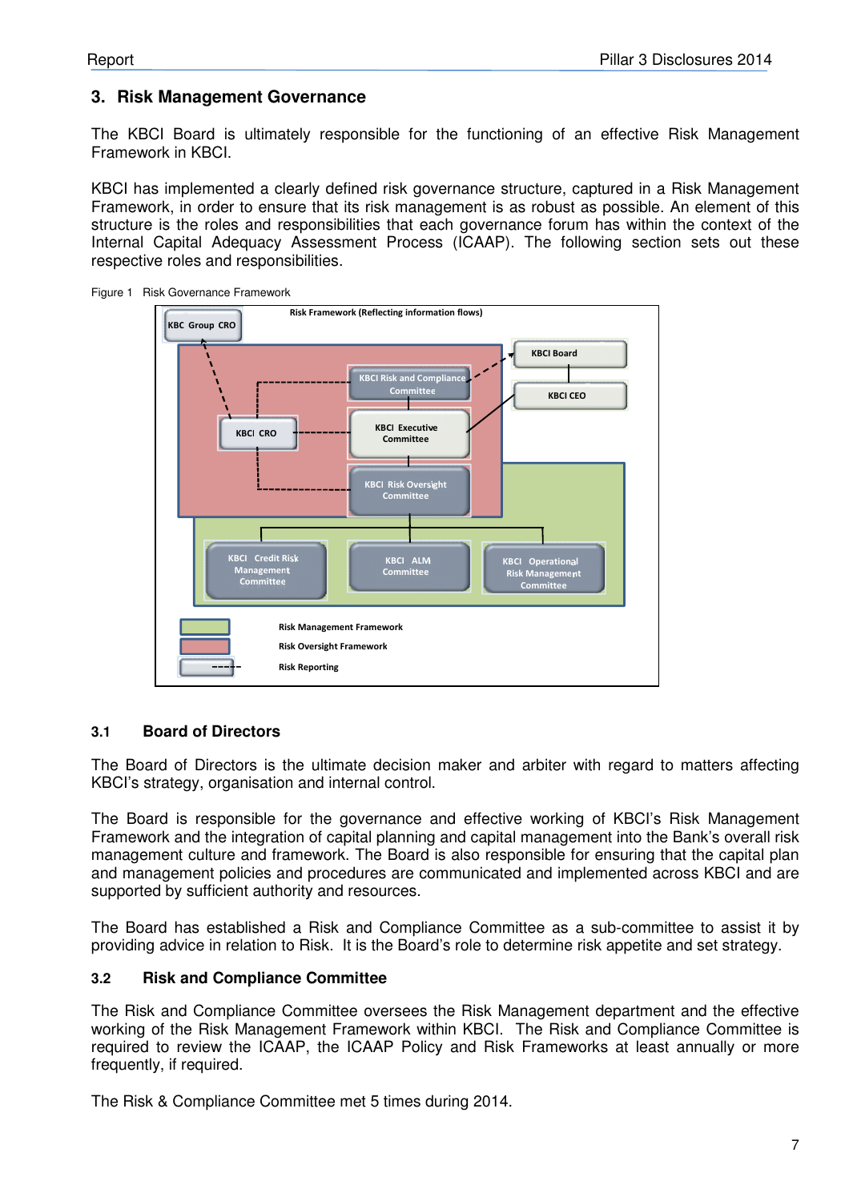## 3. Risk Management Governance

The KBCI Board is ultimately responsible for the functioning of an effective Risk Management Framework in KBCI.

KBCI has implemented a clearly defined risk governance structure, captured in a Risk Management Framework, in order to ensure that its risk management is as robust as possible. An element of this structure is the roles and responsibilities that each governance forum has within the context of the Internal Capital Adequacy Assessment Process (ICAAP). The following section sets out these respective roles and responsibilities.

Figure 1 Risk Governance Framework

### 3.1 Board of Directors

The Board of Directors is the ultimate decision maker and arbiter with regard to matters affecting KBCI's strategy, organisation and internal control.

The Board is responsible for the governance and effective working of KBCI's Risk Management Framework and the integration of capital planning and capital management into the Bank's overall risk management culture and framework. The Board is also responsible for ensuring that the capital plan and management policies and procedures are communicated and implemented across KBCI and are supported by sufficient authority and resources.

The Board has established a Risk and Compliance Committee as a sub-committee to assist it by providing advice in relation to Risk. It is the Board's role to determine risk appetite and set strategy.

### 3.2 Risk and Compliance Committee

The Risk and Compliance Committee oversees the Risk Management department and the effective working of the Risk Management Framework within KBCI. The Risk and Compliance Committee is required to review the ICAAP, the ICAAP Policy and Risk Frameworks at least annually or more frequently, if required.

The Risk & Compliance Committee met 5 times during 2014.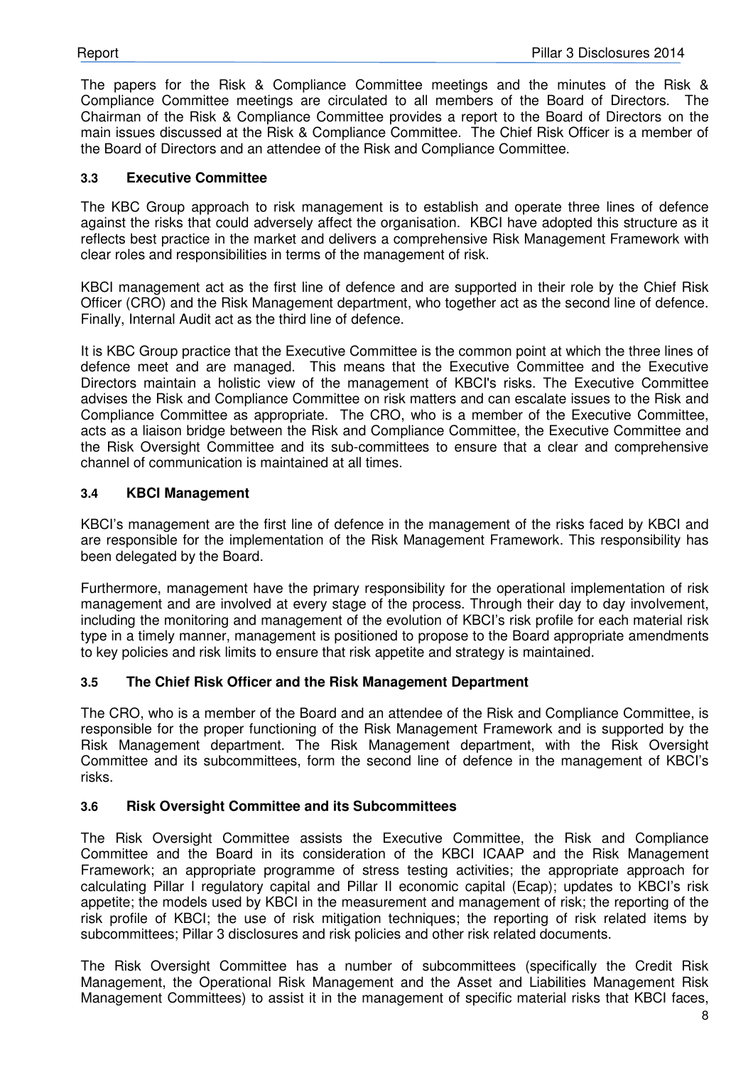The papers for the Risk & Compliance Committee meetings and the minutes of the Risk & Compliance Committee meetings are circulated to all members of the Board of Directors. The Chairman of the Risk & Compliance Committee provides a report to the Board of Directors on the main issues discussed at the Risk & Compliance Committee. The Chief Risk Officer is a member of the Board of Directors and an attendee of the Risk and Compliance Committee.

### 3.3 Executive Committee

The KBC Group approach to risk management is to establish and operate three lines of defence against the risks that could adversely affect the organisation. KBCI have adopted this structure as it reflects best practice in the market and delivers a comprehensive Risk Management Framework with clear roles and responsibilities in terms of the management of risk.

KBCI management act as the first line of defence and are supported in their role by the Chief Risk Officer (CRO) and the Risk Management department, who together act as the second line of defence. Finally, Internal Audit act as the third line of defence.

It is KBC Group practice that the Executive Committee is the common point at which the three lines of defence meet and are managed. This means that the Executive Committee and the Executive Directors maintain a holistic view of the management of KBCI's risks. The Executive Committee advises the Risk and Compliance Committee on risk matters and can escalate issues to the Risk and Compliance Committee as appropriate. The CRO, who is a member of the Executive Committee, acts as a liaison bridge between the Risk and Compliance Committee, the Executive Committee and the Risk Oversight Committee and its sub-committees to ensure that a clear and comprehensive channel of communication is maintained at all times.

### 3.4 KBCI Management

KBCI's management are the first line of defence in the management of the risks faced by KBCI and are responsible for the implementation of the Risk Management Framework. This responsibility has been delegated by the Board.

Furthermore, management have the primary responsibility for the operational implementation of risk management and are involved at every stage of the process. Through their day to day involvement, including the monitoring and management of the evolution of KBCI's risk profile for each material risk type in a timely manner, management is positioned to propose to the Board appropriate amendments to key policies and risk limits to ensure that risk appetite and strategy is maintained.

### 3.5 The Chief Risk Officer and the Risk Management Department

The CRO, who is a member of the Board and an attendee of the Risk and Compliance Committee, is responsible for the proper functioning of the Risk Management Framework and is supported by the Risk Management department. The Risk Management department, with the Risk Oversight Committee and its subcommittees, form the second line of defence in the management of KBCI's risks.

### 3.6 Risk Oversight Committee and its Subcommittees

The Risk Oversight Committee assists the Executive Committee, the Risk and Compliance Committee and the Board in its consideration of the KBCI ICAAP and the Risk Management Framework; an appropriate programme of stress testing activities; the appropriate approach for calculating Pillar I regulatory capital and Pillar II economic capital (Ecap); updates to KBCI's risk appetite; the models used by KBCI in the measurement and management of risk; the reporting of the risk profile of KBCI; the use of risk mitigation techniques; the reporting of risk related items by subcommittees; Pillar 3 disclosures and risk policies and other risk related documents.

The Risk Oversight Committee has a number of subcommittees (specifically the Credit Risk Management, the Operational Risk Management and the Asset and Liabilities Management Risk Management Committees) to assist it in the management of specific material risks that KBCI faces,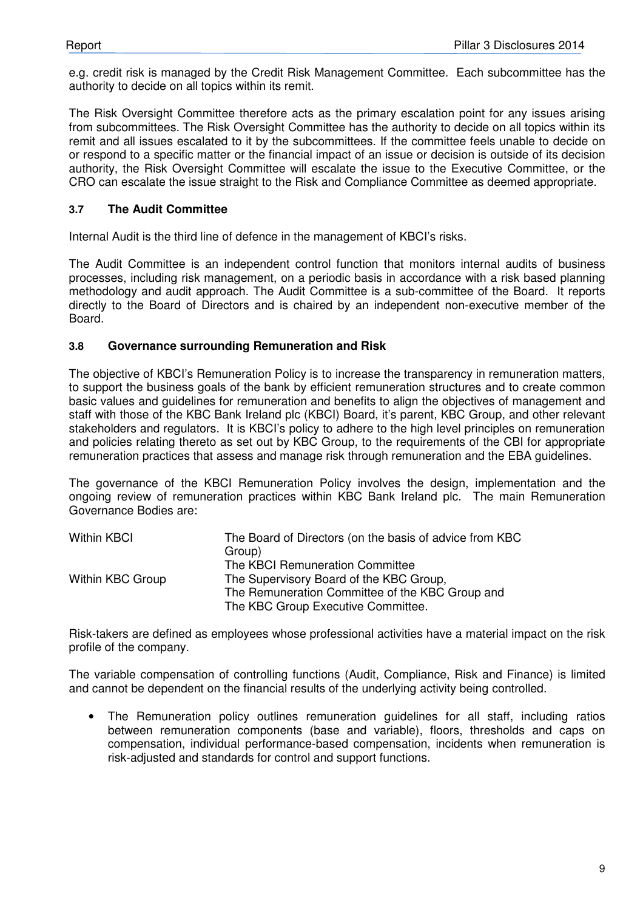e.g. credit risk is managed by the Credit Risk Management Committee. Each subcommittee has the authority to decide on all topics within its remit.

The Risk Oversight Committee therefore acts as the primary escalation point for any issues arising from subcommittees. The Risk Oversight Committee has the authority to decide on all topics within its remit and all issues escalated to it by the subcommittees. If the committee feels unable to decide on or respond to a specific matter or the financial impact of an issue or decision is outside of its decision authority, the Risk Oversight Committee will escalate the issue to the Executive Committee, or the CRO can escalate the issue straight to the Risk and Compliance Committee as deemed appropriate.

### 3.7 The Audit Committee

Internal Audit is the third line of defence in the management of KBCI's risks.

The Audit Committee is an independent control function that monitors internal audits of business processes, including risk management, on a periodic basis in accordance with a risk based planning methodology and audit approach. The Audit Committee is a sub-committee of the Board. It reports directly to the Board of Directors and is chaired by an independent non-executive member of the Board.

### 3.8 Governance surrounding Remuneration and Risk

The objective of KBCI's Remuneration Policy is to increase the transparency in remuneration matters, to support the business goals of the bank by efficient remuneration structures and to create common basic values and guidelines for remuneration and benefits to align the objectives of management and staff with those of the KBC Bank Ireland plc (KBCI) Board, it's parent, KBC Group, and other relevant stakeholders and regulators. It is KBCI's policy to adhere to the high level principles on remuneration and policies relating thereto as set out by KBC Group, to the requirements of the CBI for appropriate remuneration practices that assess and manage risk through remuneration and the EBA guidelines.

The governance of the KBCI Remuneration Policy involves the design, implementation and the ongoing review of remuneration practices within KBC Bank Ireland plc. The main Remuneration Governance Bodies are:

| | |
|---|---|
| Within KBCI | The Board of Directors (on the basis of advice from KBC Group)<br>The KBCI Remuneration Committee |
| Within KBC Group | The Supervisory Board of the KBC Group,<br>The Remuneration Committee of the KBC Group and<br>The KBC Group Executive Committee. |

Risk-takers are defined as employees whose professional activities have a material impact on the risk profile of the company.

The variable compensation of controlling functions (Audit, Compliance, Risk and Finance) is limited and cannot be dependent on the financial results of the underlying activity being controlled.

- The Remuneration policy outlines remuneration guidelines for all staff, including ratios between remuneration components (base and variable), floors, thresholds and caps on compensation, individual performance-based compensation, incidents when remuneration is risk-adjusted and standards for control and support functions.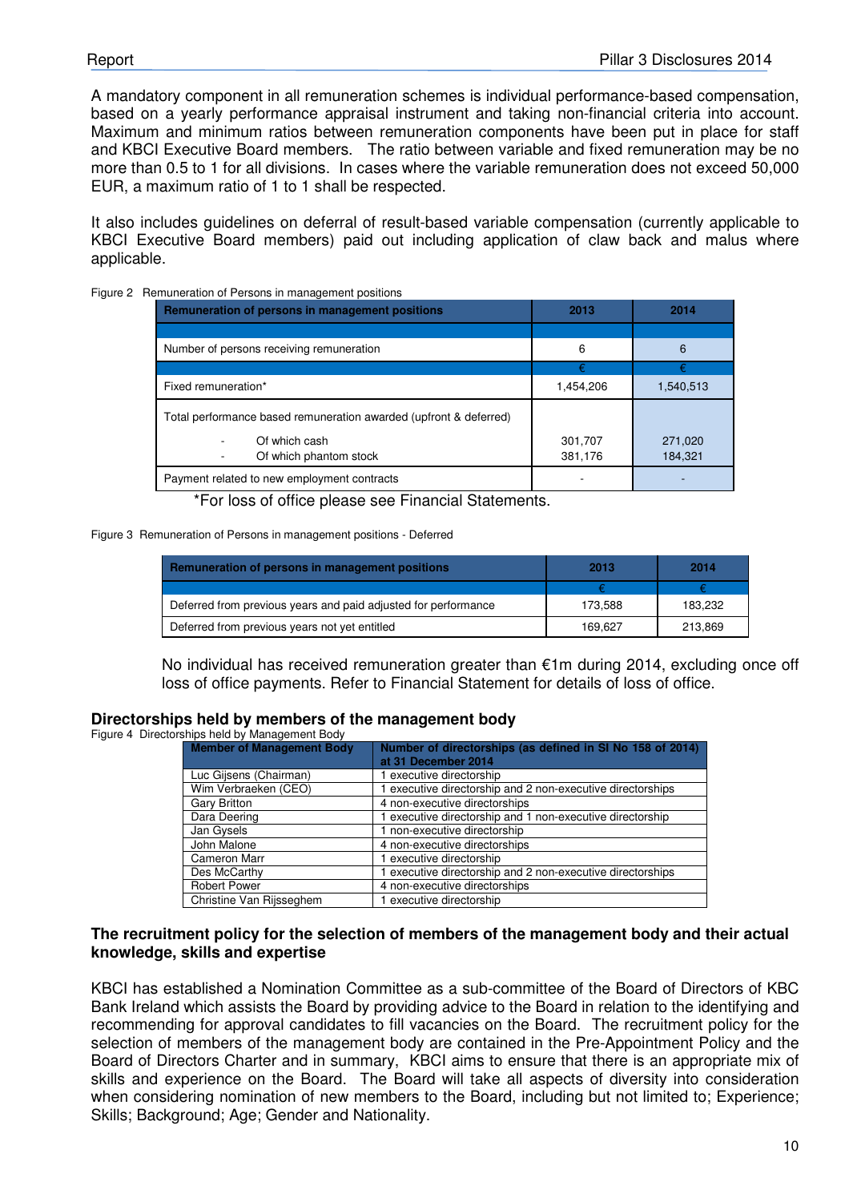A mandatory component in all remuneration schemes is individual performance-based compensation, based on a yearly performance appraisal instrument and taking non-financial criteria into account. Maximum and minimum ratios between remuneration components have been put in place for staff and KBCI Executive Board members. The ratio between variable and fixed remuneration may be no more than 0.5 to 1 for all divisions. In cases where the variable remuneration does not exceed 50,000 EUR, a maximum ratio of 1 to 1 shall be respected.

It also includes guidelines on deferral of result-based variable compensation (currently applicable to KBCI Executive Board members) paid out including application of claw back and malus where applicable.

Figure 2 Remuneration of Persons in management positions

| Remuneration of persons in management positions | 2013 | 2014 |
|---|---|---|
| | | |
| Number of persons receiving remuneration | 6 | 6 |
| | € | € |
| Fixed remuneration* | 1,454,206 | 1,540,513 |
| Total performance based remuneration awarded (upfront & deferred) | | |
| - Of which cash | 301,707 | 271,020 |
| - Of which phantom stock | 381,176 | 184,321 |
| Payment related to new employment contracts | - | - |

*For loss of office please see Financial Statements.

Figure 3 Remuneration of Persons in management positions - Deferred

| Remuneration of persons in management positions | 2013 | 2014 |
|---|---|---|
| | € | € |
| Deferred from previous years and paid adjusted for performance | 173,588 | 183,232 |
| Deferred from previous years not yet entitled | 169,627 | 213,869 |

No individual has received remuneration greater than €1m during 2014, excluding once off loss of office payments. Refer to Financial Statement for details of loss of office.

## Directorships held by members of the management body

Figure 4 Directorships held by Management Body

| Member of Management Body | Number of directorships (as defined in SI No 158 of 2014) at 31 December 2014 |
|---|---|
| Luc Gijsens (Chairman) | 1 executive directorship |
| Wim Verbraeken (CEO) | 1 executive directorship and 2 non-executive directorships |
| Gary Britton | 4 non-executive directorships |
| Dara Deering | 1 executive directorship and 1 non-executive directorship |
| Jan Gysels | 1 non-executive directorship |
| John Malone | 4 non-executive directorships |
| Cameron Marr | 1 executive directorship |
| Des McCarthy | 1 executive directorship and 2 non-executive directorships |
| Robert Power | 4 non-executive directorships |
| Christine Van Rijsseghem | 1 executive directorship |

## The recruitment policy for the selection of members of the management body and their actual knowledge, skills and expertise

KBCI has established a Nomination Committee as a sub-committee of the Board of Directors of KBC Bank Ireland which assists the Board by providing advice to the Board in relation to the identifying and recommending for approval candidates to fill vacancies on the Board. The recruitment policy for the selection of members of the management body are contained in the Pre-Appointment Policy and the Board of Directors Charter and in summary, KBCI aims to ensure that there is an appropriate mix of skills and experience on the Board. The Board will take all aspects of diversity into consideration when considering nomination of new members to the Board, including but not limited to; Experience; Skills; Background; Age; Gender and Nationality.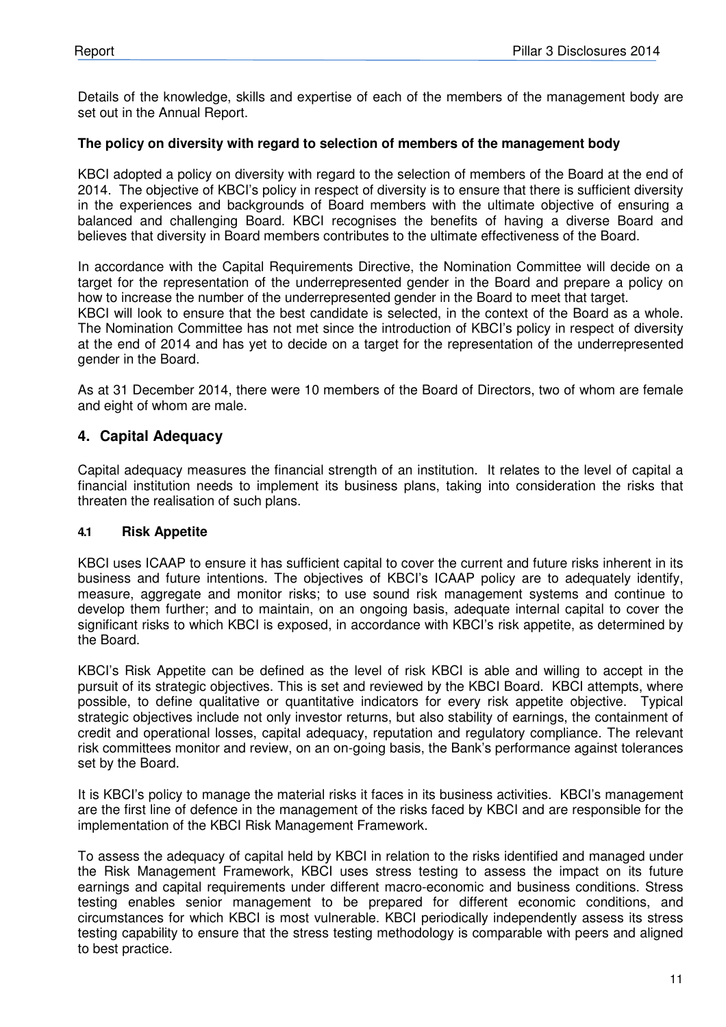Details of the knowledge, skills and expertise of each of the members of the management body are set out in the Annual Report.

**The policy on diversity with regard to selection of members of the management body**

KBCI adopted a policy on diversity with regard to the selection of members of the Board at the end of 2014. The objective of KBCI's policy in respect of diversity is to ensure that there is sufficient diversity in the experiences and backgrounds of Board members with the ultimate objective of ensuring a balanced and challenging Board. KBCI recognises the benefits of having a diverse Board and believes that diversity in Board members contributes to the ultimate effectiveness of the Board.

In accordance with the Capital Requirements Directive, the Nomination Committee will decide on a target for the representation of the underrepresented gender in the Board and prepare a policy on how to increase the number of the underrepresented gender in the Board to meet that target.
KBCI will look to ensure that the best candidate is selected, in the context of the Board as a whole. The Nomination Committee has not met since the introduction of KBCI's policy in respect of diversity at the end of 2014 and has yet to decide on a target for the representation of the underrepresented gender in the Board.

As at 31 December 2014, there were 10 members of the Board of Directors, two of whom are female and eight of whom are male.

## 4. Capital Adequacy

Capital adequacy measures the financial strength of an institution. It relates to the level of capital a financial institution needs to implement its business plans, taking into consideration the risks that threaten the realisation of such plans.

### 4.1 Risk Appetite

KBCI uses ICAAP to ensure it has sufficient capital to cover the current and future risks inherent in its business and future intentions. The objectives of KBCI's ICAAP policy are to adequately identify, measure, aggregate and monitor risks; to use sound risk management systems and continue to develop them further; and to maintain, on an ongoing basis, adequate internal capital to cover the significant risks to which KBCI is exposed, in accordance with KBCI's risk appetite, as determined by the Board.

KBCI's Risk Appetite can be defined as the level of risk KBCI is able and willing to accept in the pursuit of its strategic objectives. This is set and reviewed by the KBCI Board. KBCI attempts, where possible, to define qualitative or quantitative indicators for every risk appetite objective. Typical strategic objectives include not only investor returns, but also stability of earnings, the containment of credit and operational losses, capital adequacy, reputation and regulatory compliance. The relevant risk committees monitor and review, on an on-going basis, the Bank's performance against tolerances set by the Board.

It is KBCI's policy to manage the material risks it faces in its business activities. KBCI's management are the first line of defence in the management of the risks faced by KBCI and are responsible for the implementation of the KBCI Risk Management Framework.

To assess the adequacy of capital held by KBCI in relation to the risks identified and managed under the Risk Management Framework, KBCI uses stress testing to assess the impact on its future earnings and capital requirements under different macro-economic and business conditions. Stress testing enables senior management to be prepared for different economic conditions, and circumstances for which KBCI is most vulnerable. KBCI periodically independently assess its stress testing capability to ensure that the stress testing methodology is comparable with peers and aligned to best practice.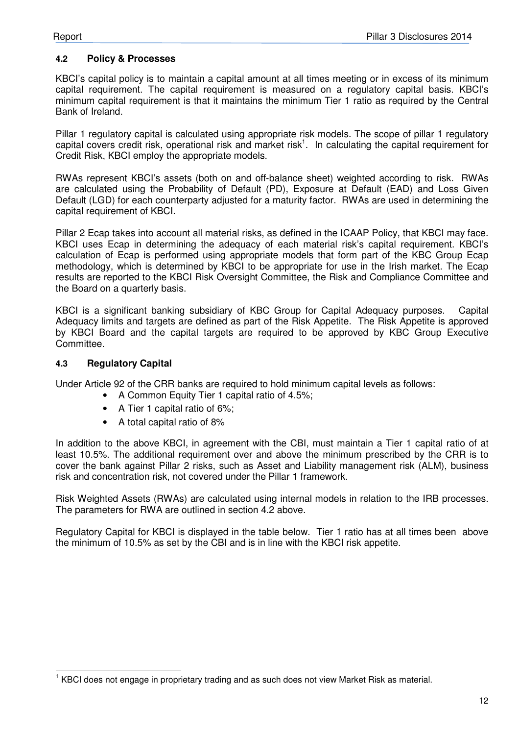### 4.2 Policy & Processes

KBCI's capital policy is to maintain a capital amount at all times meeting or in excess of its minimum capital requirement. The capital requirement is measured on a regulatory capital basis. KBCI's minimum capital requirement is that it maintains the minimum Tier 1 ratio as required by the Central Bank of Ireland.

Pillar 1 regulatory capital is calculated using appropriate risk models. The scope of pillar 1 regulatory capital covers credit risk, operational risk and market risk[1]. In calculating the capital requirement for Credit Risk, KBCI employ the appropriate models.

RWAs represent KBCI's assets (both on and off-balance sheet) weighted according to risk. RWAs are calculated using the Probability of Default (PD), Exposure at Default (EAD) and Loss Given Default (LGD) for each counterparty adjusted for a maturity factor. RWAs are used in determining the capital requirement of KBCI.

Pillar 2 Ecap takes into account all material risks, as defined in the ICAAP Policy, that KBCI may face. KBCI uses Ecap in determining the adequacy of each material risk's capital requirement. KBCI's calculation of Ecap is performed using appropriate models that form part of the KBC Group Ecap methodology, which is determined by KBCI to be appropriate for use in the Irish market. The Ecap results are reported to the KBCI Risk Oversight Committee, the Risk and Compliance Committee and the Board on a quarterly basis.

KBCI is a significant banking subsidiary of KBC Group for Capital Adequacy purposes. Capital Adequacy limits and targets are defined as part of the Risk Appetite. The Risk Appetite is approved by KBCI Board and the capital targets are required to be approved by KBC Group Executive Committee.

### 4.3 Regulatory Capital

Under Article 92 of the CRR banks are required to hold minimum capital levels as follows:

- A Common Equity Tier 1 capital ratio of 4.5%;
- A Tier 1 capital ratio of 6%;
- A total capital ratio of 8%

In addition to the above KBCI, in agreement with the CBI, must maintain a Tier 1 capital ratio of at least 10.5%. The additional requirement over and above the minimum prescribed by the CRR is to cover the bank against Pillar 2 risks, such as Asset and Liability management risk (ALM), business risk and concentration risk, not covered under the Pillar 1 framework.

Risk Weighted Assets (RWAs) are calculated using internal models in relation to the IRB processes. The parameters for RWA are outlined in section 4.2 above.

Regulatory Capital for KBCI is displayed in the table below. Tier 1 ratio has at all times been above the minimum of 10.5% as set by the CBI and is in line with the KBCI risk appetite.

[1] KBCI does not engage in proprietary trading and as such does not view Market Risk as material.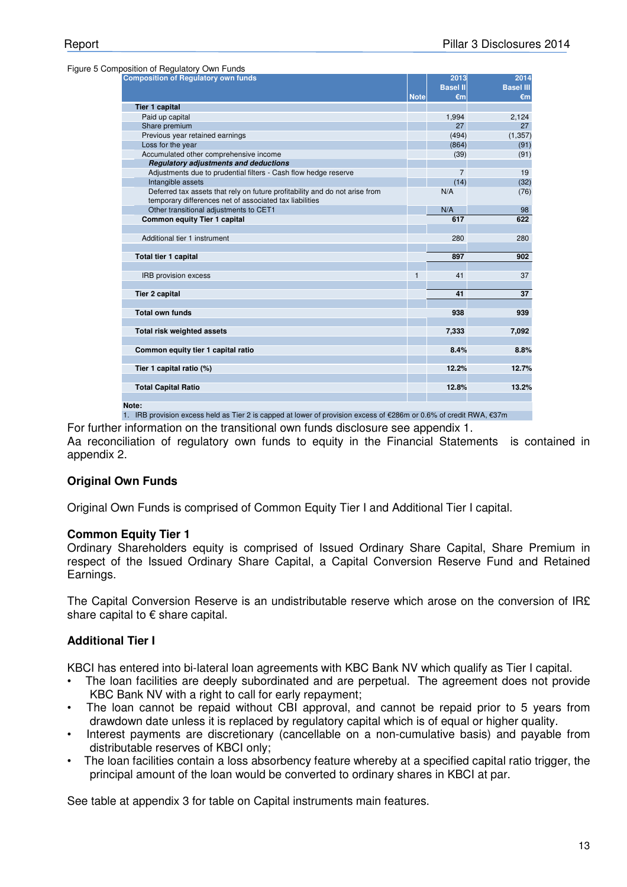Figure 5 Composition of Regulatory Own Funds

| Composition of Regulatory own funds | Note | 2013 Basel II €m | 2014 Basel III €m |
|---|---|---|---|
| **Tier 1 capital** | | | |
| Paid up capital | | 1,994 | 2,124 |
| Share premium | | 27 | 27 |
| Previous year retained earnings | | (494) | (1,357) |
| Loss for the year | | (864) | (91) |
| Accumulated other comprehensive income | | (39) | (91) |
| ***Regulatory adjustments and deductions*** | | | |
| Adjustments due to prudential filters - Cash flow hedge reserve | | 7 | 19 |
| Intangible assets | | (14) | (32) |
| Deferred tax assets that rely on future profitability and do not arise from temporary differences net of associated tax liabilities | | N/A | (76) |
| Other transitional adjustments to CET1 | | N/A | 98 |
| **Common equity Tier 1 capital** | | **617** | **622** |
| | | | |
| Additional tier 1 instrument | | 280 | 280 |
| | | | |
| **Total tier 1 capital** | | **897** | **902** |
| | | | |
| IRB provision excess | 1 | 41 | 37 |
| | | | |
| **Tier 2 capital** | | **41** | **37** |
| | | | |
| **Total own funds** | | **938** | **939** |
| | | | |
| **Total risk weighted assets** | | **7,333** | **7,092** |
| | | | |
| **Common equity tier 1 capital ratio** | | **8.4%** | **8.8%** |
| | | | |
| **Tier 1 capital ratio (%)** | | **12.2%** | **12.7%** |
| | | | |
| **Total Capital Ratio** | | **12.8%** | **13.2%** |

**Note:**
1. IRB provision excess held as Tier 2 is capped at lower of provision excess of €286m or 0.6% of credit RWA, €37m

For further information on the transitional own funds disclosure see appendix 1.
Aa reconciliation of regulatory own funds to equity in the Financial Statements is contained in appendix 2.

## Original Own Funds

Original Own Funds is comprised of Common Equity Tier I and Additional Tier I capital.

### Common Equity Tier 1

Ordinary Shareholders equity is comprised of Issued Ordinary Share Capital, Share Premium in respect of the Issued Ordinary Share Capital, a Capital Conversion Reserve Fund and Retained Earnings.

The Capital Conversion Reserve is an undistributable reserve which arose on the conversion of IR£ share capital to € share capital.

### Additional Tier I

KBCI has entered into bi-lateral loan agreements with KBC Bank NV which qualify as Tier I capital.

- The loan facilities are deeply subordinated and are perpetual. The agreement does not provide KBC Bank NV with a right to call for early repayment;
- The loan cannot be repaid without CBI approval, and cannot be repaid prior to 5 years from drawdown date unless it is replaced by regulatory capital which is of equal or higher quality.
- Interest payments are discretionary (cancellable on a non-cumulative basis) and payable from distributable reserves of KBCI only;
- The loan facilities contain a loss absorbency feature whereby at a specified capital ratio trigger, the principal amount of the loan would be converted to ordinary shares in KBCI at par.

See table at appendix 3 for table on Capital instruments main features.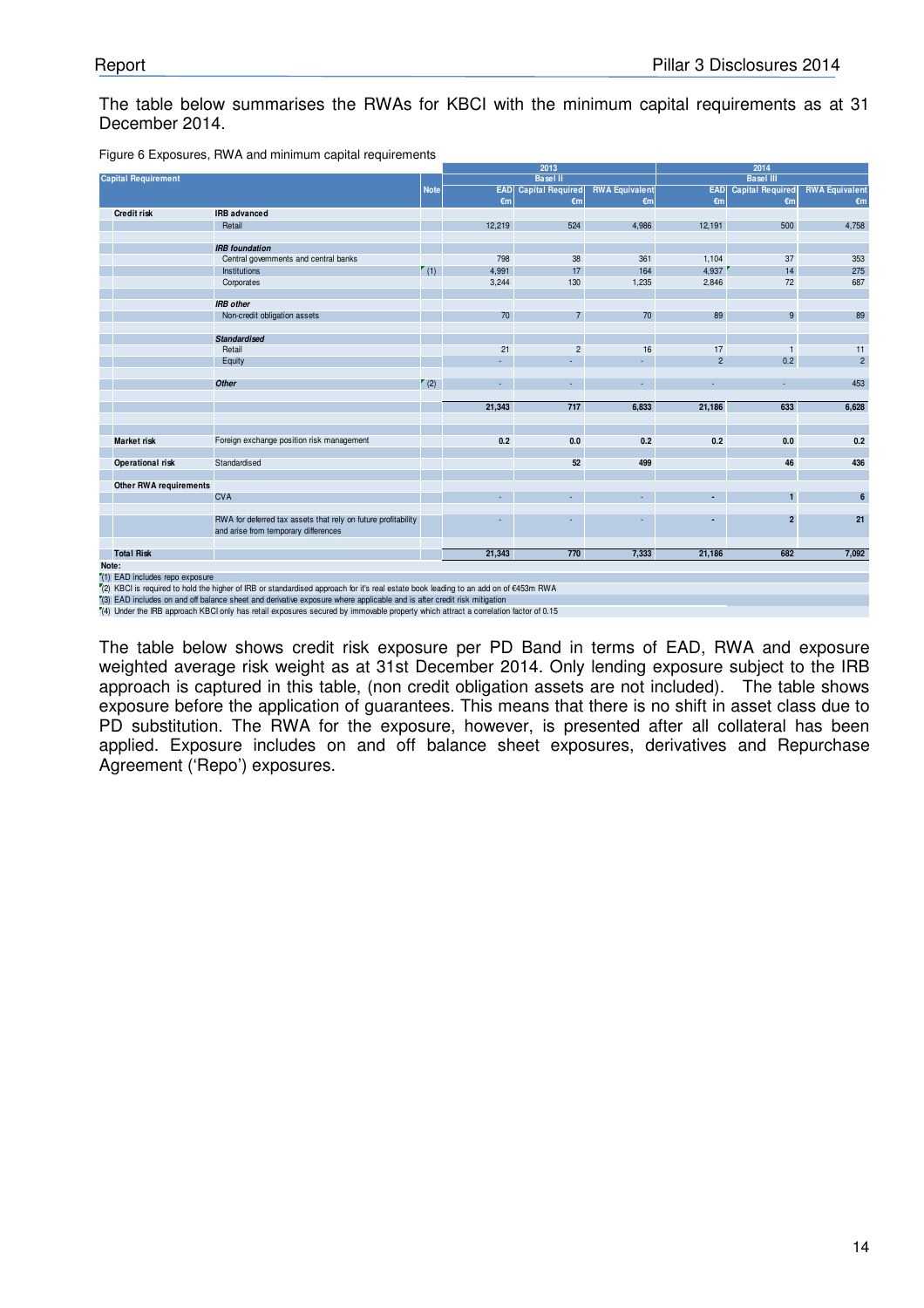The table below summarises the RWAs for KBCI with the minimum capital requirements as at 31 December 2014.

Figure 6 Exposures, RWA and minimum capital requirements

| Capital Requirement | | Note | 2013 Basel II EAD €m | 2013 Basel II Capital Required €m | 2013 Basel II RWA Equivalent €m | 2014 Basel III EAD €m | 2014 Basel III Capital Required €m | 2014 Basel III RWA Equivalent €m |
|---|---|---|---|---|---|---|---|---|
| **Credit risk** | **IRB advanced** | | | | | | | |
| | Retail | | 12,219 | 524 | 4,986 | 12,191 | 500 | 4,758 |
| | ***IRB foundation*** | | | | | | | |
| | Central governments and central banks | | 798 | 38 | 361 | 1,104 | 37 | 353 |
| | Institutions | (1) | 4,991 | 17 | 164 | 4,937 | 14 | 275 |
| | Corporates | | 3,244 | 130 | 1,235 | 2,846 | 72 | 687 |
| | ***IRB other*** | | | | | | | |
| | Non-credit obligation assets | | 70 | 7 | 70 | 89 | 9 | 89 |
| | ***Standardised*** | | | | | | | |
| | Retail | | 21 | 2 | 16 | 17 | 1 | 11 |
| | Equity | | - | - | - | 2 | 0.2 | 2 |
| | ***Other*** | (2) | - | - | - | - | - | 453 |
| | | | **21,343** | **717** | **6,833** | **21,186** | **633** | **6,628** |
| **Market risk** | Foreign exchange position risk management | | **0.2** | **0.0** | **0.2** | **0.2** | **0.0** | **0.2** |
| **Operational risk** | Standardised | | | **52** | **499** | | **46** | **436** |
| **Other RWA requirements** | | | | | | | | |
| | CVA | | - | - | - | **-** | **1** | **6** |
| | RWA for deferred tax assets that rely on future profitability and arise from temporary differences | | - | - | - | **-** | **2** | **21** |
| **Total Risk** | | | **21,343** | **770** | **7,333** | **21,186** | **682** | **7,092** |

**Note:**
(1) EAD includes repo exposure
(2) KBCI is required to hold the higher of IRB or standardised approach for it's real estate book leading to an add on of €453m RWA
(3) EAD includes on and off balance sheet and derivative exposure where applicable and is after credit risk mitigation
(4) Under the IRB approach KBCI only has retail exposures secured by immovable property which attract a correlation factor of 0.15

The table below shows credit risk exposure per PD Band in terms of EAD, RWA and exposure weighted average risk weight as at 31st December 2014. Only lending exposure subject to the IRB approach is captured in this table, (non credit obligation assets are not included). The table shows exposure before the application of guarantees. This means that there is no shift in asset class due to PD substitution. The RWA for the exposure, however, is presented after all collateral has been applied. Exposure includes on and off balance sheet exposures, derivatives and Repurchase Agreement ('Repo') exposures.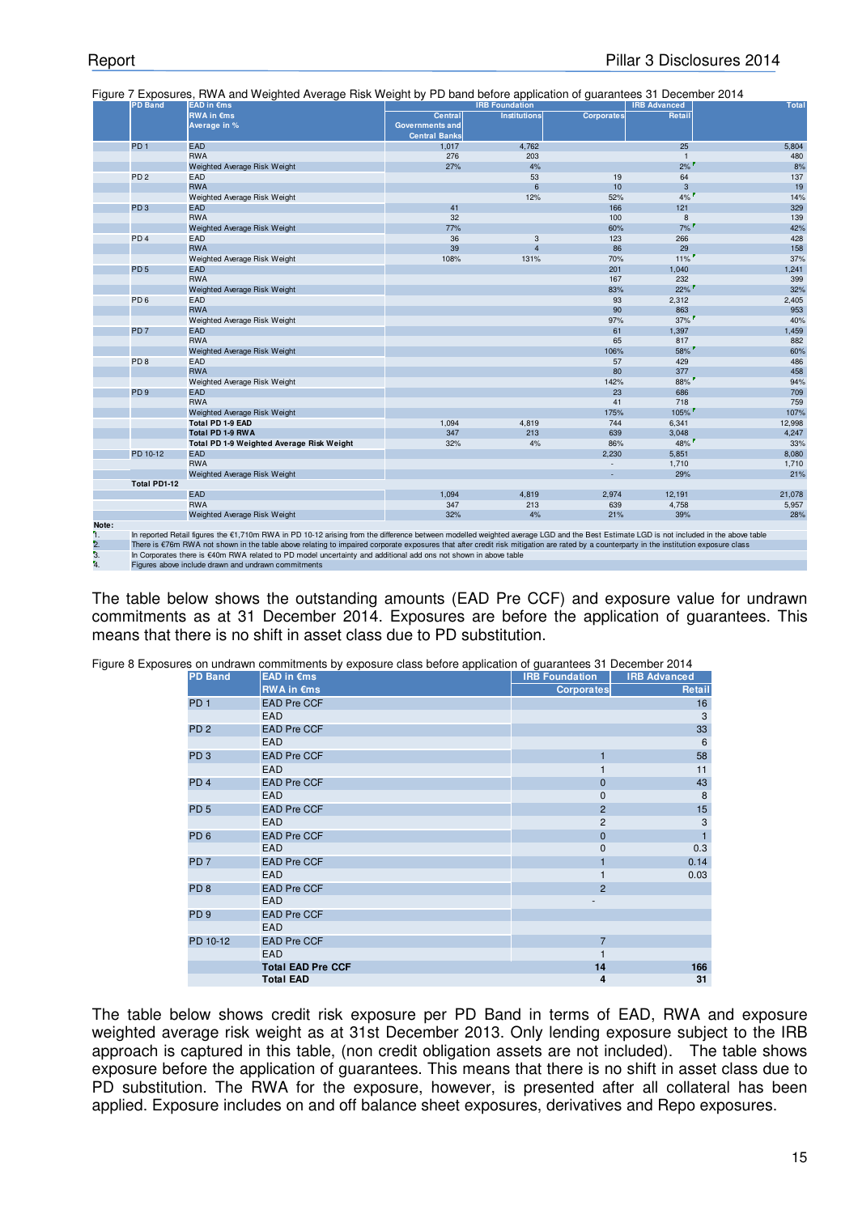Figure 7 Exposures, RWA and Weighted Average Risk Weight by PD band before application of guarantees 31 December 2014

| PD Band | EAD in €ms<br>RWA in €ms<br>Average in % | IRB Foundation | | | IRB Advanced | Total |
|---|---|---|---|---|---|---|
| | | Central Governments and Central Banks | Institutions | Corporates | Retail | |
| PD 1 | EAD | 1,017 | 4,762 | | 25 | 5,804 |
| | RWA | 276 | 203 | | 1 | 480 |
| | Weighted Average Risk Weight | 27% | 4% | | 2% | 8% |
| PD 2 | EAD | | 53 | 19 | 64 | 137 |
| | RWA | | 6 | 10 | 3 | 19 |
| | Weighted Average Risk Weight | | 12% | 52% | 4% | 14% |
| PD 3 | EAD | 41 | | 166 | 121 | 329 |
| | RWA | 32 | | 100 | 8 | 139 |
| | Weighted Average Risk Weight | 77% | | 60% | 7% | 42% |
| PD 4 | EAD | 36 | 3 | 123 | 266 | 428 |
| | RWA | 39 | 4 | 86 | 29 | 158 |
| | Weighted Average Risk Weight | 108% | 131% | 70% | 11% | 37% |
| PD 5 | EAD | | | 201 | 1,040 | 1,241 |
| | RWA | | | 167 | 232 | 399 |
| | Weighted Average Risk Weight | | | 83% | 22% | 32% |
| PD 6 | EAD | | | 93 | 2,312 | 2,405 |
| | RWA | | | 90 | 863 | 953 |
| | Weighted Average Risk Weight | | | 97% | 37% | 40% |
| PD 7 | EAD | | | 61 | 1,397 | 1,459 |
| | RWA | | | 65 | 817 | 882 |
| | Weighted Average Risk Weight | | | 106% | 58% | 60% |
| PD 8 | EAD | | | 57 | 429 | 486 |
| | RWA | | | 80 | 377 | 458 |
| | Weighted Average Risk Weight | | | 142% | 88% | 94% |
| PD 9 | EAD | | | 23 | 686 | 709 |
| | RWA | | | 41 | 718 | 759 |
| | Weighted Average Risk Weight | | | 175% | 105% | 107% |
| | **Total PD 1-9 EAD** | 1,094 | 4,819 | 744 | 6,341 | 12,998 |
| | **Total PD 1-9 RWA** | 347 | 213 | 639 | 3,048 | 4,247 |
| | **Total PD 1-9 Weighted Average Risk Weight** | 32% | 4% | 86% | 48% | 33% |
| PD 10-12 | EAD | | | 2,230 | 5,851 | 8,080 |
| | RWA | | | - | 1,710 | 1,710 |
| | Weighted Average Risk Weight | | | - | 29% | 21% |
| **Total PD1-12** | | | | | | |
| | EAD | 1,094 | 4,819 | 2,974 | 12,191 | 21,078 |
| | RWA | 347 | 213 | 639 | 4,758 | 5,957 |
| | Weighted Average Risk Weight | 32% | 4% | 21% | 39% | 28% |

**Note:**

1. In reported Retail figures the €1,710m RWA in PD 10-12 arising from the difference between modelled weighted average LGD and the Best Estimate LGD is not included in the above table
2. There is €76m RWA not shown in the table above relating to impaired corporate exposures that after credit risk mitigation are rated by a counterparty in the institution exposure class
3. In Corporates there is €40m RWA related to PD model uncertainty and additional add ons not shown in above table
4. Figures above include drawn and undrawn commitments

The table below shows the outstanding amounts (EAD Pre CCF) and exposure value for undrawn commitments as at 31 December 2014. Exposures are before the application of guarantees. This means that there is no shift in asset class due to PD substitution.

Figure 8 Exposures on undrawn commitments by exposure class before application of guarantees 31 December 2014

| PD Band | EAD in €ms<br>RWA in €ms | IRB Foundation | IRB Advanced |
|---|---|---|---|
| | | Corporates | Retail |
| PD 1 | EAD Pre CCF | | 16 |
| | EAD | | 3 |
| PD 2 | EAD Pre CCF | | 33 |
| | EAD | | 6 |
| PD 3 | EAD Pre CCF | 1 | 58 |
| | EAD | 1 | 11 |
| PD 4 | EAD Pre CCF | 0 | 43 |
| | EAD | 0 | 8 |
| PD 5 | EAD Pre CCF | 2 | 15 |
| | EAD | 2 | 3 |
| PD 6 | EAD Pre CCF | 0 | 1 |
| | EAD | 0 | 0.3 |
| PD 7 | EAD Pre CCF | 1 | 0.14 |
| | EAD | 1 | 0.03 |
| PD 8 | EAD Pre CCF | 2 | |
| | EAD | - | |
| PD 9 | EAD Pre CCF | | |
| | EAD | | |
| PD 10-12 | EAD Pre CCF | 7 | |
| | EAD | 1 | |
| | **Total EAD Pre CCF** | **14** | **166** |
| | **Total EAD** | **4** | **31** |

The table below shows credit risk exposure per PD Band in terms of EAD, RWA and exposure weighted average risk weight as at 31st December 2013. Only lending exposure subject to the IRB approach is captured in this table, (non credit obligation assets are not included). The table shows exposure before the application of guarantees. This means that there is no shift in asset class due to PD substitution. The RWA for the exposure, however, is presented after all collateral has been applied. Exposure includes on and off balance sheet exposures, derivatives and Repo exposures.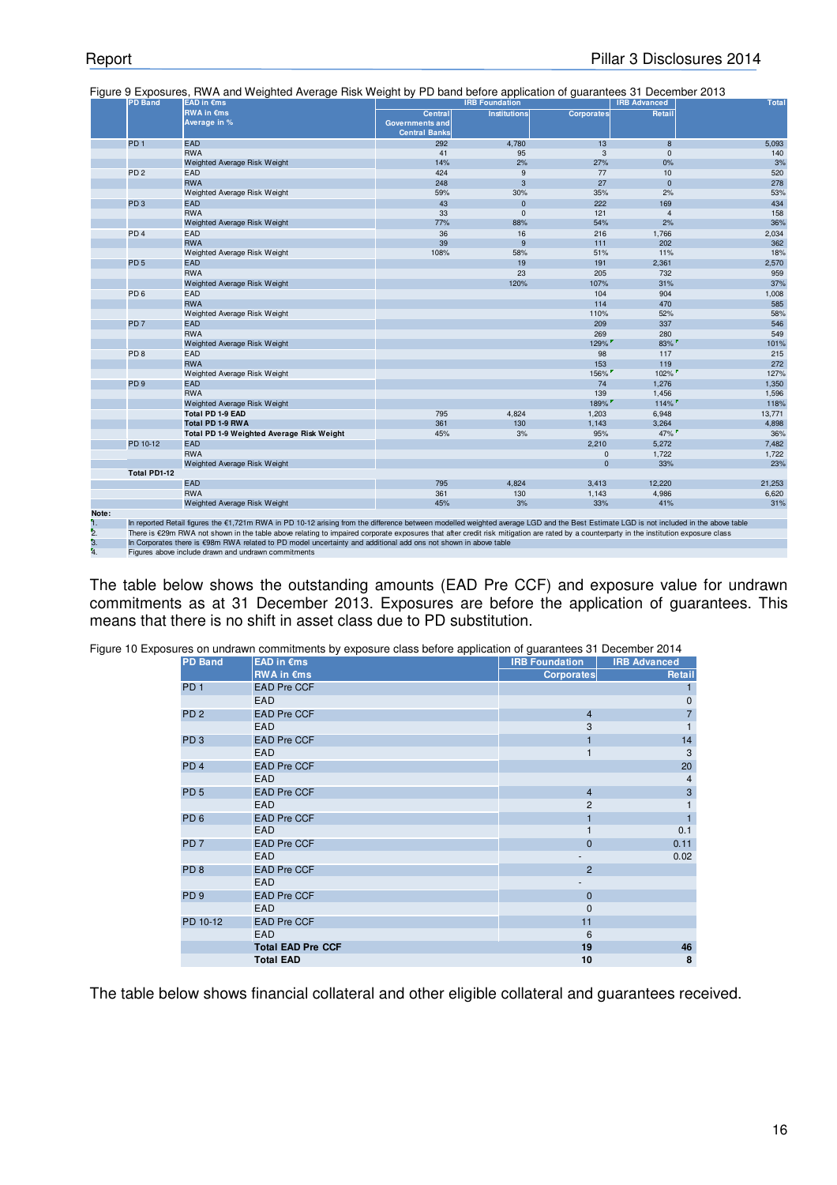Figure 9 Exposures, RWA and Weighted Average Risk Weight by PD band before application of guarantees 31 December 2013

| PD Band | EAD in €ms<br>RWA in €ms<br>Average in % | IRB Foundation | | | IRB Advanced | Total |
|---|---|---|---|---|---|---|
| | | Central Governments and Central Banks | Institutions | Corporates | Retail | |
| PD 1 | EAD | 292 | 4,780 | 13 | 8 | 5,093 |
| | RWA | 41 | 95 | 3 | 0 | 140 |
| | Weighted Average Risk Weight | 14% | 2% | 27% | 0% | 3% |
| PD 2 | EAD | 424 | 9 | 77 | 10 | 520 |
| | RWA | 248 | 3 | 27 | 0 | 278 |
| | Weighted Average Risk Weight | 59% | 30% | 35% | 2% | 53% |
| PD 3 | EAD | 43 | 0 | 222 | 169 | 434 |
| | RWA | 33 | 0 | 121 | 4 | 158 |
| | Weighted Average Risk Weight | 77% | 88% | 54% | 2% | 36% |
| PD 4 | EAD | 36 | 16 | 216 | 1,766 | 2,034 |
| | RWA | 39 | 9 | 111 | 202 | 362 |
| | Weighted Average Risk Weight | 108% | 58% | 51% | 11% | 18% |
| PD 5 | EAD | | 19 | 191 | 2,361 | 2,570 |
| | RWA | | 23 | 205 | 732 | 959 |
| | Weighted Average Risk Weight | | 120% | 107% | 31% | 37% |
| PD 6 | EAD | | | 104 | 904 | 1,008 |
| | RWA | | | 114 | 470 | 585 |
| | Weighted Average Risk Weight | | | 110% | 52% | 58% |
| PD 7 | EAD | | | 209 | 337 | 546 |
| | RWA | | | 269 | 280 | 549 |
| | Weighted Average Risk Weight | | | 129% | 83% | 101% |
| PD 8 | EAD | | | 98 | 117 | 215 |
| | RWA | | | 153 | 119 | 272 |
| | Weighted Average Risk Weight | | | 156% | 102% | 127% |
| PD 9 | EAD | | | 74 | 1,276 | 1,350 |
| | RWA | | | 139 | 1,456 | 1,596 |
| | Weighted Average Risk Weight | | | 189% | 114% | 118% |
| | **Total PD 1-9 EAD** | 795 | 4,824 | 1,203 | 6,948 | 13,771 |
| | **Total PD 1-9 RWA** | 361 | 130 | 1,143 | 3,264 | 4,898 |
| | **Total PD 1-9 Weighted Average Risk Weight** | 45% | 3% | 95% | 47% | 36% |
| PD 10-12 | EAD | | | 2,210 | 5,272 | 7,482 |
| | RWA | | | 0 | 1,722 | 1,722 |
| | Weighted Average Risk Weight | | | 0 | 33% | 23% |
| **Total PD1-12** | | | | | | |
| | EAD | 795 | 4,824 | 3,413 | 12,220 | 21,253 |
| | RWA | 361 | 130 | 1,143 | 4,986 | 6,620 |
| | Weighted Average Risk Weight | 45% | 3% | 33% | 41% | 31% |

**Note:**

1. In reported Retail figures the €1,721m RWA in PD 10-12 arising from the difference between modelled weighted average LGD and the Best Estimate LGD is not included in the above table
2. There is €29m RWA not shown in the table above relating to impaired corporate exposures that after credit risk mitigation are rated by a counterparty in the institution exposure class
3. In Corporates there is €98m RWA related to PD model uncertainty and additional add ons not shown in above table
4. Figures above include drawn and undrawn commitments

The table below shows the outstanding amounts (EAD Pre CCF) and exposure value for undrawn commitments as at 31 December 2013. Exposures are before the application of guarantees. This means that there is no shift in asset class due to PD substitution.

Figure 10 Exposures on undrawn commitments by exposure class before application of guarantees 31 December 2014

| PD Band | EAD in €ms<br>RWA in €ms | IRB Foundation<br>Corporates | IRB Advanced<br>Retail |
|---|---|---|---|
| PD 1 | EAD Pre CCF | | 1 |
| | EAD | | 0 |
| PD 2 | EAD Pre CCF | 4 | 7 |
| | EAD | 3 | 1 |
| PD 3 | EAD Pre CCF | 1 | 14 |
| | EAD | 1 | 3 |
| PD 4 | EAD Pre CCF | | 20 |
| | EAD | | 4 |
| PD 5 | EAD Pre CCF | 4 | 3 |
| | EAD | 2 | 1 |
| PD 6 | EAD Pre CCF | 1 | 1 |
| | EAD | 1 | 0.1 |
| PD 7 | EAD Pre CCF | 0 | 0.11 |
| | EAD | - | 0.02 |
| PD 8 | EAD Pre CCF | 2 | |
| | EAD | - | |
| PD 9 | EAD Pre CCF | 0 | |
| | EAD | 0 | |
| PD 10-12 | EAD Pre CCF | 11 | |
| | EAD | 6 | |
| | **Total EAD Pre CCF** | **19** | **46** |
| | **Total EAD** | **10** | **8** |

The table below shows financial collateral and other eligible collateral and guarantees received.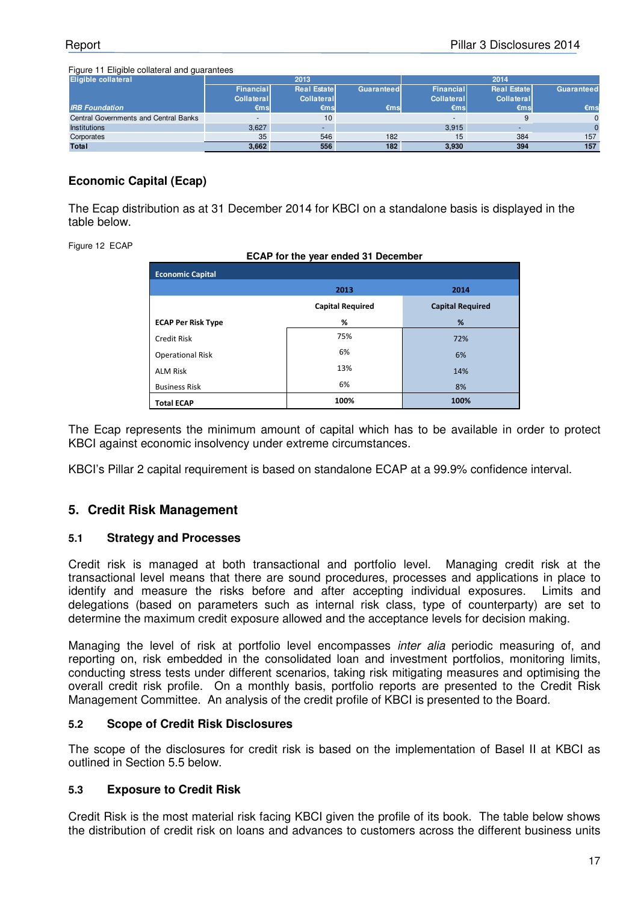Figure 11 Eligible collateral and guarantees

| Eligible collateral | 2013 | | | 2014 | | |
|---|---|---|---|---|---|---|
| | Financial Collateral | Real Estate Collateral | Guaranteed | Financial Collateral | Real Estate Collateral | Guaranteed |
| *IRB Foundation* | €ms | €ms | €ms | €ms | €ms | €ms |
| Central Governments and Central Banks | - | 10 | | - | 9 | 0 |
| Institutions | 3,627 | - | | 3,915 | - | 0 |
| Corporates | 35 | 546 | 182 | 15 | 384 | 157 |
| **Total** | **3,662** | **556** | **182** | **3,930** | **394** | **157** |

## Economic Capital (Ecap)

The Ecap distribution as at 31 December 2014 for KBCI on a standalone basis is displayed in the table below.

Figure 12 ECAP

**ECAP for the year ended 31 December**

| Economic Capital | 2013 | 2014 |
|---|---|---|
| | Capital Required | Capital Required |
| **ECAP Per Risk Type** | % | % |
| Credit Risk | 75% | 72% |
| Operational Risk | 6% | 6% |
| ALM Risk | 13% | 14% |
| Business Risk | 6% | 8% |
| **Total ECAP** | **100%** | **100%** |

The Ecap represents the minimum amount of capital which has to be available in order to protect KBCI against economic insolvency under extreme circumstances.

KBCI's Pillar 2 capital requirement is based on standalone ECAP at a 99.9% confidence interval.

## 5. Credit Risk Management

### 5.1 Strategy and Processes

Credit risk is managed at both transactional and portfolio level. Managing credit risk at the transactional level means that there are sound procedures, processes and applications in place to identify and measure the risks before and after accepting individual exposures. Limits and delegations (based on parameters such as internal risk class, type of counterparty) are set to determine the maximum credit exposure allowed and the acceptance levels for decision making.

Managing the level of risk at portfolio level encompasses *inter alia* periodic measuring of, and reporting on, risk embedded in the consolidated loan and investment portfolios, monitoring limits, conducting stress tests under different scenarios, taking risk mitigating measures and optimising the overall credit risk profile. On a monthly basis, portfolio reports are presented to the Credit Risk Management Committee. An analysis of the credit profile of KBCI is presented to the Board.

### 5.2 Scope of Credit Risk Disclosures

The scope of the disclosures for credit risk is based on the implementation of Basel II at KBCI as outlined in Section 5.5 below.

### 5.3 Exposure to Credit Risk

Credit Risk is the most material risk facing KBCI given the profile of its book. The table below shows the distribution of credit risk on loans and advances to customers across the different business units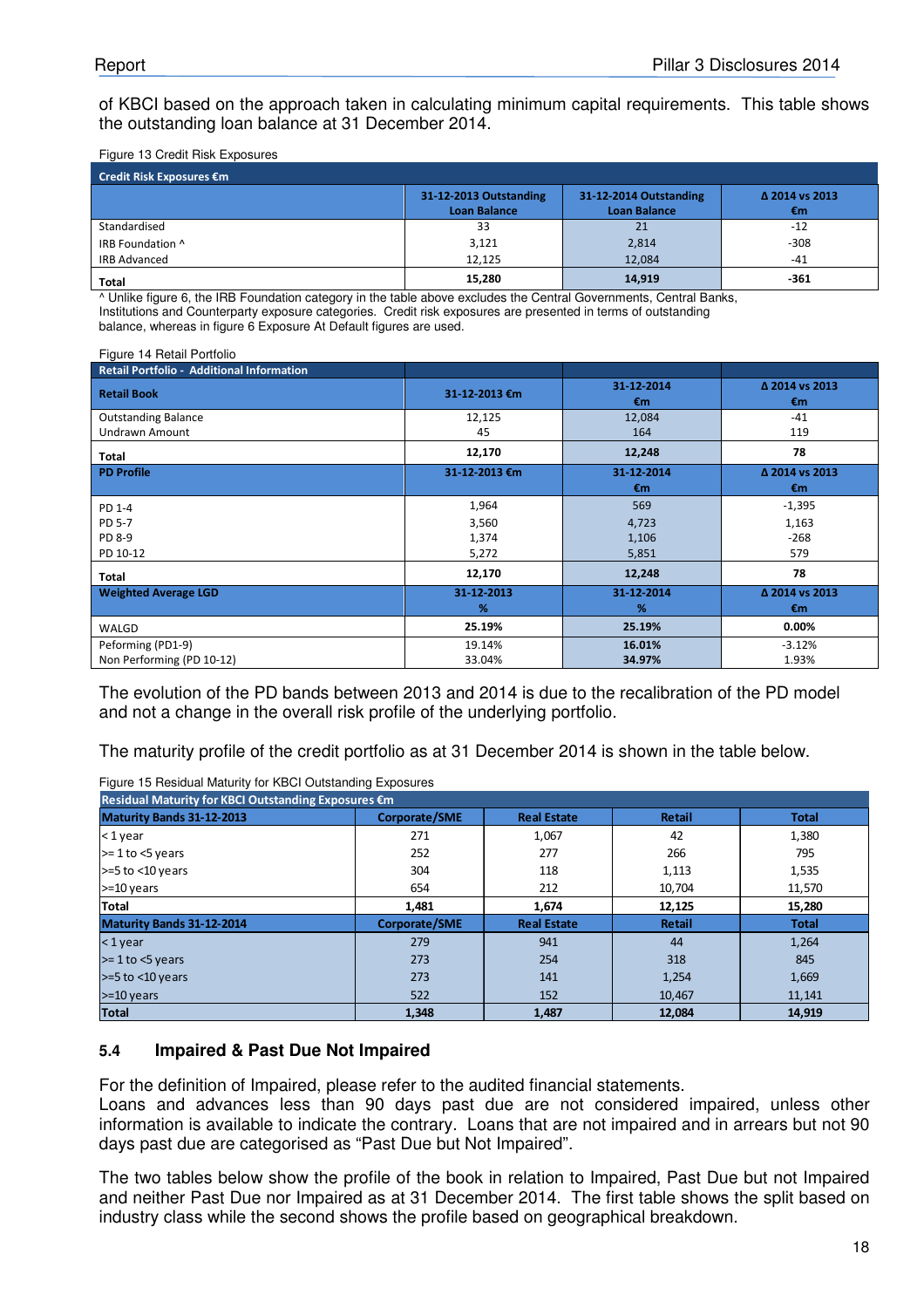of KBCI based on the approach taken in calculating minimum capital requirements. This table shows the outstanding loan balance at 31 December 2014.

Figure 13 Credit Risk Exposures

| Credit Risk Exposures €m | | | |
|---|---|---|---|
| | 31-12-2013 Outstanding Loan Balance | 31-12-2014 Outstanding Loan Balance | Δ 2014 vs 2013 €m |
| Standardised | 33 | 21 | -12 |
| IRB Foundation ^ | 3,121 | 2,814 | -308 |
| IRB Advanced | 12,125 | 12,084 | -41 |
| **Total** | **15,280** | **14,919** | **-361** |

^ Unlike figure 6, the IRB Foundation category in the table above excludes the Central Governments, Central Banks, Institutions and Counterparty exposure categories. Credit risk exposures are presented in terms of outstanding balance, whereas in figure 6 Exposure At Default figures are used.

Figure 14 Retail Portfolio

| Retail Portfolio - Additional Information | | | |
|---|---|---|---|
| **Retail Book** | **31-12-2013 €m** | **31-12-2014 €m** | **Δ 2014 vs 2013 €m** |
| Outstanding Balance | 12,125 | 12,084 | -41 |
| Undrawn Amount | 45 | 164 | 119 |
| **Total** | **12,170** | **12,248** | **78** |
| **PD Profile** | **31-12-2013 €m** | **31-12-2014 €m** | **Δ 2014 vs 2013 €m** |
| PD 1-4 | 1,964 | 569 | -1,395 |
| PD 5-7 | 3,560 | 4,723 | 1,163 |
| PD 8-9 | 1,374 | 1,106 | -268 |
| PD 10-12 | 5,272 | 5,851 | 579 |
| **Total** | **12,170** | **12,248** | **78** |
| **Weighted Average LGD** | **31-12-2013 %** | **31-12-2014 %** | **Δ 2014 vs 2013 €m** |
| WALGD | **25.19%** | **25.19%** | **0.00%** |
| Peforming (PD1-9) | 19.14% | **16.01%** | -3.12% |
| Non Performing (PD 10-12) | 33.04% | **34.97%** | 1.93% |

The evolution of the PD bands between 2013 and 2014 is due to the recalibration of the PD model and not a change in the overall risk profile of the underlying portfolio.

The maturity profile of the credit portfolio as at 31 December 2014 is shown in the table below.

Figure 15 Residual Maturity for KBCI Outstanding Exposures

| Residual Maturity for KBCI Outstanding Exposures €m | | | | |
|---|---|---|---|---|
| **Maturity Bands 31-12-2013** | **Corporate/SME** | **Real Estate** | **Retail** | **Total** |
| < 1 year | 271 | 1,067 | 42 | 1,380 |
| >= 1 to <5 years | 252 | 277 | 266 | 795 |
| >=5 to <10 years | 304 | 118 | 1,113 | 1,535 |
| >=10 years | 654 | 212 | 10,704 | 11,570 |
| **Total** | **1,481** | **1,674** | **12,125** | **15,280** |
| **Maturity Bands 31-12-2014** | **Corporate/SME** | **Real Estate** | **Retail** | **Total** |
| < 1 year | 279 | 941 | 44 | 1,264 |
| >= 1 to <5 years | 273 | 254 | 318 | 845 |
| >=5 to <10 years | 273 | 141 | 1,254 | 1,669 |
| >=10 years | 522 | 152 | 10,467 | 11,141 |
| **Total** | **1,348** | **1,487** | **12,084** | **14,919** |

## 5.4 Impaired & Past Due Not Impaired

For the definition of Impaired, please refer to the audited financial statements.
Loans and advances less than 90 days past due are not considered impaired, unless other information is available to indicate the contrary. Loans that are not impaired and in arrears but not 90 days past due are categorised as "Past Due but Not Impaired".

The two tables below show the profile of the book in relation to Impaired, Past Due but not Impaired and neither Past Due nor Impaired as at 31 December 2014. The first table shows the split based on industry class while the second shows the profile based on geographical breakdown.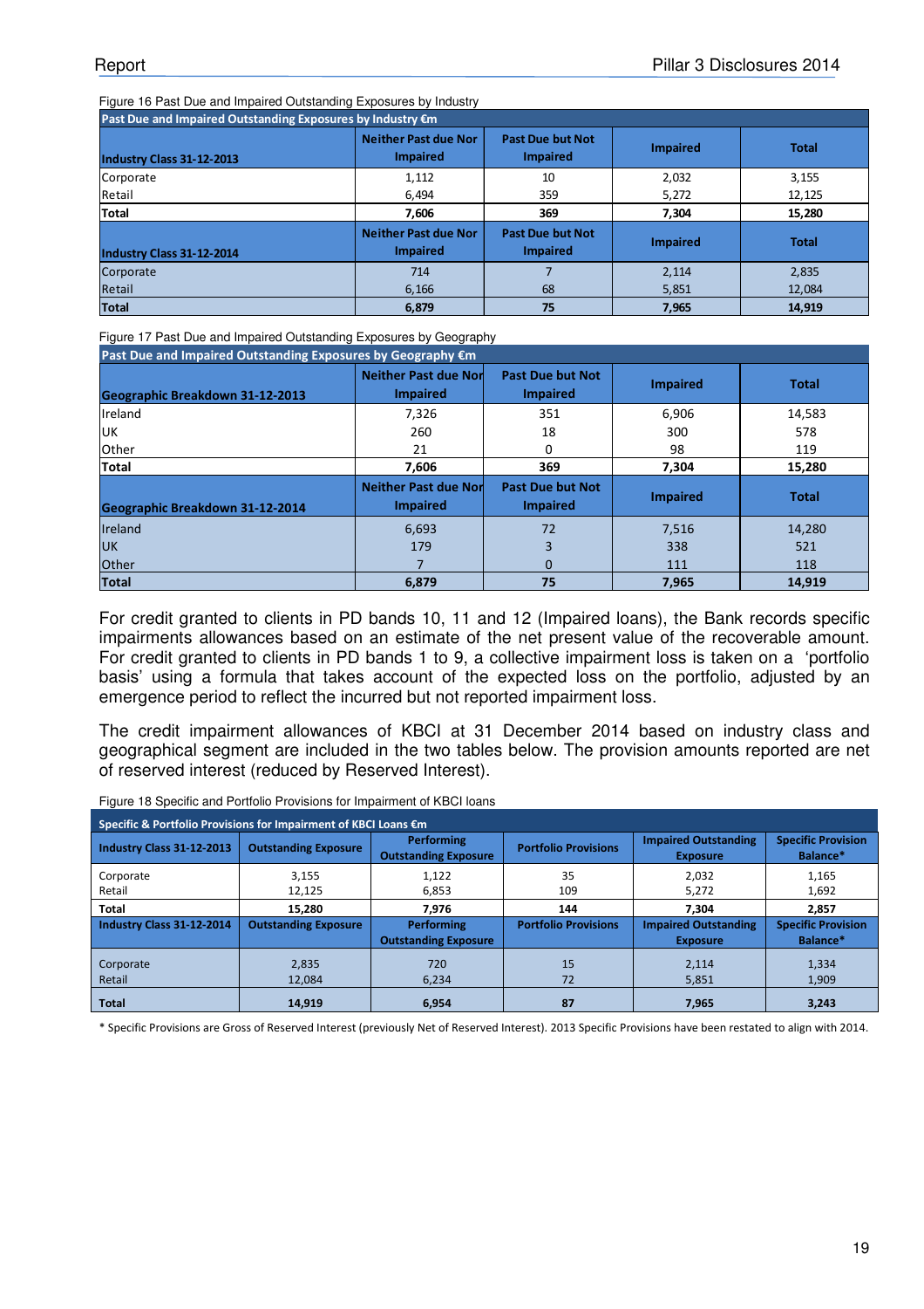Figure 16 Past Due and Impaired Outstanding Exposures by Industry

| Past Due and Impaired Outstanding Exposures by Industry €m | | | | |
|---|---|---|---|---|
| **Industry Class 31-12-2013** | **Neither Past due Nor Impaired** | **Past Due but Not Impaired** | **Impaired** | **Total** |
| Corporate | 1,112 | 10 | 2,032 | 3,155 |
| Retail | 6,494 | 359 | 5,272 | 12,125 |
| **Total** | **7,606** | **369** | **7,304** | **15,280** |
| **Industry Class 31-12-2014** | **Neither Past due Nor Impaired** | **Past Due but Not Impaired** | **Impaired** | **Total** |
| Corporate | 714 | 7 | 2,114 | 2,835 |
| Retail | 6,166 | 68 | 5,851 | 12,084 |
| **Total** | **6,879** | **75** | **7,965** | **14,919** |

Figure 17 Past Due and Impaired Outstanding Exposures by Geography

| Past Due and Impaired Outstanding Exposures by Geography €m | | | | |
|---|---|---|---|---|
| **Geographic Breakdown 31-12-2013** | **Neither Past due Nor Impaired** | **Past Due but Not Impaired** | **Impaired** | **Total** |
| Ireland | 7,326 | 351 | 6,906 | 14,583 |
| UK | 260 | 18 | 300 | 578 |
| Other | 21 | 0 | 98 | 119 |
| **Total** | **7,606** | **369** | **7,304** | **15,280** |
| **Geographic Breakdown 31-12-2014** | **Neither Past due Nor Impaired** | **Past Due but Not Impaired** | **Impaired** | **Total** |
| Ireland | 6,693 | 72 | 7,516 | 14,280 |
| UK | 179 | 3 | 338 | 521 |
| Other | 7 | 0 | 111 | 118 |
| **Total** | **6,879** | **75** | **7,965** | **14,919** |

For credit granted to clients in PD bands 10, 11 and 12 (Impaired loans), the Bank records specific impairments allowances based on an estimate of the net present value of the recoverable amount. For credit granted to clients in PD bands 1 to 9, a collective impairment loss is taken on a 'portfolio basis' using a formula that takes account of the expected loss on the portfolio, adjusted by an emergence period to reflect the incurred but not reported impairment loss.

The credit impairment allowances of KBCI at 31 December 2014 based on industry class and geographical segment are included in the two tables below. The provision amounts reported are net of reserved interest (reduced by Reserved Interest).

Figure 18 Specific and Portfolio Provisions for Impairment of KBCI loans

| Specific & Portfolio Provisions for Impairment of KBCI Loans €m | | | | | |
|---|---|---|---|---|---|
| **Industry Class 31-12-2013** | **Outstanding Exposure** | **Performing Outstanding Exposure** | **Portfolio Provisions** | **Impaired Outstanding Exposure** | **Specific Provision Balance*** |
| Corporate | 3,155 | 1,122 | 35 | 2,032 | 1,165 |
| Retail | 12,125 | 6,853 | 109 | 5,272 | 1,692 |
| **Total** | **15,280** | **7,976** | **144** | **7,304** | **2,857** |
| **Industry Class 31-12-2014** | **Outstanding Exposure** | **Performing Outstanding Exposure** | **Portfolio Provisions** | **Impaired Outstanding Exposure** | **Specific Provision Balance*** |
| Corporate | 2,835 | 720 | 15 | 2,114 | 1,334 |
| Retail | 12,084 | 6,234 | 72 | 5,851 | 1,909 |
| **Total** | **14,919** | **6,954** | **87** | **7,965** | **3,243** |

* Specific Provisions are Gross of Reserved Interest (previously Net of Reserved Interest). 2013 Specific Provisions have been restated to align with 2014.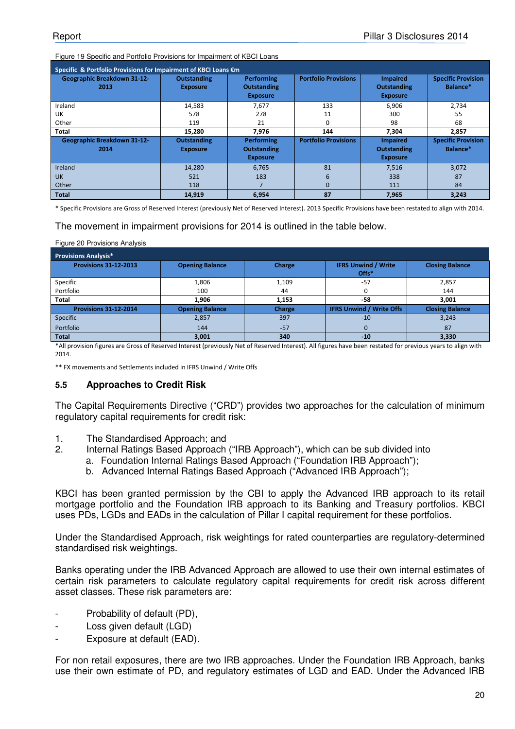Figure 19 Specific and Portfolio Provisions for Impairment of KBCI Loans

| Specific & Portfolio Provisions for Impairment of KBCI Loans €m | | | | | |
|---|---|---|---|---|---|
| **Geographic Breakdown 31-12-2013** | **Outstanding Exposure** | **Performing Outstanding Exposure** | **Portfolio Provisions** | **Impaired Outstanding Exposure** | **Specific Provision Balance*** |
| Ireland | 14,583 | 7,677 | 133 | 6,906 | 2,734 |
| UK | 578 | 278 | 11 | 300 | 55 |
| Other | 119 | 21 | 0 | 98 | 68 |
| **Total** | **15,280** | **7,976** | **144** | **7,304** | **2,857** |
| **Geographic Breakdown 31-12-2014** | **Outstanding Exposure** | **Performing Outstanding Exposure** | **Portfolio Provisions** | **Impaired Outstanding Exposure** | **Specific Provision Balance*** |
| Ireland | 14,280 | 6,765 | 81 | 7,516 | 3,072 |
| UK | 521 | 183 | 6 | 338 | 87 |
| Other | 118 | 7 | 0 | 111 | 84 |
| **Total** | **14,919** | **6,954** | **87** | **7,965** | **3,243** |

* Specific Provisions are Gross of Reserved Interest (previously Net of Reserved Interest). 2013 Specific Provisions have been restated to align with 2014.

The movement in impairment provisions for 2014 is outlined in the table below.

Figure 20 Provisions Analysis

| Provisions Analysis* | | | | |
|---|---|---|---|---|
| **Provisions 31-12-2013** | **Opening Balance** | **Charge** | **IFRS Unwind / Write Offs*** | **Closing Balance** |
| Specific | 1,806 | 1,109 | -57 | 2,857 |
| Portfolio | 100 | 44 | 0 | 144 |
| **Total** | **1,906** | **1,153** | **-58** | **3,001** |
| **Provisions 31-12-2014** | **Opening Balance** | **Charge** | **IFRS Unwind / Write Offs** | **Closing Balance** |
| Specific | 2,857 | 397 | -10 | 3,243 |
| Portfolio | 144 | -57 | 0 | 87 |
| **Total** | **3,001** | **340** | **-10** | **3,330** |

*All provision figures are Gross of Reserved Interest (previously Net of Reserved Interest). All figures have been restated for previous years to align with 2014.

** FX movements and Settlements included in IFRS Unwind / Write Offs

### 5.5 Approaches to Credit Risk

The Capital Requirements Directive ("CRD") provides two approaches for the calculation of minimum regulatory capital requirements for credit risk:

1. The Standardised Approach; and
2. Internal Ratings Based Approach ("IRB Approach"), which can be sub divided into
   a. Foundation Internal Ratings Based Approach ("Foundation IRB Approach");
   b. Advanced Internal Ratings Based Approach ("Advanced IRB Approach");

KBCI has been granted permission by the CBI to apply the Advanced IRB approach to its retail mortgage portfolio and the Foundation IRB approach to its Banking and Treasury portfolios. KBCI uses PDs, LGDs and EADs in the calculation of Pillar I capital requirement for these portfolios.

Under the Standardised Approach, risk weightings for rated counterparties are regulatory-determined standardised risk weightings.

Banks operating under the IRB Advanced Approach are allowed to use their own internal estimates of certain risk parameters to calculate regulatory capital requirements for credit risk across different asset classes. These risk parameters are:

- Probability of default (PD),
- Loss given default (LGD)
- Exposure at default (EAD).

For non retail exposures, there are two IRB approaches. Under the Foundation IRB Approach, banks use their own estimate of PD, and regulatory estimates of LGD and EAD. Under the Advanced IRB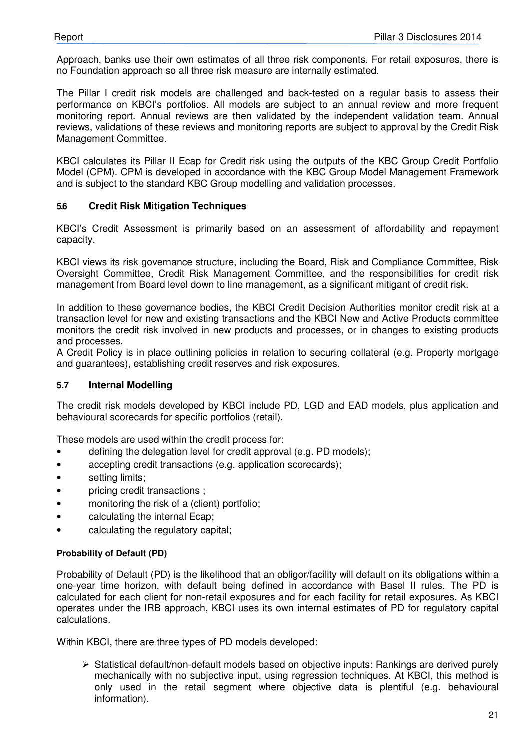Approach, banks use their own estimates of all three risk components. For retail exposures, there is no Foundation approach so all three risk measure are internally estimated.

The Pillar I credit risk models are challenged and back-tested on a regular basis to assess their performance on KBCI's portfolios. All models are subject to an annual review and more frequent monitoring report. Annual reviews are then validated by the independent validation team. Annual reviews, validations of these reviews and monitoring reports are subject to approval by the Credit Risk Management Committee.

KBCI calculates its Pillar II Ecap for Credit risk using the outputs of the KBC Group Credit Portfolio Model (CPM). CPM is developed in accordance with the KBC Group Model Management Framework and is subject to the standard KBC Group modelling and validation processes.

### 5.6 Credit Risk Mitigation Techniques

KBCI's Credit Assessment is primarily based on an assessment of affordability and repayment capacity.

KBCI views its risk governance structure, including the Board, Risk and Compliance Committee, Risk Oversight Committee, Credit Risk Management Committee, and the responsibilities for credit risk management from Board level down to line management, as a significant mitigant of credit risk.

In addition to these governance bodies, the KBCI Credit Decision Authorities monitor credit risk at a transaction level for new and existing transactions and the KBCI New and Active Products committee monitors the credit risk involved in new products and processes, or in changes to existing products and processes.
A Credit Policy is in place outlining policies in relation to securing collateral (e.g. Property mortgage and guarantees), establishing credit reserves and risk exposures.

### 5.7 Internal Modelling

The credit risk models developed by KBCI include PD, LGD and EAD models, plus application and behavioural scorecards for specific portfolios (retail).

These models are used within the credit process for:

- defining the delegation level for credit approval (e.g. PD models);
- accepting credit transactions (e.g. application scorecards);
- setting limits;
- pricing credit transactions ;
- monitoring the risk of a (client) portfolio;
- calculating the internal Ecap;
- calculating the regulatory capital;

#### Probability of Default (PD)

Probability of Default (PD) is the likelihood that an obligor/facility will default on its obligations within a one-year time horizon, with default being defined in accordance with Basel II rules. The PD is calculated for each client for non-retail exposures and for each facility for retail exposures. As KBCI operates under the IRB approach, KBCI uses its own internal estimates of PD for regulatory capital calculations.

Within KBCI, there are three types of PD models developed:

- Statistical default/non-default models based on objective inputs: Rankings are derived purely mechanically with no subjective input, using regression techniques. At KBCI, this method is only used in the retail segment where objective data is plentiful (e.g. behavioural information).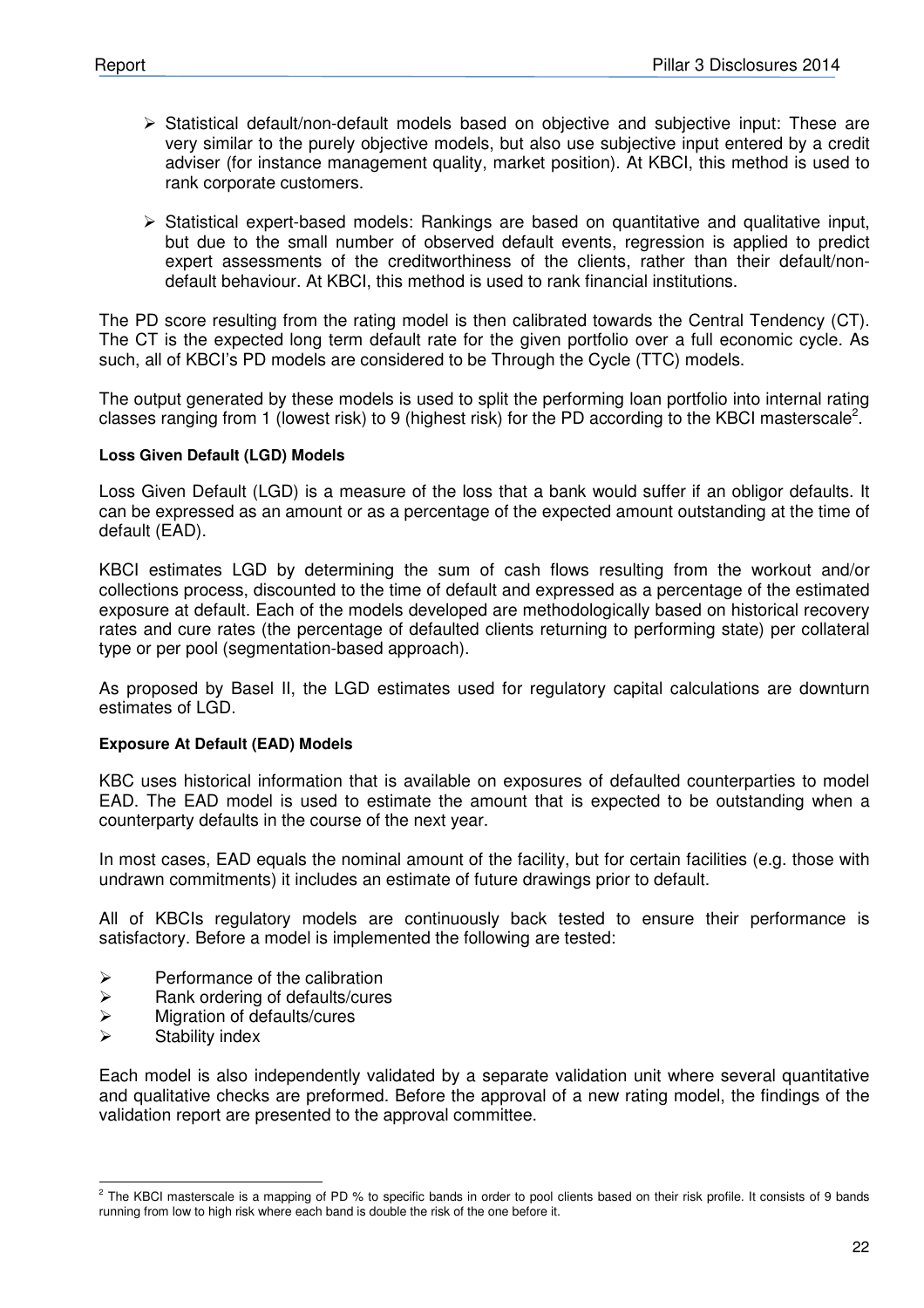- Statistical default/non-default models based on objective and subjective input: These are very similar to the purely objective models, but also use subjective input entered by a credit adviser (for instance management quality, market position). At KBCI, this method is used to rank corporate customers.

- Statistical expert-based models: Rankings are based on quantitative and qualitative input, but due to the small number of observed default events, regression is applied to predict expert assessments of the creditworthiness of the clients, rather than their default/non-default behaviour. At KBCI, this method is used to rank financial institutions.

The PD score resulting from the rating model is then calibrated towards the Central Tendency (CT). The CT is the expected long term default rate for the given portfolio over a full economic cycle. As such, all of KBCI's PD models are considered to be Through the Cycle (TTC) models.

The output generated by these models is used to split the performing loan portfolio into internal rating classes ranging from 1 (lowest risk) to 9 (highest risk) for the PD according to the KBCI masterscale[2].

**Loss Given Default (LGD) Models**

Loss Given Default (LGD) is a measure of the loss that a bank would suffer if an obligor defaults. It can be expressed as an amount or as a percentage of the expected amount outstanding at the time of default (EAD).

KBCI estimates LGD by determining the sum of cash flows resulting from the workout and/or collections process, discounted to the time of default and expressed as a percentage of the estimated exposure at default. Each of the models developed are methodologically based on historical recovery rates and cure rates (the percentage of defaulted clients returning to performing state) per collateral type or per pool (segmentation-based approach).

As proposed by Basel II, the LGD estimates used for regulatory capital calculations are downturn estimates of LGD.

**Exposure At Default (EAD) Models**

KBC uses historical information that is available on exposures of defaulted counterparties to model EAD. The EAD model is used to estimate the amount that is expected to be outstanding when a counterparty defaults in the course of the next year.

In most cases, EAD equals the nominal amount of the facility, but for certain facilities (e.g. those with undrawn commitments) it includes an estimate of future drawings prior to default.

All of KBCIs regulatory models are continuously back tested to ensure their performance is satisfactory. Before a model is implemented the following are tested:

- Performance of the calibration
- Rank ordering of defaults/cures
- Migration of defaults/cures
- Stability index

Each model is also independently validated by a separate validation unit where several quantitative and qualitative checks are preformed. Before the approval of a new rating model, the findings of the validation report are presented to the approval committee.

[2] The KBCI masterscale is a mapping of PD % to specific bands in order to pool clients based on their risk profile. It consists of 9 bands running from low to high risk where each band is double the risk of the one before it.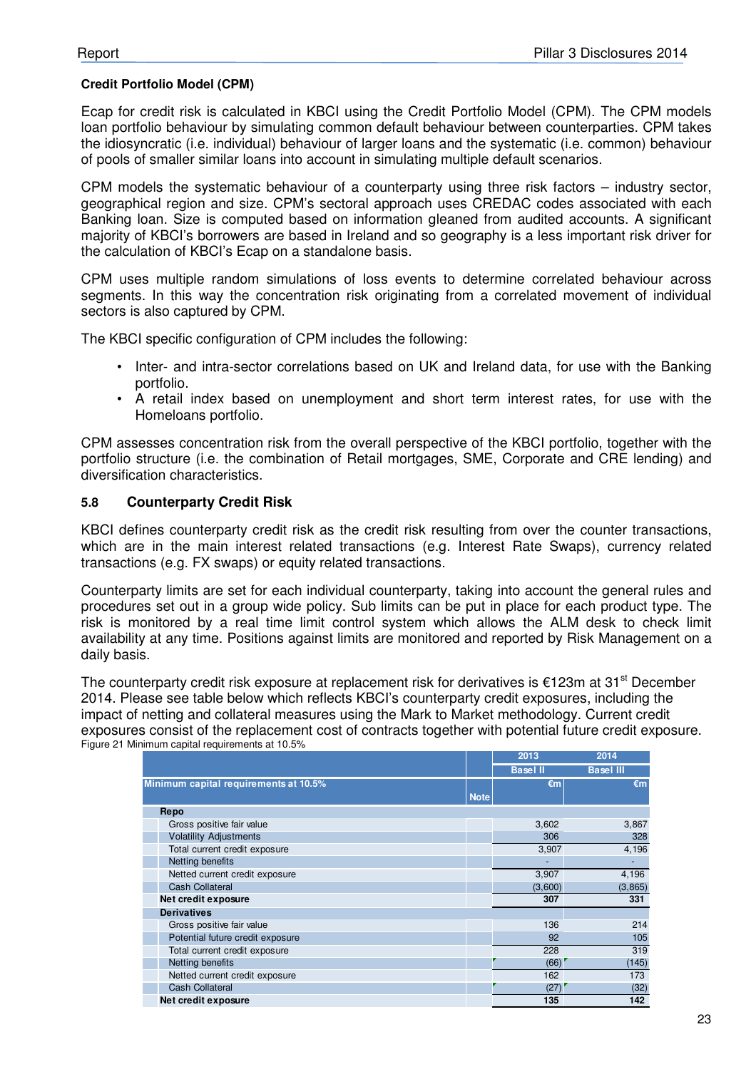**Credit Portfolio Model (CPM)**

Ecap for credit risk is calculated in KBCI using the Credit Portfolio Model (CPM). The CPM models loan portfolio behaviour by simulating common default behaviour between counterparties. CPM takes the idiosyncratic (i.e. individual) behaviour of larger loans and the systematic (i.e. common) behaviour of pools of smaller similar loans into account in simulating multiple default scenarios.

CPM models the systematic behaviour of a counterparty using three risk factors – industry sector, geographical region and size. CPM's sectoral approach uses CREDAC codes associated with each Banking loan. Size is computed based on information gleaned from audited accounts. A significant majority of KBCI's borrowers are based in Ireland and so geography is a less important risk driver for the calculation of KBCI's Ecap on a standalone basis.

CPM uses multiple random simulations of loss events to determine correlated behaviour across segments. In this way the concentration risk originating from a correlated movement of individual sectors is also captured by CPM.

The KBCI specific configuration of CPM includes the following:

- Inter- and intra-sector correlations based on UK and Ireland data, for use with the Banking portfolio.
- A retail index based on unemployment and short term interest rates, for use with the Homeloans portfolio.

CPM assesses concentration risk from the overall perspective of the KBCI portfolio, together with the portfolio structure (i.e. the combination of Retail mortgages, SME, Corporate and CRE lending) and diversification characteristics.

## 5.8 Counterparty Credit Risk

KBCI defines counterparty credit risk as the credit risk resulting from over the counter transactions, which are in the main interest related transactions (e.g. Interest Rate Swaps), currency related transactions (e.g. FX swaps) or equity related transactions.

Counterparty limits are set for each individual counterparty, taking into account the general rules and procedures set out in a group wide policy. Sub limits can be put in place for each product type. The risk is monitored by a real time limit control system which allows the ALM desk to check limit availability at any time. Positions against limits are monitored and reported by Risk Management on a daily basis.

The counterparty credit risk exposure at replacement risk for derivatives is €123m at 31st December 2014. Please see table below which reflects KBCI's counterparty credit exposures, including the impact of netting and collateral measures using the Mark to Market methodology. Current credit exposures consist of the replacement cost of contracts together with potential future credit exposure.

Figure 21 Minimum capital requirements at 10.5%

| | | 2013 | 2014 |
|---|---|---|---|
| | | Basel II | Basel III |
| Minimum capital requirements at 10.5% | Note | €m | €m |
| **Repo** | | | |
| Gross positive fair value | | 3,602 | 3,867 |
| Volatility Adjustments | | 306 | 328 |
| Total current credit exposure | | 3,907 | 4,196 |
| Netting benefits | | - | - |
| Netted current credit exposure | | 3,907 | 4,196 |
| Cash Collateral | | (3,600) | (3,865) |
| **Net credit exposure** | | **307** | **331** |
| **Derivatives** | | | |
| Gross positive fair value | | 136 | 214 |
| Potential future credit exposure | | 92 | 105 |
| Total current credit exposure | | 228 | 319 |
| Netting benefits | | (66) | (145) |
| Netted current credit exposure | | 162 | 173 |
| Cash Collateral | | (27) | (32) |
| **Net credit exposure** | | **135** | **142** |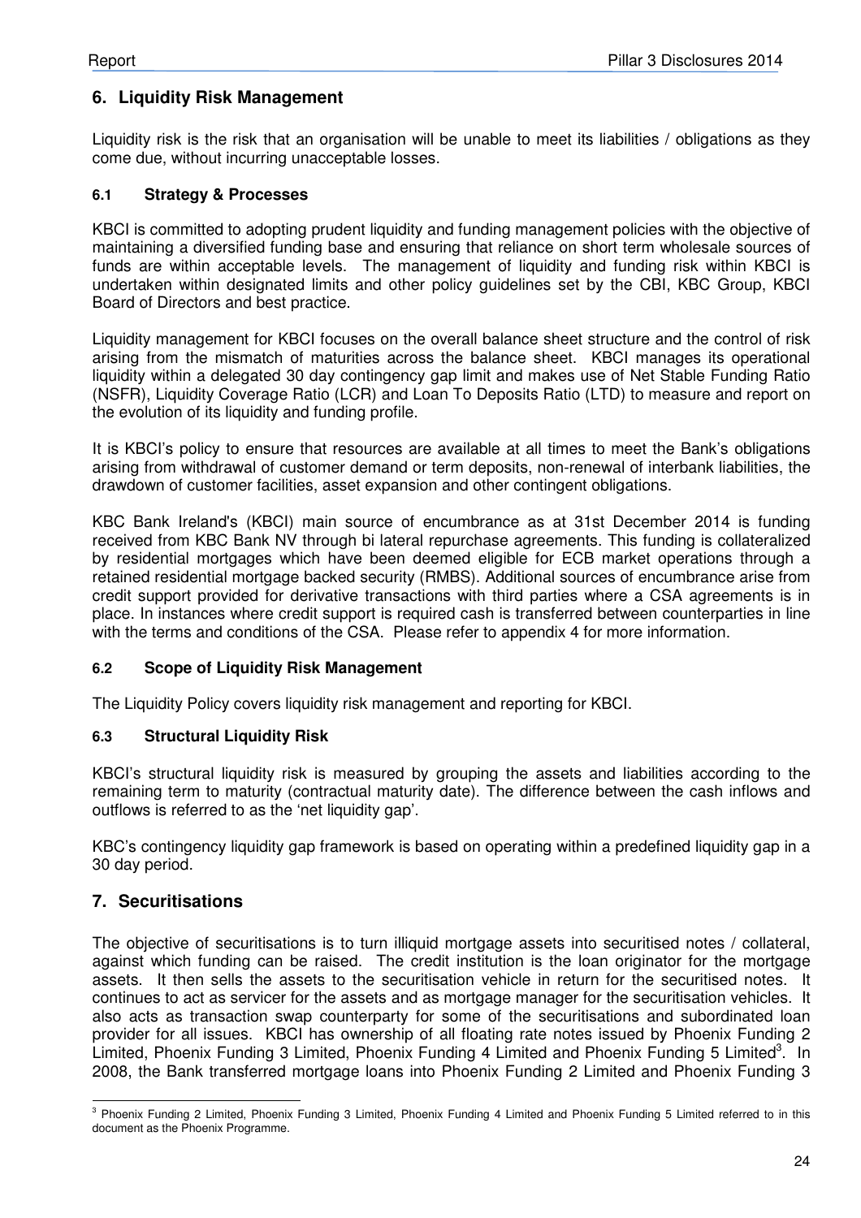## 6. Liquidity Risk Management

Liquidity risk is the risk that an organisation will be unable to meet its liabilities / obligations as they come due, without incurring unacceptable losses.

### 6.1 Strategy & Processes

KBCI is committed to adopting prudent liquidity and funding management policies with the objective of maintaining a diversified funding base and ensuring that reliance on short term wholesale sources of funds are within acceptable levels. The management of liquidity and funding risk within KBCI is undertaken within designated limits and other policy guidelines set by the CBI, KBC Group, KBCI Board of Directors and best practice.

Liquidity management for KBCI focuses on the overall balance sheet structure and the control of risk arising from the mismatch of maturities across the balance sheet. KBCI manages its operational liquidity within a delegated 30 day contingency gap limit and makes use of Net Stable Funding Ratio (NSFR), Liquidity Coverage Ratio (LCR) and Loan To Deposits Ratio (LTD) to measure and report on the evolution of its liquidity and funding profile.

It is KBCI's policy to ensure that resources are available at all times to meet the Bank's obligations arising from withdrawal of customer demand or term deposits, non-renewal of interbank liabilities, the drawdown of customer facilities, asset expansion and other contingent obligations.

KBC Bank Ireland's (KBCI) main source of encumbrance as at 31st December 2014 is funding received from KBC Bank NV through bi lateral repurchase agreements. This funding is collateralized by residential mortgages which have been deemed eligible for ECB market operations through a retained residential mortgage backed security (RMBS). Additional sources of encumbrance arise from credit support provided for derivative transactions with third parties where a CSA agreements is in place. In instances where credit support is required cash is transferred between counterparties in line with the terms and conditions of the CSA. Please refer to appendix 4 for more information.

### 6.2 Scope of Liquidity Risk Management

The Liquidity Policy covers liquidity risk management and reporting for KBCI.

### 6.3 Structural Liquidity Risk

KBCI's structural liquidity risk is measured by grouping the assets and liabilities according to the remaining term to maturity (contractual maturity date). The difference between the cash inflows and outflows is referred to as the 'net liquidity gap'.

KBC's contingency liquidity gap framework is based on operating within a predefined liquidity gap in a 30 day period.

## 7. Securitisations

The objective of securitisations is to turn illiquid mortgage assets into securitised notes / collateral, against which funding can be raised. The credit institution is the loan originator for the mortgage assets. It then sells the assets to the securitisation vehicle in return for the securitised notes. It continues to act as servicer for the assets and as mortgage manager for the securitisation vehicles. It also acts as transaction swap counterparty for some of the securitisations and subordinated loan provider for all issues. KBCI has ownership of all floating rate notes issued by Phoenix Funding 2 Limited, Phoenix Funding 3 Limited, Phoenix Funding 4 Limited and Phoenix Funding 5 Limited[3]. In 2008, the Bank transferred mortgage loans into Phoenix Funding 2 Limited and Phoenix Funding 3

[3] Phoenix Funding 2 Limited, Phoenix Funding 3 Limited, Phoenix Funding 4 Limited and Phoenix Funding 5 Limited referred to in this document as the Phoenix Programme.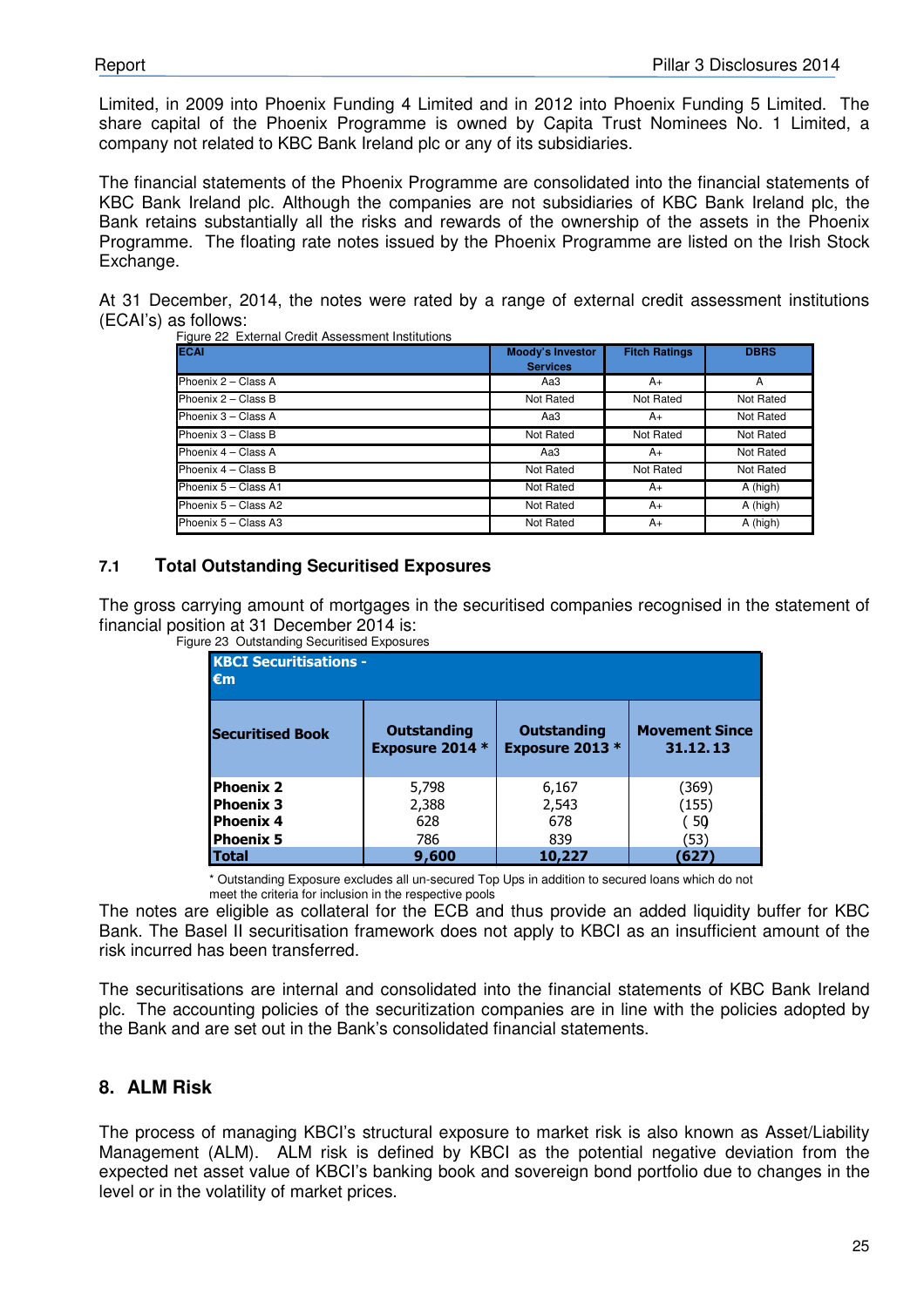Limited, in 2009 into Phoenix Funding 4 Limited and in 2012 into Phoenix Funding 5 Limited. The share capital of the Phoenix Programme is owned by Capita Trust Nominees No. 1 Limited, a company not related to KBC Bank Ireland plc or any of its subsidiaries.

The financial statements of the Phoenix Programme are consolidated into the financial statements of KBC Bank Ireland plc. Although the companies are not subsidiaries of KBC Bank Ireland plc, the Bank retains substantially all the risks and rewards of the ownership of the assets in the Phoenix Programme. The floating rate notes issued by the Phoenix Programme are listed on the Irish Stock Exchange.

At 31 December, 2014, the notes were rated by a range of external credit assessment institutions (ECAI's) as follows:

Figure 22 External Credit Assessment Institutions

| ECAI | Moody's Investor Services | Fitch Ratings | DBRS |
|---|---|---|---|
| Phoenix 2 – Class A | Aa3 | A+ | A |
| Phoenix 2 – Class B | Not Rated | Not Rated | Not Rated |
| Phoenix 3 – Class A | Aa3 | A+ | Not Rated |
| Phoenix 3 – Class B | Not Rated | Not Rated | Not Rated |
| Phoenix 4 – Class A | Aa3 | A+ | Not Rated |
| Phoenix 4 – Class B | Not Rated | Not Rated | Not Rated |
| Phoenix 5 – Class A1 | Not Rated | A+ | A (high) |
| Phoenix 5 – Class A2 | Not Rated | A+ | A (high) |
| Phoenix 5 – Class A3 | Not Rated | A+ | A (high) |

## 7.1 Total Outstanding Securitised Exposures

The gross carrying amount of mortgages in the securitised companies recognised in the statement of financial position at 31 December 2014 is:

Figure 23 Outstanding Securitised Exposures

| KBCI Securitisations - €m | | | |
|---|---|---|---|
| **Securitised Book** | **Outstanding Exposure 2014 *** | **Outstanding Exposure 2013 *** | **Movement Since 31.12.13** |
| **Phoenix 2** | 5,798 | 6,167 | (369) |
| **Phoenix 3** | 2,388 | 2,543 | (155) |
| **Phoenix 4** | 628 | 678 | ( 50) |
| **Phoenix 5** | 786 | 839 | (53) |
| **Total** | **9,600** | **10,227** | **(627)** |

\* Outstanding Exposure excludes all un-secured Top Ups in addition to secured loans which do not meet the criteria for inclusion in the respective pools

The notes are eligible as collateral for the ECB and thus provide an added liquidity buffer for KBC Bank. The Basel II securitisation framework does not apply to KBCI as an insufficient amount of the risk incurred has been transferred.

The securitisations are internal and consolidated into the financial statements of KBC Bank Ireland plc. The accounting policies of the securitization companies are in line with the policies adopted by the Bank and are set out in the Bank's consolidated financial statements.

# 8. ALM Risk

The process of managing KBCI's structural exposure to market risk is also known as Asset/Liability Management (ALM). ALM risk is defined by KBCI as the potential negative deviation from the expected net asset value of KBCI's banking book and sovereign bond portfolio due to changes in the level or in the volatility of market prices.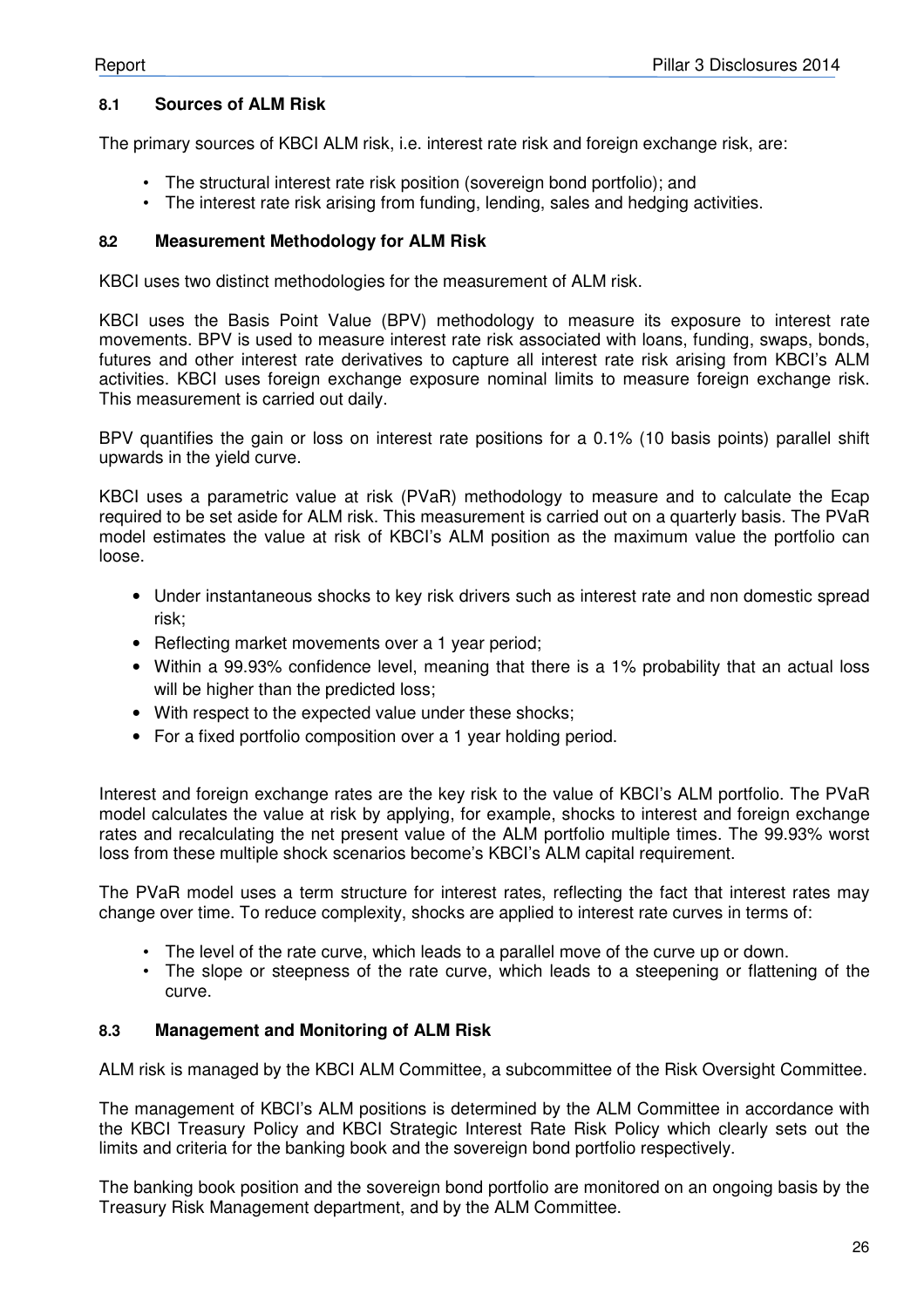### 8.1 Sources of ALM Risk

The primary sources of KBCI ALM risk, i.e. interest rate risk and foreign exchange risk, are:

- The structural interest rate risk position (sovereign bond portfolio); and
- The interest rate risk arising from funding, lending, sales and hedging activities.

### 8.2 Measurement Methodology for ALM Risk

KBCI uses two distinct methodologies for the measurement of ALM risk.

KBCI uses the Basis Point Value (BPV) methodology to measure its exposure to interest rate movements. BPV is used to measure interest rate risk associated with loans, funding, swaps, bonds, futures and other interest rate derivatives to capture all interest rate risk arising from KBCI's ALM activities. KBCI uses foreign exchange exposure nominal limits to measure foreign exchange risk. This measurement is carried out daily.

BPV quantifies the gain or loss on interest rate positions for a 0.1% (10 basis points) parallel shift upwards in the yield curve.

KBCI uses a parametric value at risk (PVaR) methodology to measure and to calculate the Ecap required to be set aside for ALM risk. This measurement is carried out on a quarterly basis. The PVaR model estimates the value at risk of KBCI's ALM position as the maximum value the portfolio can loose.

- Under instantaneous shocks to key risk drivers such as interest rate and non domestic spread risk;
- Reflecting market movements over a 1 year period;
- Within a 99.93% confidence level, meaning that there is a 1% probability that an actual loss will be higher than the predicted loss;
- With respect to the expected value under these shocks;
- For a fixed portfolio composition over a 1 year holding period.

Interest and foreign exchange rates are the key risk to the value of KBCI's ALM portfolio. The PVaR model calculates the value at risk by applying, for example, shocks to interest and foreign exchange rates and recalculating the net present value of the ALM portfolio multiple times. The 99.93% worst loss from these multiple shock scenarios become's KBCI's ALM capital requirement.

The PVaR model uses a term structure for interest rates, reflecting the fact that interest rates may change over time. To reduce complexity, shocks are applied to interest rate curves in terms of:

- The level of the rate curve, which leads to a parallel move of the curve up or down.
- The slope or steepness of the rate curve, which leads to a steepening or flattening of the curve.

### 8.3 Management and Monitoring of ALM Risk

ALM risk is managed by the KBCI ALM Committee, a subcommittee of the Risk Oversight Committee.

The management of KBCI's ALM positions is determined by the ALM Committee in accordance with the KBCI Treasury Policy and KBCI Strategic Interest Rate Risk Policy which clearly sets out the limits and criteria for the banking book and the sovereign bond portfolio respectively.

The banking book position and the sovereign bond portfolio are monitored on an ongoing basis by the Treasury Risk Management department, and by the ALM Committee.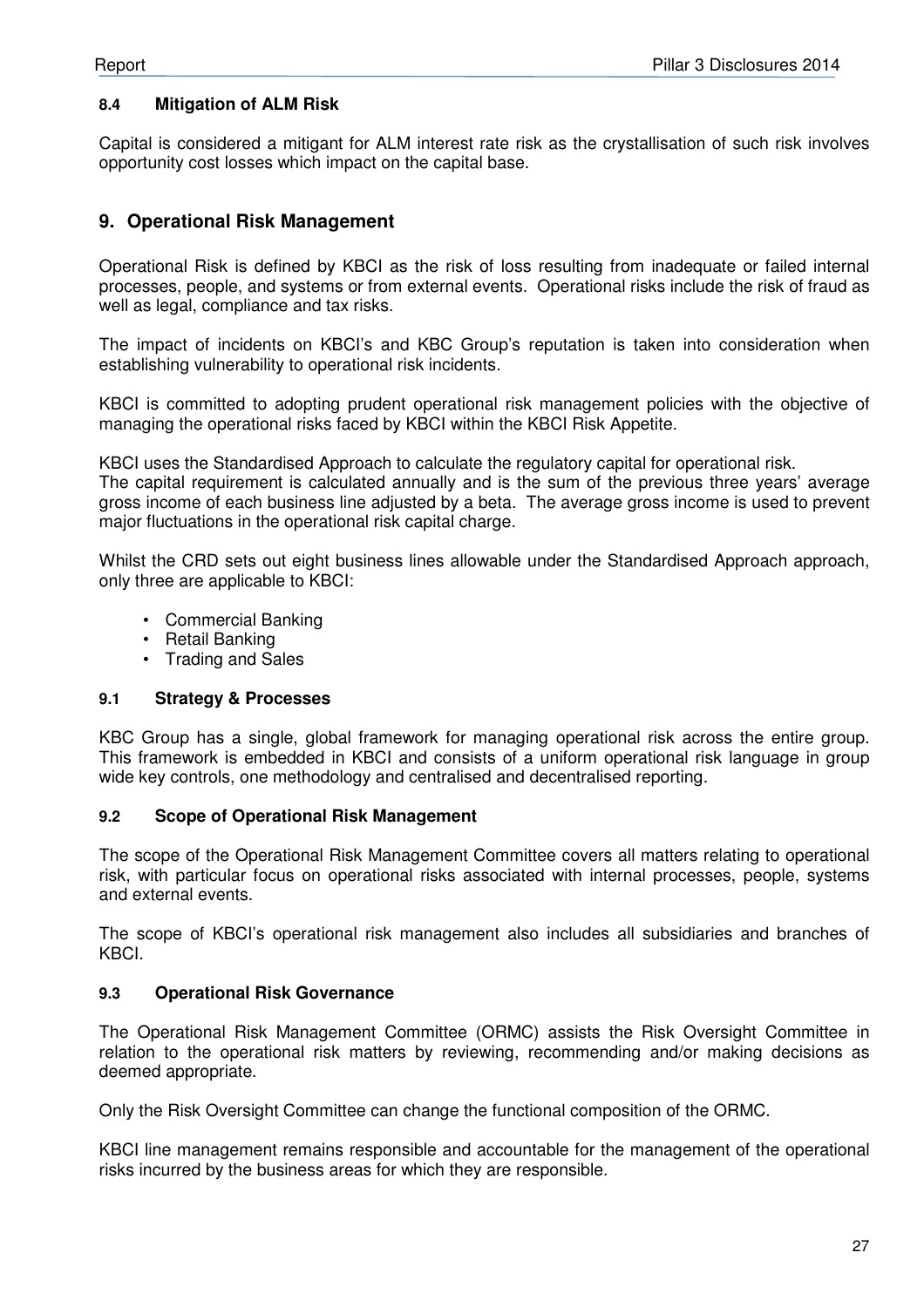### 8.4 Mitigation of ALM Risk

Capital is considered a mitigant for ALM interest rate risk as the crystallisation of such risk involves opportunity cost losses which impact on the capital base.

## 9. Operational Risk Management

Operational Risk is defined by KBCI as the risk of loss resulting from inadequate or failed internal processes, people, and systems or from external events. Operational risks include the risk of fraud as well as legal, compliance and tax risks.

The impact of incidents on KBCI's and KBC Group's reputation is taken into consideration when establishing vulnerability to operational risk incidents.

KBCI is committed to adopting prudent operational risk management policies with the objective of managing the operational risks faced by KBCI within the KBCI Risk Appetite.

KBCI uses the Standardised Approach to calculate the regulatory capital for operational risk.
The capital requirement is calculated annually and is the sum of the previous three years' average gross income of each business line adjusted by a beta. The average gross income is used to prevent major fluctuations in the operational risk capital charge.

Whilst the CRD sets out eight business lines allowable under the Standardised Approach approach, only three are applicable to KBCI:

- Commercial Banking
- Retail Banking
- Trading and Sales

### 9.1 Strategy & Processes

KBC Group has a single, global framework for managing operational risk across the entire group. This framework is embedded in KBCI and consists of a uniform operational risk language in group wide key controls, one methodology and centralised and decentralised reporting.

### 9.2 Scope of Operational Risk Management

The scope of the Operational Risk Management Committee covers all matters relating to operational risk, with particular focus on operational risks associated with internal processes, people, systems and external events.

The scope of KBCI's operational risk management also includes all subsidiaries and branches of KBCI.

### 9.3 Operational Risk Governance

The Operational Risk Management Committee (ORMC) assists the Risk Oversight Committee in relation to the operational risk matters by reviewing, recommending and/or making decisions as deemed appropriate.

Only the Risk Oversight Committee can change the functional composition of the ORMC.

KBCI line management remains responsible and accountable for the management of the operational risks incurred by the business areas for which they are responsible.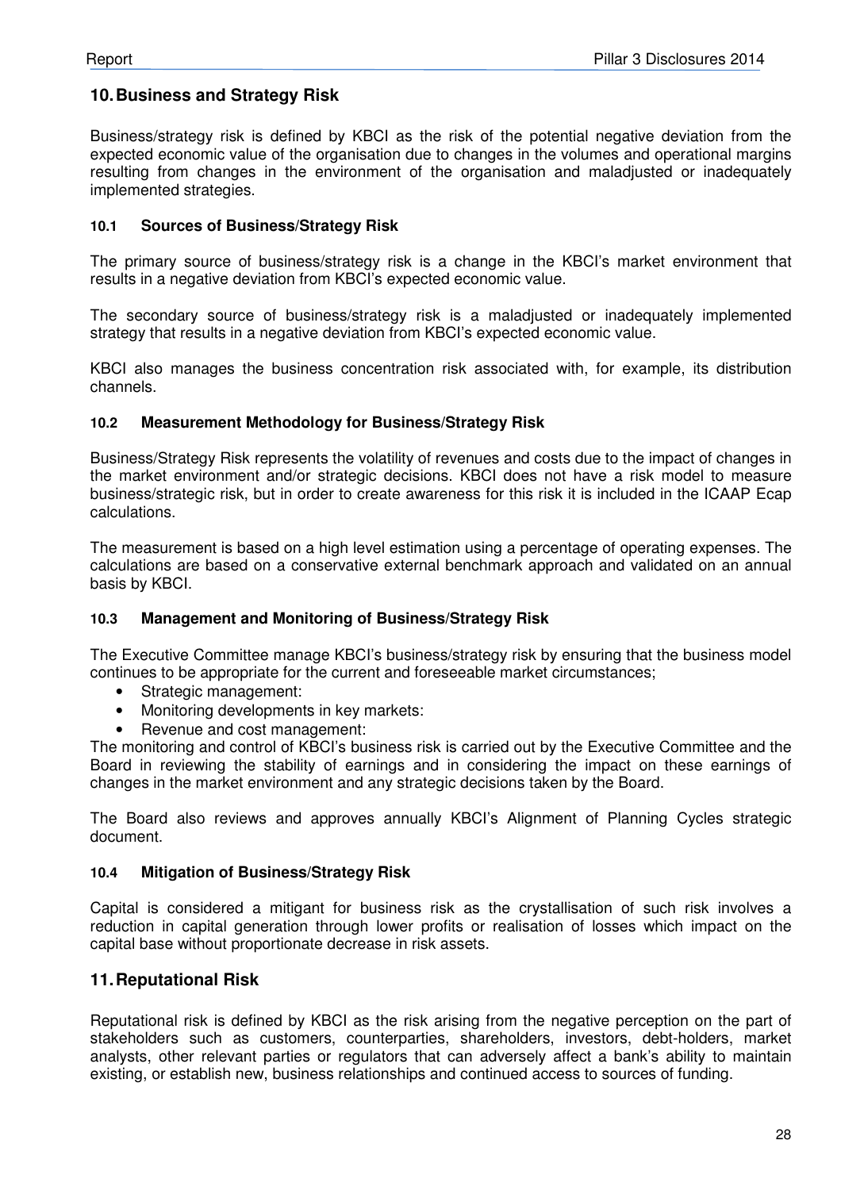## 10. Business and Strategy Risk

Business/strategy risk is defined by KBCI as the risk of the potential negative deviation from the expected economic value of the organisation due to changes in the volumes and operational margins resulting from changes in the environment of the organisation and maladjusted or inadequately implemented strategies.

### 10.1 Sources of Business/Strategy Risk

The primary source of business/strategy risk is a change in the KBCI's market environment that results in a negative deviation from KBCI's expected economic value.

The secondary source of business/strategy risk is a maladjusted or inadequately implemented strategy that results in a negative deviation from KBCI's expected economic value.

KBCI also manages the business concentration risk associated with, for example, its distribution channels.

### 10.2 Measurement Methodology for Business/Strategy Risk

Business/Strategy Risk represents the volatility of revenues and costs due to the impact of changes in the market environment and/or strategic decisions. KBCI does not have a risk model to measure business/strategic risk, but in order to create awareness for this risk it is included in the ICAAP Ecap calculations.

The measurement is based on a high level estimation using a percentage of operating expenses. The calculations are based on a conservative external benchmark approach and validated on an annual basis by KBCI.

### 10.3 Management and Monitoring of Business/Strategy Risk

The Executive Committee manage KBCI's business/strategy risk by ensuring that the business model continues to be appropriate for the current and foreseeable market circumstances;

- Strategic management:
- Monitoring developments in key markets:
- Revenue and cost management:

The monitoring and control of KBCI's business risk is carried out by the Executive Committee and the Board in reviewing the stability of earnings and in considering the impact on these earnings of changes in the market environment and any strategic decisions taken by the Board.

The Board also reviews and approves annually KBCI's Alignment of Planning Cycles strategic document.

### 10.4 Mitigation of Business/Strategy Risk

Capital is considered a mitigant for business risk as the crystallisation of such risk involves a reduction in capital generation through lower profits or realisation of losses which impact on the capital base without proportionate decrease in risk assets.

## 11. Reputational Risk

Reputational risk is defined by KBCI as the risk arising from the negative perception on the part of stakeholders such as customers, counterparties, shareholders, investors, debt-holders, market analysts, other relevant parties or regulators that can adversely affect a bank's ability to maintain existing, or establish new, business relationships and continued access to sources of funding.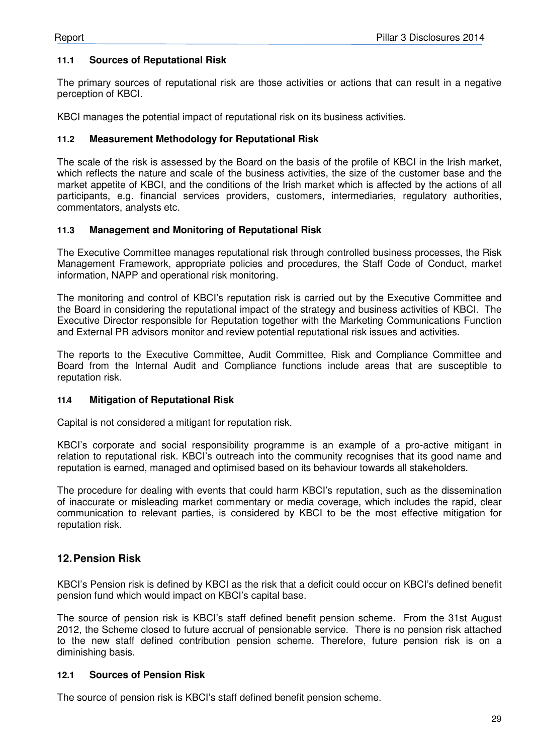### 11.1 Sources of Reputational Risk

The primary sources of reputational risk are those activities or actions that can result in a negative perception of KBCI.

KBCI manages the potential impact of reputational risk on its business activities.

### 11.2 Measurement Methodology for Reputational Risk

The scale of the risk is assessed by the Board on the basis of the profile of KBCI in the Irish market, which reflects the nature and scale of the business activities, the size of the customer base and the market appetite of KBCI, and the conditions of the Irish market which is affected by the actions of all participants, e.g. financial services providers, customers, intermediaries, regulatory authorities, commentators, analysts etc.

### 11.3 Management and Monitoring of Reputational Risk

The Executive Committee manages reputational risk through controlled business processes, the Risk Management Framework, appropriate policies and procedures, the Staff Code of Conduct, market information, NAPP and operational risk monitoring.

The monitoring and control of KBCI's reputation risk is carried out by the Executive Committee and the Board in considering the reputational impact of the strategy and business activities of KBCI. The Executive Director responsible for Reputation together with the Marketing Communications Function and External PR advisors monitor and review potential reputational risk issues and activities.

The reports to the Executive Committee, Audit Committee, Risk and Compliance Committee and Board from the Internal Audit and Compliance functions include areas that are susceptible to reputation risk.

### 11.4 Mitigation of Reputational Risk

Capital is not considered a mitigant for reputation risk.

KBCI's corporate and social responsibility programme is an example of a pro-active mitigant in relation to reputational risk. KBCI's outreach into the community recognises that its good name and reputation is earned, managed and optimised based on its behaviour towards all stakeholders.

The procedure for dealing with events that could harm KBCI's reputation, such as the dissemination of inaccurate or misleading market commentary or media coverage, which includes the rapid, clear communication to relevant parties, is considered by KBCI to be the most effective mitigation for reputation risk.

## 12. Pension Risk

KBCI's Pension risk is defined by KBCI as the risk that a deficit could occur on KBCI's defined benefit pension fund which would impact on KBCI's capital base.

The source of pension risk is KBCI's staff defined benefit pension scheme. From the 31st August 2012, the Scheme closed to future accrual of pensionable service. There is no pension risk attached to the new staff defined contribution pension scheme. Therefore, future pension risk is on a diminishing basis.

### 12.1 Sources of Pension Risk

The source of pension risk is KBCI's staff defined benefit pension scheme.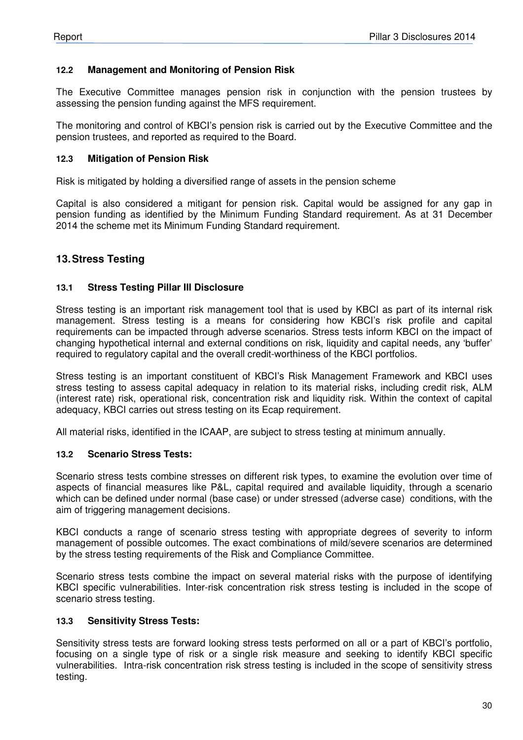### 12.2 Management and Monitoring of Pension Risk

The Executive Committee manages pension risk in conjunction with the pension trustees by assessing the pension funding against the MFS requirement.

The monitoring and control of KBCI's pension risk is carried out by the Executive Committee and the pension trustees, and reported as required to the Board.

### 12.3 Mitigation of Pension Risk

Risk is mitigated by holding a diversified range of assets in the pension scheme

Capital is also considered a mitigant for pension risk. Capital would be assigned for any gap in pension funding as identified by the Minimum Funding Standard requirement. As at 31 December 2014 the scheme met its Minimum Funding Standard requirement.

## 13. Stress Testing

### 13.1 Stress Testing Pillar III Disclosure

Stress testing is an important risk management tool that is used by KBCI as part of its internal risk management. Stress testing is a means for considering how KBCI's risk profile and capital requirements can be impacted through adverse scenarios. Stress tests inform KBCI on the impact of changing hypothetical internal and external conditions on risk, liquidity and capital needs, any 'buffer' required to regulatory capital and the overall credit-worthiness of the KBCI portfolios.

Stress testing is an important constituent of KBCI's Risk Management Framework and KBCI uses stress testing to assess capital adequacy in relation to its material risks, including credit risk, ALM (interest rate) risk, operational risk, concentration risk and liquidity risk. Within the context of capital adequacy, KBCI carries out stress testing on its Ecap requirement.

All material risks, identified in the ICAAP, are subject to stress testing at minimum annually.

### 13.2 Scenario Stress Tests:

Scenario stress tests combine stresses on different risk types, to examine the evolution over time of aspects of financial measures like P&L, capital required and available liquidity, through a scenario which can be defined under normal (base case) or under stressed (adverse case) conditions, with the aim of triggering management decisions.

KBCI conducts a range of scenario stress testing with appropriate degrees of severity to inform management of possible outcomes. The exact combinations of mild/severe scenarios are determined by the stress testing requirements of the Risk and Compliance Committee.

Scenario stress tests combine the impact on several material risks with the purpose of identifying KBCI specific vulnerabilities. Inter-risk concentration risk stress testing is included in the scope of scenario stress testing.

### 13.3 Sensitivity Stress Tests:

Sensitivity stress tests are forward looking stress tests performed on all or a part of KBCI's portfolio, focusing on a single type of risk or a single risk measure and seeking to identify KBCI specific vulnerabilities. Intra-risk concentration risk stress testing is included in the scope of sensitivity stress testing.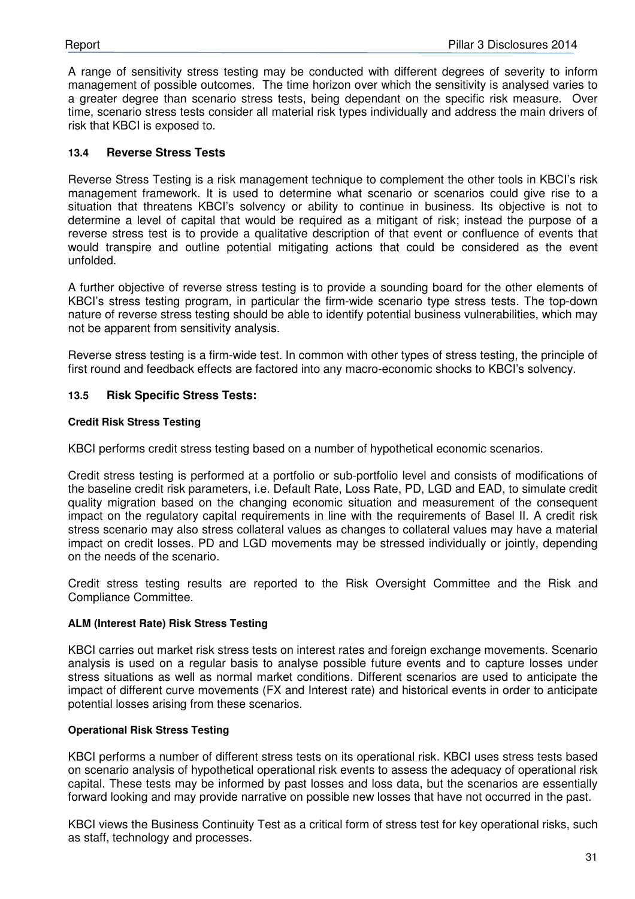A range of sensitivity stress testing may be conducted with different degrees of severity to inform management of possible outcomes. The time horizon over which the sensitivity is analysed varies to a greater degree than scenario stress tests, being dependant on the specific risk measure. Over time, scenario stress tests consider all material risk types individually and address the main drivers of risk that KBCI is exposed to.

### 13.4 Reverse Stress Tests

Reverse Stress Testing is a risk management technique to complement the other tools in KBCI's risk management framework. It is used to determine what scenario or scenarios could give rise to a situation that threatens KBCI's solvency or ability to continue in business. Its objective is not to determine a level of capital that would be required as a mitigant of risk; instead the purpose of a reverse stress test is to provide a qualitative description of that event or confluence of events that would transpire and outline potential mitigating actions that could be considered as the event unfolded.

A further objective of reverse stress testing is to provide a sounding board for the other elements of KBCI's stress testing program, in particular the firm-wide scenario type stress tests. The top-down nature of reverse stress testing should be able to identify potential business vulnerabilities, which may not be apparent from sensitivity analysis.

Reverse stress testing is a firm-wide test. In common with other types of stress testing, the principle of first round and feedback effects are factored into any macro-economic shocks to KBCI's solvency.

### 13.5 Risk Specific Stress Tests:

#### Credit Risk Stress Testing

KBCI performs credit stress testing based on a number of hypothetical economic scenarios.

Credit stress testing is performed at a portfolio or sub-portfolio level and consists of modifications of the baseline credit risk parameters, i.e. Default Rate, Loss Rate, PD, LGD and EAD, to simulate credit quality migration based on the changing economic situation and measurement of the consequent impact on the regulatory capital requirements in line with the requirements of Basel II. A credit risk stress scenario may also stress collateral values as changes to collateral values may have a material impact on credit losses. PD and LGD movements may be stressed individually or jointly, depending on the needs of the scenario.

Credit stress testing results are reported to the Risk Oversight Committee and the Risk and Compliance Committee.

#### ALM (Interest Rate) Risk Stress Testing

KBCI carries out market risk stress tests on interest rates and foreign exchange movements. Scenario analysis is used on a regular basis to analyse possible future events and to capture losses under stress situations as well as normal market conditions. Different scenarios are used to anticipate the impact of different curve movements (FX and Interest rate) and historical events in order to anticipate potential losses arising from these scenarios.

#### Operational Risk Stress Testing

KBCI performs a number of different stress tests on its operational risk. KBCI uses stress tests based on scenario analysis of hypothetical operational risk events to assess the adequacy of operational risk capital. These tests may be informed by past losses and loss data, but the scenarios are essentially forward looking and may provide narrative on possible new losses that have not occurred in the past.

KBCI views the Business Continuity Test as a critical form of stress test for key operational risks, such as staff, technology and processes.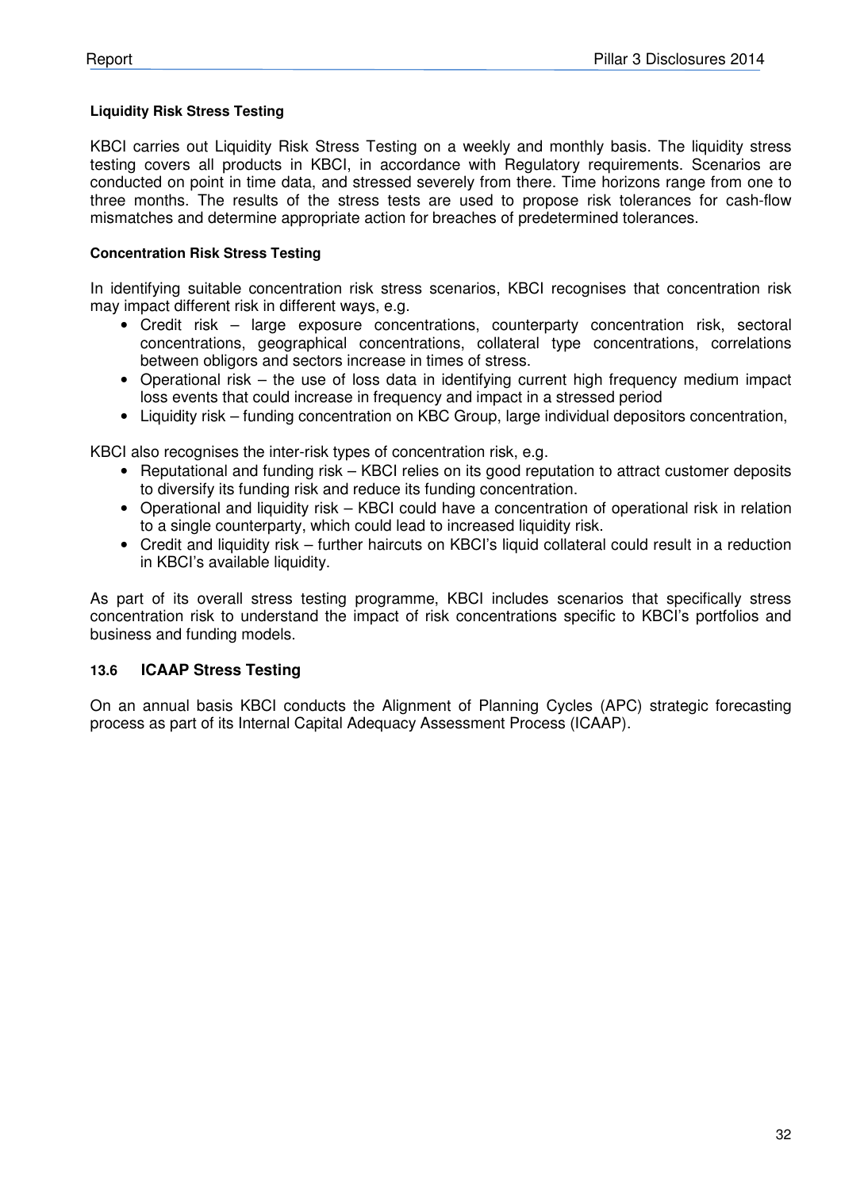**Liquidity Risk Stress Testing**

KBCI carries out Liquidity Risk Stress Testing on a weekly and monthly basis. The liquidity stress testing covers all products in KBCI, in accordance with Regulatory requirements. Scenarios are conducted on point in time data, and stressed severely from there. Time horizons range from one to three months. The results of the stress tests are used to propose risk tolerances for cash-flow mismatches and determine appropriate action for breaches of predetermined tolerances.

**Concentration Risk Stress Testing**

In identifying suitable concentration risk stress scenarios, KBCI recognises that concentration risk may impact different risk in different ways, e.g.

- Credit risk – large exposure concentrations, counterparty concentration risk, sectoral concentrations, geographical concentrations, collateral type concentrations, correlations between obligors and sectors increase in times of stress.
- Operational risk – the use of loss data in identifying current high frequency medium impact loss events that could increase in frequency and impact in a stressed period
- Liquidity risk – funding concentration on KBC Group, large individual depositors concentration,

KBCI also recognises the inter-risk types of concentration risk, e.g.

- Reputational and funding risk – KBCI relies on its good reputation to attract customer deposits to diversify its funding risk and reduce its funding concentration.
- Operational and liquidity risk – KBCI could have a concentration of operational risk in relation to a single counterparty, which could lead to increased liquidity risk.
- Credit and liquidity risk – further haircuts on KBCI's liquid collateral could result in a reduction in KBCI's available liquidity.

As part of its overall stress testing programme, KBCI includes scenarios that specifically stress concentration risk to understand the impact of risk concentrations specific to KBCI's portfolios and business and funding models.

### 13.6 ICAAP Stress Testing

On an annual basis KBCI conducts the Alignment of Planning Cycles (APC) strategic forecasting process as part of its Internal Capital Adequacy Assessment Process (ICAAP).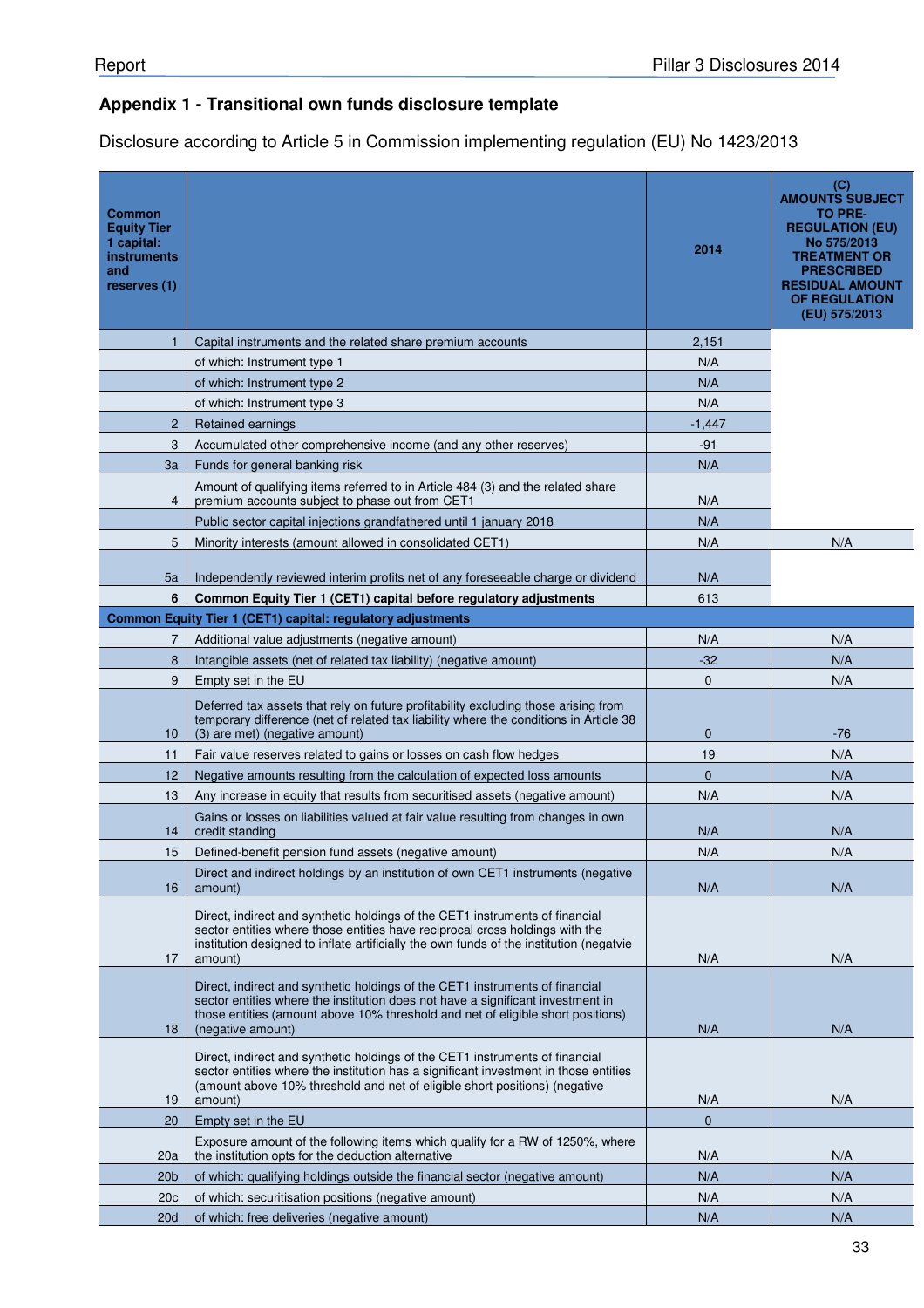## Appendix 1 - Transitional own funds disclosure template

Disclosure according to Article 5 in Commission implementing regulation (EU) No 1423/2013

| Common Equity Tier 1 capital: instruments and reserves (1) | | 2014 | (C) AMOUNTS SUBJECT TO PRE-REGULATION (EU) No 575/2013 TREATMENT OR PRESCRIBED RESIDUAL AMOUNT OF REGULATION (EU) 575/2013 |
|---|---|---|---|
| 1 | Capital instruments and the related share premium accounts | 2,151 | |
| | of which: Instrument type 1 | N/A | |
| | of which: Instrument type 2 | N/A | |
| | of which: Instrument type 3 | N/A | |
| 2 | Retained earnings | -1,447 | |
| 3 | Accumulated other comprehensive income (and any other reserves) | -91 | |
| 3a | Funds for general banking risk | N/A | |
| 4 | Amount of qualifying items referred to in Article 484 (3) and the related share premium accounts subject to phase out from CET1 | N/A | |
| | Public sector capital injections grandfathered until 1 january 2018 | N/A | |
| 5 | Minority interests (amount allowed in consolidated CET1) | N/A | N/A |
| 5a | Independently reviewed interim profits net of any foreseeable charge or dividend | N/A | |
| **6** | **Common Equity Tier 1 (CET1) capital before regulatory adjustments** | 613 | |
| **Common Equity Tier 1 (CET1) capital: regulatory adjustments** | | | |
| 7 | Additional value adjustments (negative amount) | N/A | N/A |
| 8 | Intangible assets (net of related tax liability) (negative amount) | -32 | N/A |
| 9 | Empty set in the EU | 0 | N/A |
| 10 | Deferred tax assets that rely on future profitability excluding those arising from temporary difference (net of related tax liability where the conditions in Article 38 (3) are met) (negative amount) | 0 | -76 |
| 11 | Fair value reserves related to gains or losses on cash flow hedges | 19 | N/A |
| 12 | Negative amounts resulting from the calculation of expected loss amounts | 0 | N/A |
| 13 | Any increase in equity that results from securitised assets (negative amount) | N/A | N/A |
| 14 | Gains or losses on liabilities valued at fair value resulting from changes in own credit standing | N/A | N/A |
| 15 | Defined-benefit pension fund assets (negative amount) | N/A | N/A |
| 16 | Direct and indirect holdings by an institution of own CET1 instruments (negative amount) | N/A | N/A |
| 17 | Direct, indirect and synthetic holdings of the CET1 instruments of financial sector entities where those entities have reciprocal cross holdings with the institution designed to inflate artificially the own funds of the institution (negatvie amount) | N/A | N/A |
| 18 | Direct, indirect and synthetic holdings of the CET1 instruments of financial sector entities where the institution does not have a significant investment in those entities (amount above 10% threshold and net of eligible short positions) (negative amount) | N/A | N/A |
| 19 | Direct, indirect and synthetic holdings of the CET1 instruments of financial sector entities where the institution has a significant investment in those entities (amount above 10% threshold and net of eligible short positions) (negative amount) | N/A | N/A |
| 20 | Empty set in the EU | 0 | |
| 20a | Exposure amount of the following items which qualify for a RW of 1250%, where the institution opts for the deduction alternative | N/A | N/A |
| 20b | of which: qualifying holdings outside the financial sector (negative amount) | N/A | N/A |
| 20c | of which: securitisation positions (negative amount) | N/A | N/A |
| 20d | of which: free deliveries (negative amount) | N/A | N/A |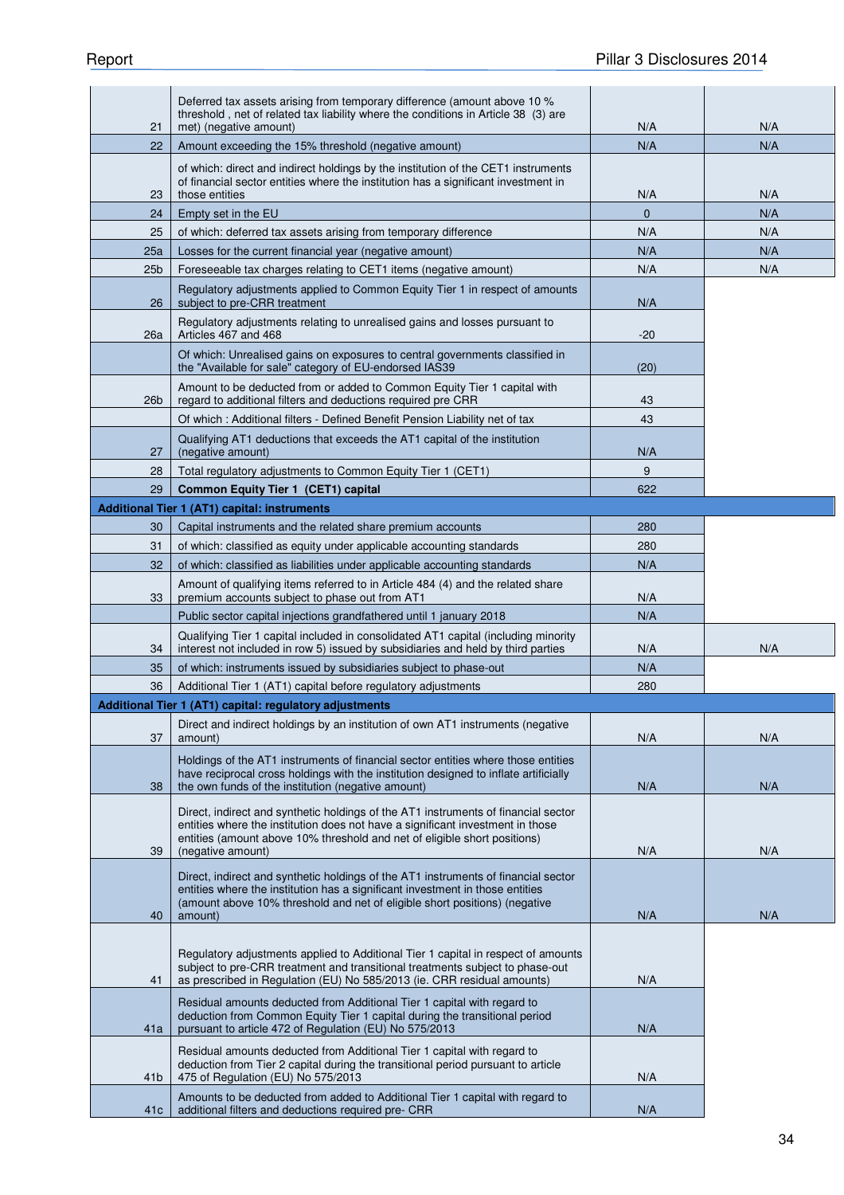| | | | |
|---|---|---|---|
| 21 | Deferred tax assets arising from temporary difference (amount above 10 % threshold , net of related tax liability where the conditions in Article 38 (3) are met) (negative amount) | N/A | N/A |
| 22 | Amount exceeding the 15% threshold (negative amount) | N/A | N/A |
| 23 | of which: direct and indirect holdings by the institution of the CET1 instruments of financial sector entities where the institution has a significant investment in those entities | N/A | N/A |
| 24 | Empty set in the EU | 0 | N/A |
| 25 | of which: deferred tax assets arising from temporary difference | N/A | N/A |
| 25a | Losses for the current financial year (negative amount) | N/A | N/A |
| 25b | Foreseeable tax charges relating to CET1 items (negative amount) | N/A | N/A |
| 26 | Regulatory adjustments applied to Common Equity Tier 1 in respect of amounts subject to pre-CRR treatment | N/A | |
| 26a | Regulatory adjustments relating to unrealised gains and losses pursuant to Articles 467 and 468 | -20 | |
| | Of which: Unrealised gains on exposures to central governments classified in the "Available for sale" category of EU-endorsed IAS39 | (20) | |
| 26b | Amount to be deducted from or added to Common Equity Tier 1 capital with regard to additional filters and deductions required pre CRR | 43 | |
| | Of which : Additional filters - Defined Benefit Pension Liability net of tax | 43 | |
| 27 | Qualifying AT1 deductions that exceeds the AT1 capital of the institution (negative amount) | N/A | |
| 28 | Total regulatory adjustments to Common Equity Tier 1 (CET1) | 9 | |
| 29 | **Common Equity Tier 1 (CET1) capital** | 622 | |
| **Additional Tier 1 (AT1) capital: instruments** | | | |
| 30 | Capital instruments and the related share premium accounts | 280 | |
| 31 | of which: classified as equity under applicable accounting standards | 280 | |
| 32 | of which: classified as liabilities under applicable accounting standards | N/A | |
| 33 | Amount of qualifying items referred to in Article 484 (4) and the related share premium accounts subject to phase out from AT1 | N/A | |
| | Public sector capital injections grandfathered until 1 january 2018 | N/A | |
| 34 | Qualifying Tier 1 capital included in consolidated AT1 capital (including minority interest not included in row 5) issued by subsidiaries and held by third parties | N/A | N/A |
| 35 | of which: instruments issued by subsidiaries subject to phase-out | N/A | |
| 36 | Additional Tier 1 (AT1) capital before regulatory adjustments | 280 | |
| **Additional Tier 1 (AT1) capital: regulatory adjustments** | | | |
| 37 | Direct and indirect holdings by an institution of own AT1 instruments (negative amount) | N/A | N/A |
| 38 | Holdings of the AT1 instruments of financial sector entities where those entities have reciprocal cross holdings with the institution designed to inflate artificially the own funds of the institution (negative amount) | N/A | N/A |
| 39 | Direct, indirect and synthetic holdings of the AT1 instruments of financial sector entities where the institution does not have a significant investment in those entities (amount above 10% threshold and net of eligible short positions) (negative amount) | N/A | N/A |
| 40 | Direct, indirect and synthetic holdings of the AT1 instruments of financial sector entities where the institution has a significant investment in those entities (amount above 10% threshold and net of eligible short positions) (negative amount) | N/A | N/A |
| 41 | Regulatory adjustments applied to Additional Tier 1 capital in respect of amounts subject to pre-CRR treatment and transitional treatments subject to phase-out as prescribed in Regulation (EU) No 585/2013 (ie. CRR residual amounts) | N/A | |
| 41a | Residual amounts deducted from Additional Tier 1 capital with regard to deduction from Common Equity Tier 1 capital during the transitional period pursuant to article 472 of Regulation (EU) No 575/2013 | N/A | |
| 41b | Residual amounts deducted from Additional Tier 1 capital with regard to deduction from Tier 2 capital during the transitional period pursuant to article 475 of Regulation (EU) No 575/2013 | N/A | |
| 41c | Amounts to be deducted from added to Additional Tier 1 capital with regard to additional filters and deductions required pre- CRR | N/A | |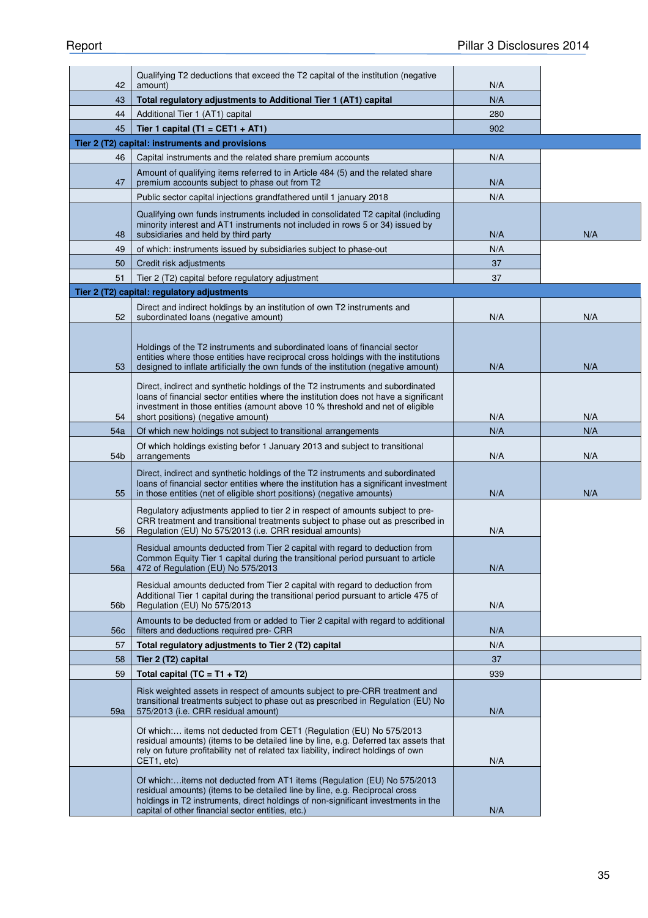| | | | |
|---|---|---|---|
| 42 | Qualifying T2 deductions that exceed the T2 capital of the institution (negative amount) | N/A | |
| 43 | **Total regulatory adjustments to Additional Tier 1 (AT1) capital** | N/A | |
| 44 | Additional Tier 1 (AT1) capital | 280 | |
| 45 | **Tier 1 capital (T1 = CET1 + AT1)** | 902 | |
| **Tier 2 (T2) capital: instruments and provisions** | | | |
| 46 | Capital instruments and the related share premium accounts | N/A | |
| 47 | Amount of qualifying items referred to in Article 484 (5) and the related share premium accounts subject to phase out from T2 | N/A | |
| | Public sector capital injections grandfathered until 1 january 2018 | N/A | |
| 48 | Qualifying own funds instruments included in consolidated T2 capital (including minority interest and AT1 instruments not included in rows 5 or 34) issued by subsidiaries and held by third party | N/A | N/A |
| 49 | of which: instruments issued by subsidiaries subject to phase-out | N/A | |
| 50 | Credit risk adjustments | 37 | |
| 51 | Tier 2 (T2) capital before regulatory adjustment | 37 | |
| **Tier 2 (T2) capital: regulatory adjustments** | | | |
| 52 | Direct and indirect holdings by an institution of own T2 instruments and subordinated loans (negative amount) | N/A | N/A |
| 53 | Holdings of the T2 instruments and subordinated loans of financial sector entities where those entities have reciprocal cross holdings with the institutions designed to inflate artificially the own funds of the institution (negative amount) | N/A | N/A |
| 54 | Direct, indirect and synthetic holdings of the T2 instruments and subordinated loans of financial sector entities where the institution does not have a significant investment in those entities (amount above 10 % threshold and net of eligible short positions) (negative amount) | N/A | N/A |
| 54a | Of which new holdings not subject to transitional arrangements | N/A | N/A |
| 54b | Of which holdings existing befor 1 January 2013 and subject to transitional arrangements | N/A | N/A |
| 55 | Direct, indirect and synthetic holdings of the T2 instruments and subordinated loans of financial sector entities where the institution has a significant investment in those entities (net of eligible short positions) (negative amounts) | N/A | N/A |
| 56 | Regulatory adjustments applied to tier 2 in respect of amounts subject to pre-CRR treatment and transitional treatments subject to phase out as prescribed in Regulation (EU) No 575/2013 (i.e. CRR residual amounts) | N/A | |
| 56a | Residual amounts deducted from Tier 2 capital with regard to deduction from Common Equity Tier 1 capital during the transitional period pursuant to article 472 of Regulation (EU) No 575/2013 | N/A | |
| 56b | Residual amounts deducted from Tier 2 capital with regard to deduction from Additional Tier 1 capital during the transitional period pursuant to article 475 of Regulation (EU) No 575/2013 | N/A | |
| 56c | Amounts to be deducted from or added to Tier 2 capital with regard to additional filters and deductions required pre- CRR | N/A | |
| 57 | **Total regulatory adjustments to Tier 2 (T2) capital** | N/A | |
| 58 | **Tier 2 (T2) capital** | 37 | |
| 59 | **Total capital (TC = T1 + T2)** | 939 | |
| 59a | Risk weighted assets in respect of amounts subject to pre-CRR treatment and transitional treatments subject to phase out as prescribed in Regulation (EU) No 575/2013 (i.e. CRR residual amount) | N/A | |
| | Of which:… items not deducted from CET1 (Regulation (EU) No 575/2013 residual amounts) (items to be detailed line by line, e.g. Deferred tax assets that rely on future profitability net of related tax liability, indirect holdings of own CET1, etc) | N/A | |
| | Of which:…items not deducted from AT1 items (Regulation (EU) No 575/2013 residual amounts) (items to be detailed line by line, e.g. Reciprocal cross holdings in T2 instruments, direct holdings of non-significant investments in the capital of other financial sector entities, etc.) | N/A | |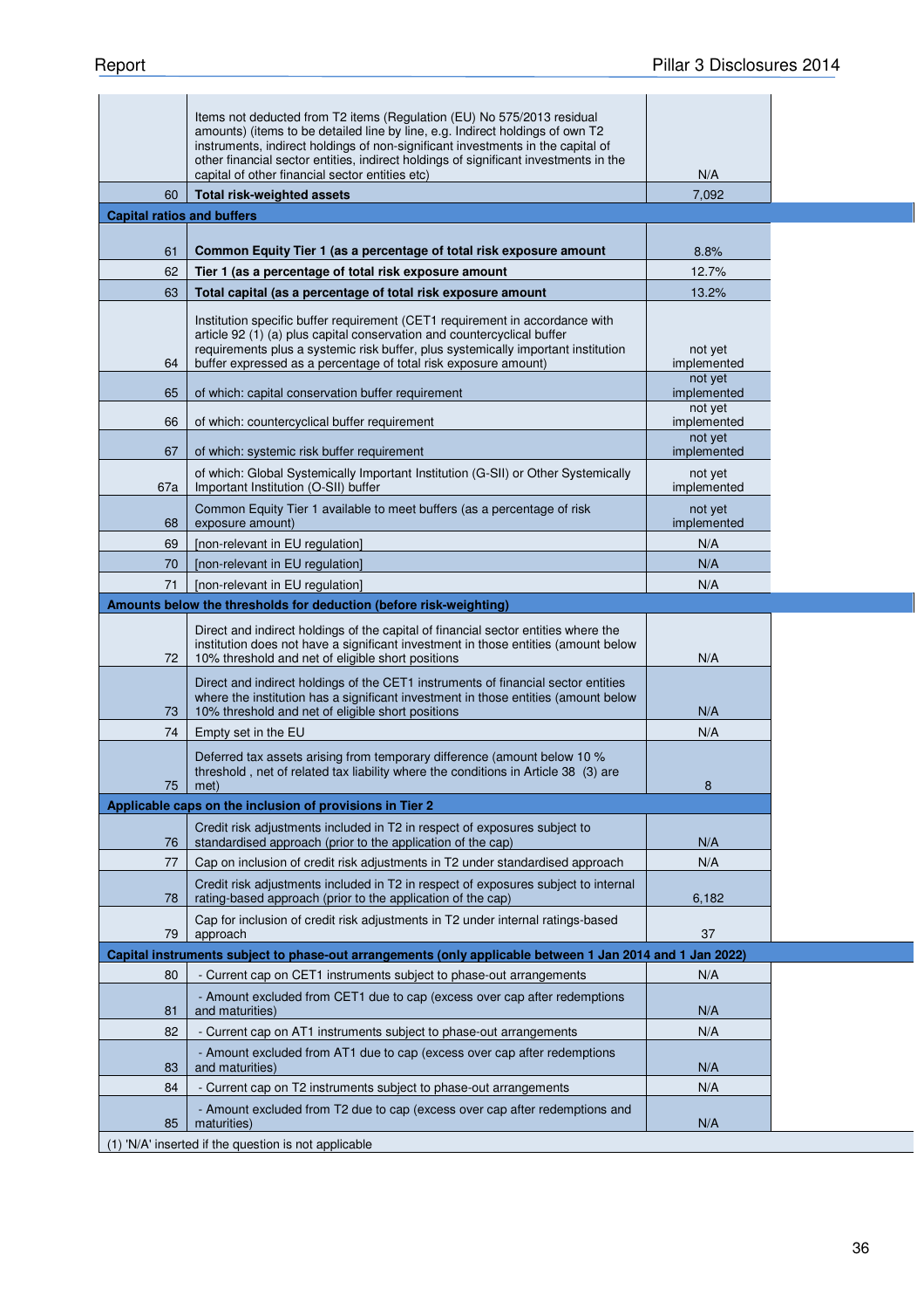| | | |
|---|---|---|
| | Items not deducted from T2 items (Regulation (EU) No 575/2013 residual amounts) (items to be detailed line by line, e.g. Indirect holdings of own T2 instruments, indirect holdings of non-significant investments in the capital of other financial sector entities, indirect holdings of significant investments in the capital of other financial sector entities etc) | N/A |
| 60 | **Total risk-weighted assets** | 7,092 |
| **Capital ratios and buffers** | | |
| 61 | **Common Equity Tier 1 (as a percentage of total risk exposure amount** | 8.8% |
| 62 | **Tier 1 (as a percentage of total risk exposure amount** | 12.7% |
| 63 | **Total capital (as a percentage of total risk exposure amount** | 13.2% |
| 64 | Institution specific buffer requirement (CET1 requirement in accordance with article 92 (1) (a) plus capital conservation and countercyclical buffer requirements plus a systemic risk buffer, plus systemically important institution buffer expressed as a percentage of total risk exposure amount) | not yet implemented |
| 65 | of which: capital conservation buffer requirement | not yet implemented |
| 66 | of which: countercyclical buffer requirement | not yet implemented |
| 67 | of which: systemic risk buffer requirement | not yet implemented |
| 67a | of which: Global Systemically Important Institution (G-SII) or Other Systemically Important Institution (O-SII) buffer | not yet implemented |
| 68 | Common Equity Tier 1 available to meet buffers (as a percentage of risk exposure amount) | not yet implemented |
| 69 | [non-relevant in EU regulation] | N/A |
| 70 | [non-relevant in EU regulation] | N/A |
| 71 | [non-relevant in EU regulation] | N/A |
| **Amounts below the thresholds for deduction (before risk-weighting)** | | |
| 72 | Direct and indirect holdings of the capital of financial sector entities where the institution does not have a significant investment in those entities (amount below 10% threshold and net of eligible short positions | N/A |
| 73 | Direct and indirect holdings of the CET1 instruments of financial sector entities where the institution has a significant investment in those entities (amount below 10% threshold and net of eligible short positions | N/A |
| 74 | Empty set in the EU | N/A |
| 75 | Deferred tax assets arising from temporary difference (amount below 10 % threshold , net of related tax liability where the conditions in Article 38 (3) are met) | 8 |
| **Applicable caps on the inclusion of provisions in Tier 2** | | |
| 76 | Credit risk adjustments included in T2 in respect of exposures subject to standardised approach (prior to the application of the cap) | N/A |
| 77 | Cap on inclusion of credit risk adjustments in T2 under standardised approach | N/A |
| 78 | Credit risk adjustments included in T2 in respect of exposures subject to internal rating-based approach (prior to the application of the cap) | 6,182 |
| 79 | Cap for inclusion of credit risk adjustments in T2 under internal ratings-based approach | 37 |
| **Capital instruments subject to phase-out arrangements (only applicable between 1 Jan 2014 and 1 Jan 2022)** | | |
| 80 | - Current cap on CET1 instruments subject to phase-out arrangements | N/A |
| 81 | - Amount excluded from CET1 due to cap (excess over cap after redemptions and maturities) | N/A |
| 82 | - Current cap on AT1 instruments subject to phase-out arrangements | N/A |
| 83 | - Amount excluded from AT1 due to cap (excess over cap after redemptions and maturities) | N/A |
| 84 | - Current cap on T2 instruments subject to phase-out arrangements | N/A |
| 85 | - Amount excluded from T2 due to cap (excess over cap after redemptions and maturities) | N/A |

(1) 'N/A' inserted if the question is not applicable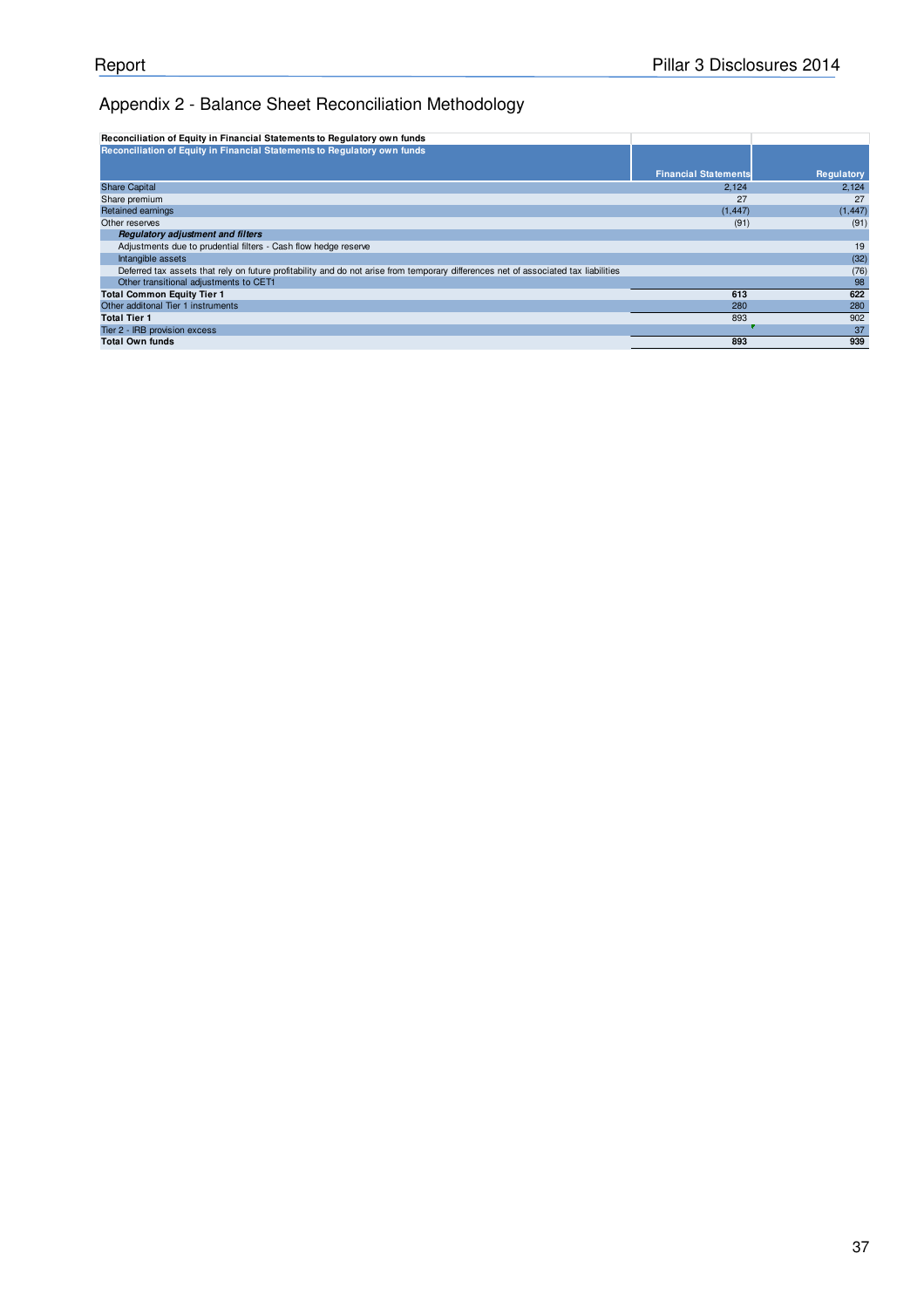## Appendix 2 - Balance Sheet Reconciliation Methodology

**Reconciliation of Equity in Financial Statements to Regulatory own funds**

| Reconciliation of Equity in Financial Statements to Regulatory own funds | Financial Statements | Regulatory |
|---|---|---|
| Share Capital | 2,124 | 2,124 |
| Share premium | 27 | 27 |
| Retained earnings | (1,447) | (1,447) |
| Other reserves | (91) | (91) |
| ***Regulatory adjustment and filters*** | | |
| Adjustments due to prudential filters - Cash flow hedge reserve | | 19 |
| Intangible assets | | (32) |
| Deferred tax assets that rely on future profitability and do not arise from temporary differences net of associated tax liabilities | | (76) |
| Other transitional adjustments to CET1 | | 98 |
| **Total Common Equity Tier 1** | **613** | **622** |
| Other additonal Tier 1 instruments | 280 | 280 |
| **Total Tier 1** | 893 | 902 |
| Tier 2 - IRB provision excess | | 37 |
| **Total Own funds** | **893** | **939** |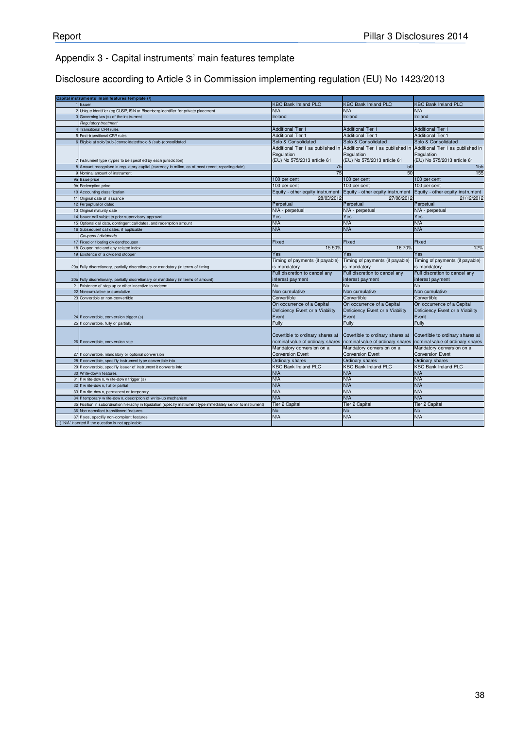## Appendix 3 - Capital instruments' main features template

## Disclosure according to Article 3 in Commission implementing regulation (EU) No 1423/2013

| | Capital instruments' main features template (1) | | | |
|---|---|---|---|---|
| 1 | Issuer | KBC Bank Ireland PLC | KBC Bank Ireland PLC | KBC Bank Ireland PLC |
| 2 | Unique identifier (eg CUSIP, ISIN or Bloomberg identifier for private placement | N/A | N/A | N/A |
| 3 | Governing law (s) of the instrument | Ireland | Ireland | Ireland |
| | *Regulatory treatment* | | | |
| 4 | Transitional CRR rules | Additional Tier 1 | Additional Tier 1 | Additional Tier 1 |
| 5 | Post-transitional CRR rules | Additional Tier 1 | Additional Tier 1 | Additional Tier 1 |
| 6 | Eligible at solo/(sub-)consolidated/solo & (sub-)consolidated | Solo & Consolidated | Solo & Consolidated | Solo & Consolidated |
| 7 | Instrument type (types to be specified by each jurisdiction) | Additional Tier 1 as published in Regulation (EU) No 575/2013 article 61 | Additional Tier 1 as published in Regulation (EU) No 575/2013 article 61 | Additional Tier 1 as published in Regulation (EU) No 575/2013 article 61 |
| 8 | Amount recognised in regulatory capital (currency in million, as of most recent reporting date) | 75 | 50 | 155 |
| 9 | Nominal amount of instrument | 75 | 50 | 155 |
| 9a | Issue price | 100 per cent | 100 per cent | 100 per cent |
| 9b | Redemption price | 100 per cent | 100 per cent | 100 per cent |
| 10 | Accounting classification | Equity - other equity instrument | Equity - other equity instrument | Equity - other equity instrument |
| 11 | Original date of issuance | 28/03/2012 | 27/06/2012 | 21/12/2012 |
| 12 | Perpetual or dated | Perpetual | Perpetual | Perpetual |
| 13 | Original maturity date | N/A - perpetual | N/A - perpetual | N/A - perpetual |
| 14 | Issuer call subjet to prior supervisory approval | Yes | Yes | Yes |
| 15 | Optional call date, contingent call dates, and redemption amount | N/A | N/A | N/A |
| 16 | Subsequent call dates, if applicable | N/A | N/A | N/A |
| | *Coupons / dividends* | | | |
| 17 | Fixed or floating dividend/coupon | Fixed | Fixed | Fixed |
| 18 | Coupon rate and any related index | 15.50% | 16.70% | 12% |
| 19 | Existence of a dividend stopper | Yes | Yes | Yes |
| 20a | Fully discretionary, partially discretionary or mandatory (in terms of timing | Timing of payments (if payable) is mandatory | Timing of payments (if payable) is mandatory | Timing of payments (if payable) is mandatory |
| 20b | Fully discretionary, partially discretionary or mandatory (in terms of amount) | Full discretion to cancel any interest payment | Full discretion to cancel any interest payment | Full discretion to cancel any interest payment |
| 21 | Existence of step up or other incentive to redeem | No | No | No |
| 22 | Noncumulative or cumulative | Non cumulative | Non cumulative | Non cumulative |
| 23 | Convertible or non-convertible | Convertible | Convertible | Convertible |
| 24 | If convertible, conversion trigger (s) | On occurrence of a Capital Deficiency Event or a Viability Event | On occurrence of a Capital Deficiency Event or a Viability Event | On occurrence of a Capital Deficiency Event or a Viability Event |
| 25 | If convertible, fully or partially | Fully | Fully | Fully |
| 26 | If convertible, conversion rate | Covertible to ordinary shares at nominal value of ordinary shares | Covertible to ordinary shares at nominal value of ordinary shares | Covertible to ordinary shares at nominal value of ordinary shares |
| 27 | If convertible, mandatory or optional conversion | Mandatory conversion on a Conversion Event | Mandatory conversion on a Conversion Event | Mandatory conversion on a Conversion Event |
| 28 | If convertible, specifiy instrument type convertible into | Ordinary shares | Ordinary shares | Ordinary shares |
| 29 | If convertible, specifiy issuer of instrument it converts into | KBC Bank Ireland PLC | KBC Bank Ireland PLC | KBC Bank Ireland PLC |
| 30 | Write-down features | N/A | N/A | N/A |
| 31 | If write-down, write-down trigger (s) | N/A | N/A | N/A |
| 32 | If write-down, full or partial | N/A | N/A | N/A |
| 33 | If write-down, permanent or temporary | N/A | N/A | N/A |
| 34 | If temporary write-down, description of write-up mechanism | N/A | N/A | N/A |
| 35 | Position in subordination hierachy in liquidation (specify instrument type immediately senior to instrument) | Tier 2 Capital | Tier 2 Capital | Tier 2 Capital |
| 36 | Non-compliant transitioned features | No | No | No |
| 37 | If yes, specifiy non-compliant features | N/A | N/A | N/A |

(1) 'N/A' inserted if the question is not applicable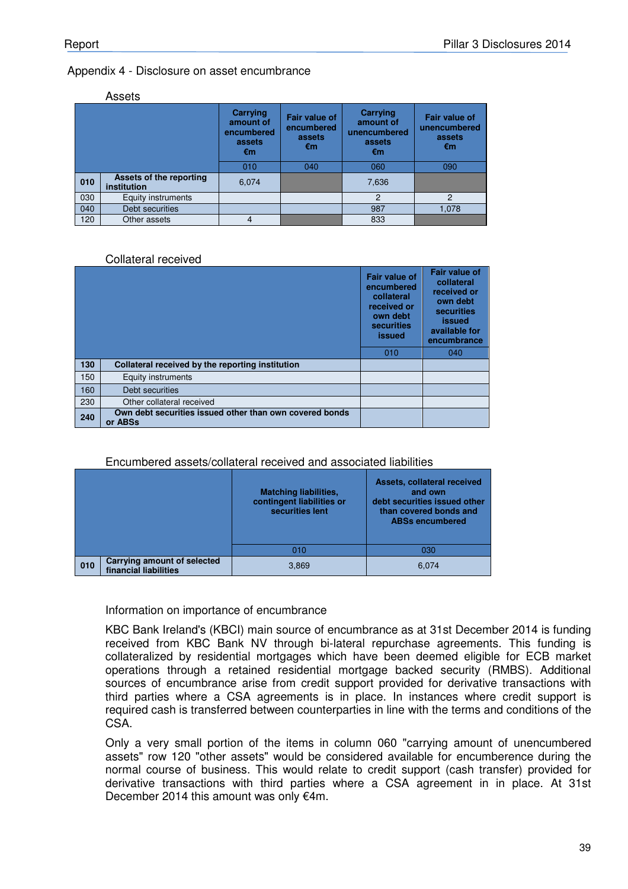## Appendix 4 - Disclosure on asset encumbrance

### Assets

| | | Carrying amount of encumbered assets €m | Fair value of encumbered assets €m | Carrying amount of unencumbered assets €m | Fair value of unencumbered assets €m |
|---|---|---|---|---|---|
| | | 010 | 040 | 060 | 090 |
| **010** | **Assets of the reporting institution** | 6,074 | | 7,636 | |
| 030 | Equity instruments | | | 2 | 2 |
| 040 | Debt securities | | | 987 | 1,078 |
| 120 | Other assets | 4 | | 833 | |

### Collateral received

| | | Fair value of encumbered collateral received or own debt securities issued | Fair value of collateral received or own debt securities issued available for encumbrance |
|---|---|---|---|
| | | 010 | 040 |
| **130** | **Collateral received by the reporting institution** | | |
| 150 | Equity instruments | | |
| 160 | Debt securities | | |
| 230 | Other collateral received | | |
| **240** | **Own debt securities issued other than own covered bonds or ABSs** | | |

### Encumbered assets/collateral received and associated liabilities

| | | Matching liabilities, contingent liabilities or securities lent | Assets, collateral received and own debt securities issued other than covered bonds and ABSs encumbered |
|---|---|---|---|
| | | 010 | 030 |
| **010** | **Carrying amount of selected financial liabilities** | 3,869 | 6,074 |

### Information on importance of encumbrance

KBC Bank Ireland's (KBCI) main source of encumbrance as at 31st December 2014 is funding received from KBC Bank NV through bi-lateral repurchase agreements. This funding is collateralized by residential mortgages which have been deemed eligible for ECB market operations through a retained residential mortgage backed security (RMBS). Additional sources of encumbrance arise from credit support provided for derivative transactions with third parties where a CSA agreements is in place. In instances where credit support is required cash is transferred between counterparties in line with the terms and conditions of the CSA.

Only a very small portion of the items in column 060 "carrying amount of unencumbered assets" row 120 "other assets" would be considered available for encumberence during the normal course of business. This would relate to credit support (cash transfer) provided for derivative transactions with third parties where a CSA agreement in in place. At 31st December 2014 this amount was only €4m.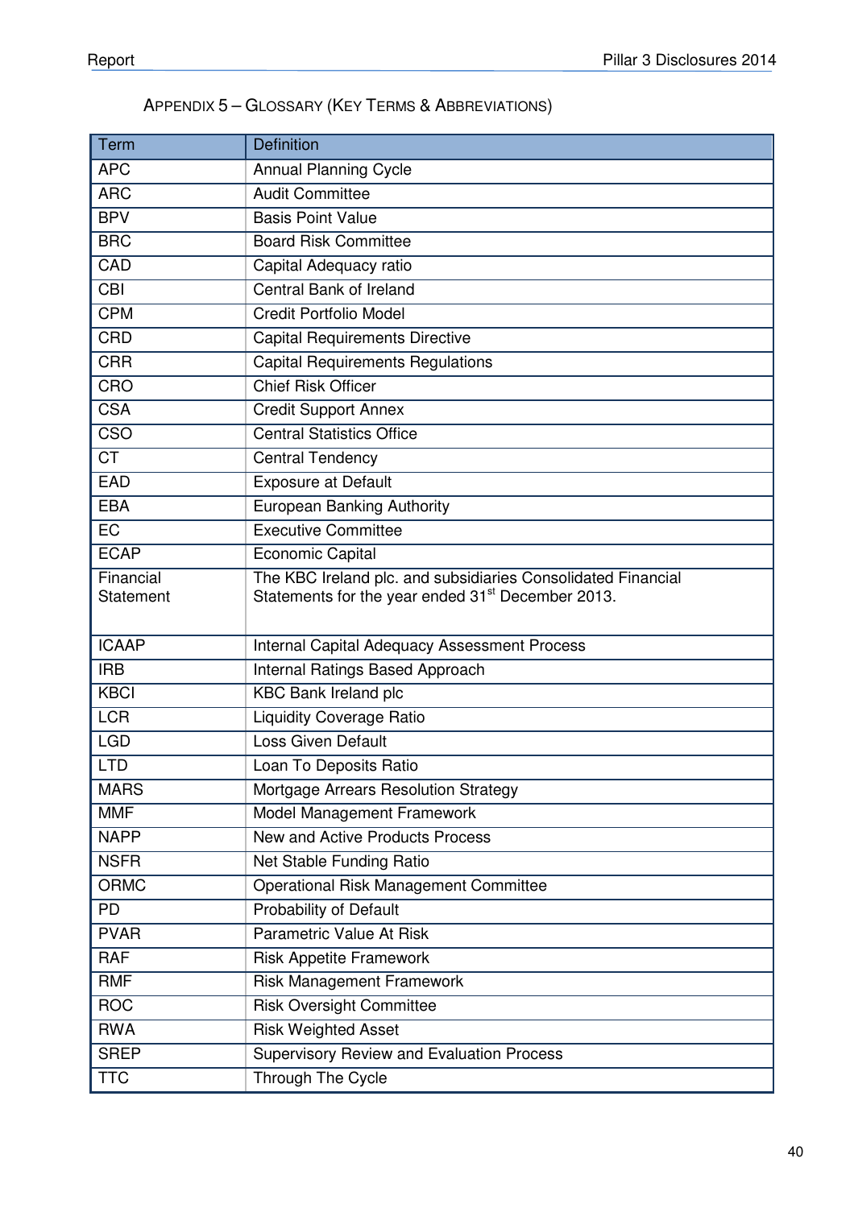## APPENDIX 5 – GLOSSARY (KEY TERMS & ABBREVIATIONS)

| Term | Definition |
|---|---|
| APC | Annual Planning Cycle |
| ARC | Audit Committee |
| BPV | Basis Point Value |
| BRC | Board Risk Committee |
| CAD | Capital Adequacy ratio |
| CBI | Central Bank of Ireland |
| CPM | Credit Portfolio Model |
| CRD | Capital Requirements Directive |
| CRR | Capital Requirements Regulations |
| CRO | Chief Risk Officer |
| CSA | Credit Support Annex |
| CSO | Central Statistics Office |
| CT | Central Tendency |
| EAD | Exposure at Default |
| EBA | European Banking Authority |
| EC | Executive Committee |
| ECAP | Economic Capital |
| Financial Statement | The KBC Ireland plc. and subsidiaries Consolidated Financial Statements for the year ended 31st December 2013. |
| ICAAP | Internal Capital Adequacy Assessment Process |
| IRB | Internal Ratings Based Approach |
| KBCI | KBC Bank Ireland plc |
| LCR | Liquidity Coverage Ratio |
| LGD | Loss Given Default |
| LTD | Loan To Deposits Ratio |
| MARS | Mortgage Arrears Resolution Strategy |
| MMF | Model Management Framework |
| NAPP | New and Active Products Process |
| NSFR | Net Stable Funding Ratio |
| ORMC | Operational Risk Management Committee |
| PD | Probability of Default |
| PVAR | Parametric Value At Risk |
| RAF | Risk Appetite Framework |
| RMF | Risk Management Framework |
| ROC | Risk Oversight Committee |
| RWA | Risk Weighted Asset |
| SREP | Supervisory Review and Evaluation Process |
| TTC | Through The Cycle |